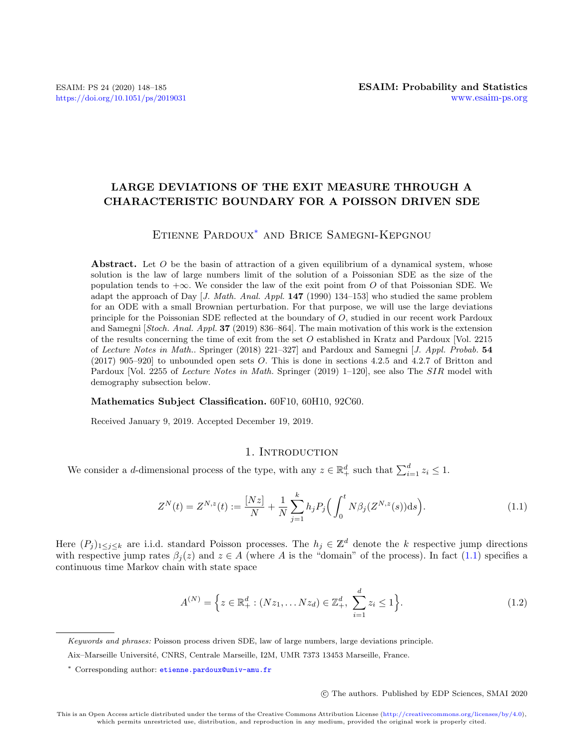# LARGE DEVIATIONS OF THE EXIT MEASURE THROUGH A CHARACTERISTIC BOUNDARY FOR A POISSON DRIVEN SDE

Etienne Pardoux* and Brice Samegni-Kepgnou

**Abstract.** Let $O$ be the basin of attraction of a given equilibrium of a dynamical system, whose solution is the law of large numbers limit of the solution of a Poissonian SDE as the size of the population tends to $+\infty$. We consider the law of the exit point from $O$ of that Poissonian SDE. We adapt the approach of Day [*J. Math. Anal. Appl.* **147** (1990) 134–153] who studied the same problem for an ODE with a small Brownian perturbation. For that purpose, we will use the large deviations principle for the Poissonian SDE reflected at the boundary of $O$, studied in our recent work Pardoux and Samegni [*Stoch. Anal. Appl.* **37** (2019) 836–864]. The main motivation of this work is the extension of the results concerning the time of exit from the set $O$ established in Kratz and Pardoux [Vol. 2215 of *Lecture Notes in Math.*. Springer (2018) 221–327] and Pardoux and Samegni [*J. Appl. Probab.* **54** (2017) 905–920] to unbounded open sets $O$. This is done in sections 4.2.5 and 4.2.7 of Britton and Pardoux [Vol. 2255 of *Lecture Notes in Math.* Springer (2019) 1–120], see also The $SIR$ model with demography subsection below.

**Mathematics Subject Classification.** 60F10, 60H10, 92C60.

Received January 9, 2019. Accepted December 19, 2019.

## 1. Introduction

We consider a $d$-dimensional process of the type, with any $z \in \mathbb{R}_+^d$ such that $\sum_{i=1}^d z_i \leq 1$.

$$Z^N(t) = Z^{N,z}(t) := \frac{[Nz]}{N} + \frac{1}{N}\sum_{j=1}^k h_j P_j\Big(\int_0^t N\beta_j(Z^{N,z}(s))\mathrm{d}s\Big). \tag{1.1}$$

Here $(P_j)_{1\leq j\leq k}$ are i.i.d. standard Poisson processes. The $h_j \in \mathbb{Z}^d$ denote the $k$ respective jump directions with respective jump rates $\beta_j(z)$ and $z \in A$ (where $A$ is the "domain" of the process). In fact (1.1) specifies a continuous time Markov chain with state space

$$A^{(N)} = \Big\{z \in \mathbb{R}_+^d : (Nz_1, \dots Nz_d) \in \mathbb{Z}_+^d,\ \sum_{i=1}^d z_i \leq 1\Big\}. \tag{1.2}$$

---

*Keywords and phrases:* Poisson process driven SDE, law of large numbers, large deviations principle.

Aix–Marseille Université, CNRS, Centrale Marseille, I2M, UMR 7373 13453 Marseille, France.

\* Corresponding author: etienne.pardoux@univ-amu.fr

© The authors. Published by EDP Sciences, SMAI 2020

This is an Open Access article distributed under the terms of the Creative Commons Attribution License (http://creativecommons.org/licenses/by/4.0), which permits unrestricted use, distribution, and reproduction in any medium, provided the original work is properly cited.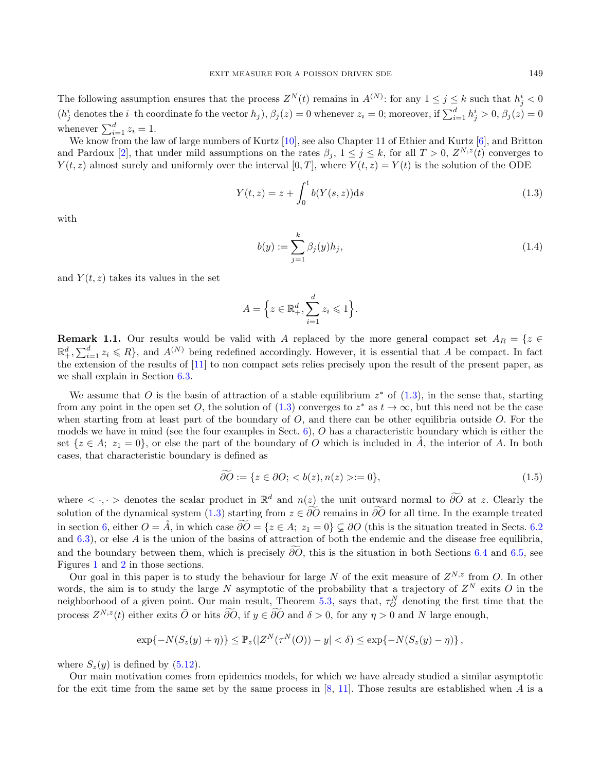The following assumption ensures that the process $Z^N(t)$ remains in $A^{(N)}$: for any $1 \le j \le k$ such that $h_j^i < 0$ ($h_j^i$ denotes the $i$–th coordinate fo the vector $h_j$), $\beta_j(z) = 0$ whenever $z_i = 0$; moreover, if $\sum_{i=1}^d h_j^i > 0$, $\beta_j(z) = 0$ whenever $\sum_{i=1}^d z_i = 1$.

We know from the law of large numbers of Kurtz [10], see also Chapter 11 of Ethier and Kurtz [6], and Britton and Pardoux [2], that under mild assumptions on the rates $\beta_j$, $1 \le j \le k$, for all $T > 0$, $Z^{N,z}(t)$ converges to $Y(t,z)$ almost surely and uniformly over the interval $[0,T]$, where $Y(t,z) = Y(t)$ is the solution of the ODE

$$Y(t,z) = z + \int_0^t b(Y(s,z))\mathrm{d}s \tag{1.3}$$

with

$$b(y) := \sum_{j=1}^k \beta_j(y) h_j, \tag{1.4}$$

and $Y(t,z)$ takes its values in the set

$$A = \Big\{ z \in \mathbb{R}_+^d, \sum_{i=1}^d z_i \leqslant 1 \Big\}.$$

**Remark 1.1.** Our results would be valid with $A$ replaced by the more general compact set $A_R = \{z \in \mathbb{R}_+^d, \sum_{i=1}^d z_i \leqslant R\}$, and $A^{(N)}$ being redefined accordingly. However, it is essential that $A$ be compact. In fact the extension of the results of [11] to non compact sets relies precisely upon the result of the present paper, as we shall explain in Section 6.3.

We assume that $O$ is the basin of attraction of a stable equilibrium $z^*$ of (1.3), in the sense that, starting from any point in the open set $O$, the solution of (1.3) converges to $z^*$ as $t \to \infty$, but this need not be the case when starting from at least part of the boundary of $O$, and there can be other equilibria outside $O$. For the models we have in mind (see the four examples in Sect. 6), $O$ has a characteristic boundary which is either the set $\{z \in A;\ z_1 = 0\}$, or else the part of the boundary of $O$ which is included in $\mathring{A}$, the interior of $A$. In both cases, that characteristic boundary is defined as

$$\widetilde{\partial O} := \{ z \in \partial O; < b(z), n(z) > := 0 \}, \tag{1.5}$$

where $< \cdot, \cdot >$ denotes the scalar product in $\mathbb{R}^d$ and $n(z)$ the unit outward normal to $\widetilde{\partial O}$ at $z$. Clearly the solution of the dynamical system (1.3) starting from $z \in \widetilde{\partial O}$ remains in $\widetilde{\partial O}$ for all time. In the example treated in section 6, either $O = \mathring{A}$, in which case $\widetilde{\partial O} = \{z \in A;\ z_1 = 0\} \subsetneq \partial O$ (this is the situation treated in Sects. 6.2 and 6.3), or else $A$ is the union of the basins of attraction of both the endemic and the disease free equilibria, and the boundary between them, which is precisely $\widetilde{\partial O}$, this is the situation in both Sections 6.4 and 6.5, see Figures 1 and 2 in those sections.

Our goal in this paper is to study the behaviour for large $N$ of the exit measure of $Z^{N,z}$ from $O$. In other words, the aim is to study the large $N$ asymptotic of the probability that a trajectory of $Z^N$ exits $O$ in the neighborhood of a given point. Our main result, Theorem 5.3, says that, $\tau_O^N$ denoting the first time that the process $Z^{N,z}(t)$ either exits $\bar{O}$ or hits $\widetilde{\partial O}$, if $y \in \widetilde{\partial O}$ and $\delta > 0$, for any $\eta > 0$ and $N$ large enough,

$$\exp\{-N(S_z(y) + \eta)\} \le \mathbb{P}_z(|Z^N(\tau^N(O)) - y| < \delta) \le \exp\{-N(S_z(y) - \eta)\},$$

where $S_z(y)$ is defined by (5.12).

Our main motivation comes from epidemics models, for which we have already studied a similar asymptotic for the exit time from the same set by the same process in [8, 11]. Those results are established when $A$ is a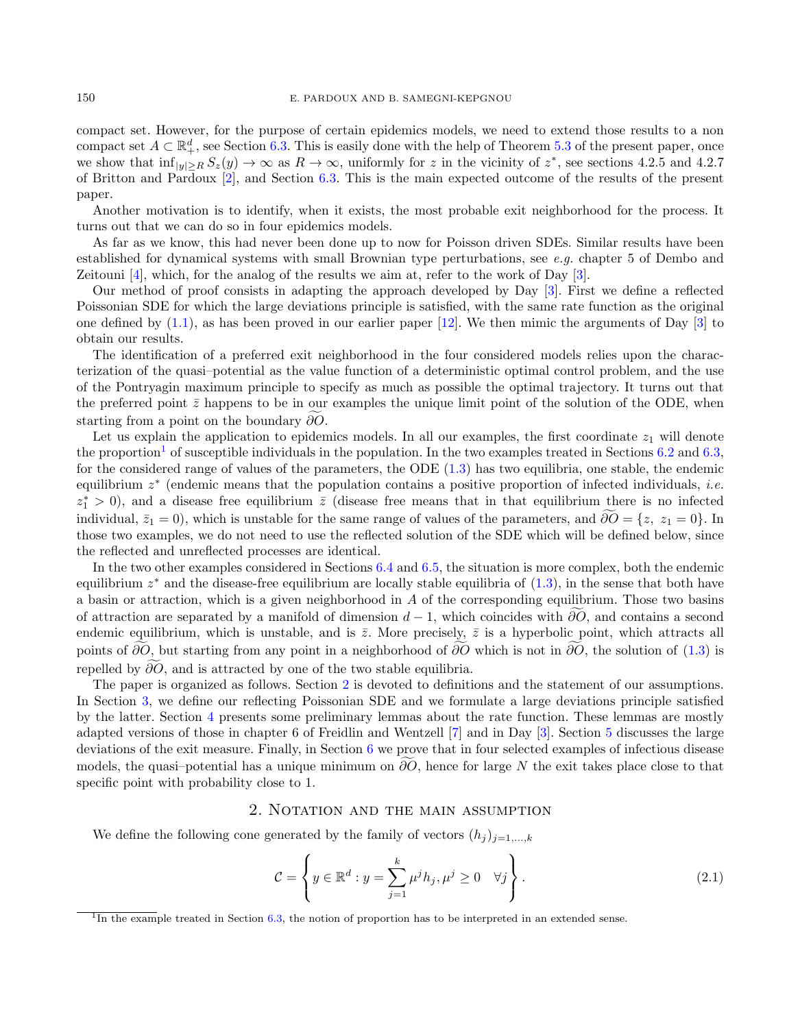compact set. However, for the purpose of certain epidemics models, we need to extend those results to a non compact set $A \subset \mathbb{R}^d_+$, see Section 6.3. This is easily done with the help of Theorem 5.3 of the present paper, once we show that $\inf_{|y| \geq R} S_z(y) \to \infty$ as $R \to \infty$, uniformly for $z$ in the vicinity of $z^*$, see sections 4.2.5 and 4.2.7 of Britton and Pardoux [2], and Section 6.3. This is the main expected outcome of the results of the present paper.

Another motivation is to identify, when it exists, the most probable exit neighborhood for the process. It turns out that we can do so in four epidemics models.

As far as we know, this had never been done up to now for Poisson driven SDEs. Similar results have been established for dynamical systems with small Brownian type perturbations, see *e.g.* chapter 5 of Dembo and Zeitouni [4], which, for the analog of the results we aim at, refer to the work of Day [3].

Our method of proof consists in adapting the approach developed by Day [3]. First we define a reflected Poissonian SDE for which the large deviations principle is satisfied, with the same rate function as the original one defined by (1.1), as has been proved in our earlier paper [12]. We then mimic the arguments of Day [3] to obtain our results.

The identification of a preferred exit neighborhood in the four considered models relies upon the characterization of the quasi–potential as the value function of a deterministic optimal control problem, and the use of the Pontryagin maximum principle to specify as much as possible the optimal trajectory. It turns out that the preferred point $\bar{z}$ happens to be in our examples the unique limit point of the solution of the ODE, when starting from a point on the boundary $\widetilde{\partial O}$.

Let us explain the application to epidemics models. In all our examples, the first coordinate $z_1$ will denote the proportion[1] of susceptible individuals in the population. In the two examples treated in Sections 6.2 and 6.3, for the considered range of values of the parameters, the ODE (1.3) has two equilibria, one stable, the endemic equilibrium $z^*$ (endemic means that the population contains a positive proportion of infected individuals, *i.e.* $z_1^* > 0$), and a disease free equilibrium $\bar{z}$ (disease free means that in that equilibrium there is no infected individual, $\bar{z}_1 = 0$), which is unstable for the same range of values of the parameters, and $\widetilde{\partial O} = \{z,\ z_1 = 0\}$. In those two examples, we do not need to use the reflected solution of the SDE which will be defined below, since the reflected and unreflected processes are identical.

In the two other examples considered in Sections 6.4 and 6.5, the situation is more complex, both the endemic equilibrium $z^*$ and the disease-free equilibrium are locally stable equilibria of (1.3), in the sense that both have a basin or attraction, which is a given neighborhood in $A$ of the corresponding equilibrium. Those two basins of attraction are separated by a manifold of dimension $d-1$, which coincides with $\widetilde{\partial O}$, and contains a second endemic equilibrium, which is unstable, and is $\bar{z}$. More precisely, $\bar{z}$ is a hyperbolic point, which attracts all points of $\widetilde{\partial O}$, but starting from any point in a neighborhood of $\widetilde{\partial O}$ which is not in $\widetilde{\partial O}$, the solution of (1.3) is repelled by $\widetilde{\partial O}$, and is attracted by one of the two stable equilibria.

The paper is organized as follows. Section 2 is devoted to definitions and the statement of our assumptions. In Section 3, we define our reflecting Poissonian SDE and we formulate a large deviations principle satisfied by the latter. Section 4 presents some preliminary lemmas about the rate function. These lemmas are mostly adapted versions of those in chapter 6 of Freidlin and Wentzell [7] and in Day [3]. Section 5 discusses the large deviations of the exit measure. Finally, in Section 6 we prove that in four selected examples of infectious disease models, the quasi–potential has a unique minimum on $\widetilde{\partial O}$, hence for large $N$ the exit takes place close to that specific point with probability close to 1.

## 2. Notation and the main assumption

We define the following cone generated by the family of vectors $(h_j)_{j=1,\dots,k}$

$$\mathcal{C} = \left\{ y \in \mathbb{R}^d : y = \sum_{j=1}^{k} \mu^j h_j, \mu^j \geq 0 \quad \forall j \right\}. \tag{2.1}$$

[1] In the example treated in Section 6.3, the notion of proportion has to be interpreted in an extended sense.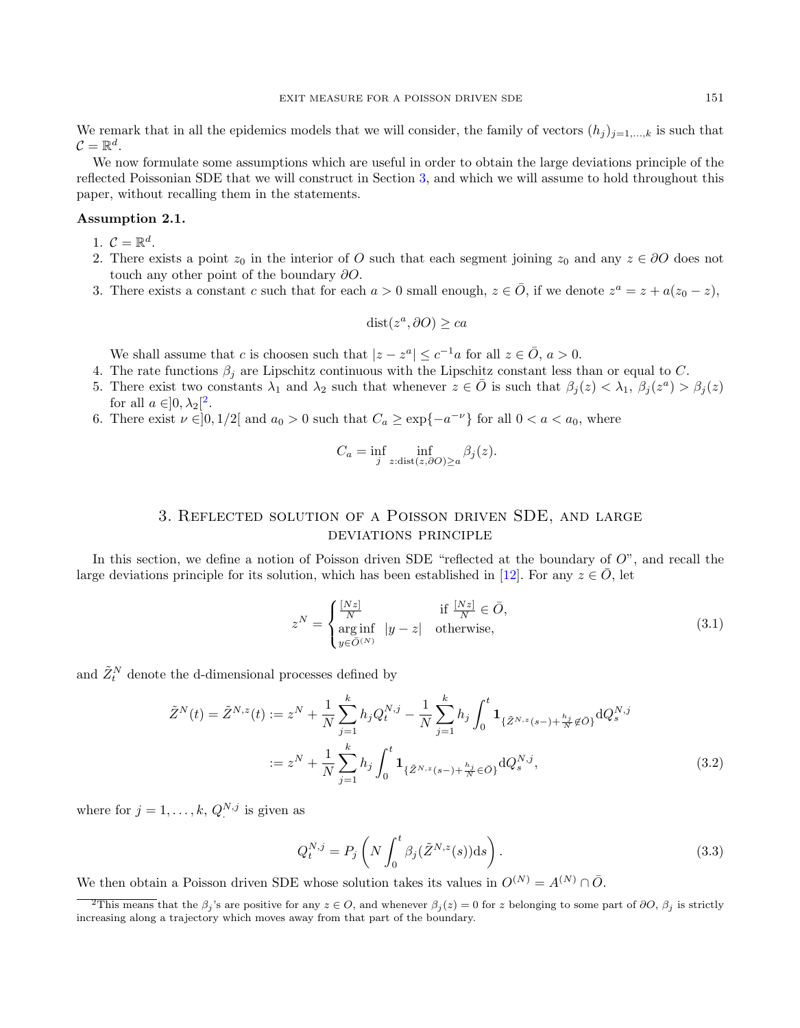We remark that in all the epidemics models that we will consider, the family of vectors $(h_j)_{j=1,\dots,k}$ is such that $\mathcal{C} = \mathbb{R}^d$.

We now formulate some assumptions which are useful in order to obtain the large deviations principle of the reflected Poissonian SDE that we will construct in Section 3, and which we will assume to hold throughout this paper, without recalling them in the statements.

**Assumption 2.1.**

1. $\mathcal{C} = \mathbb{R}^d$.
2. There exists a point $z_0$ in the interior of $O$ such that each segment joining $z_0$ and any $z \in \partial O$ does not touch any other point of the boundary $\partial O$.
3. There exists a constant $c$ such that for each $a > 0$ small enough, $z \in \bar{O}$, if we denote $z^a = z + a(z_0 - z)$,

$$\mathrm{dist}(z^a, \partial O) \geq ca$$

We shall assume that $c$ is choosen such that $|z - z^a| \leq c^{-1}a$ for all $z \in \bar{O}$, $a > 0$.
4. The rate functions $\beta_j$ are Lipschitz continuous with the Lipschitz constant less than or equal to $C$.
5. There exist two constants $\lambda_1$ and $\lambda_2$ such that whenever $z \in \bar{O}$ is such that $\beta_j(z) < \lambda_1$, $\beta_j(z^a) > \beta_j(z)$ for all $a \in ]0, \lambda_2[$[2].
6. There exist $\nu \in ]0, 1/2[$ and $a_0 > 0$ such that $C_a \geq \exp\{-a^{-\nu}\}$ for all $0 < a < a_0$, where

$$C_a = \inf_j \inf_{z:\mathrm{dist}(z,\partial O) \geq a} \beta_j(z).$$

## 3. Reflected solution of a Poisson driven SDE, and large deviations principle

In this section, we define a notion of Poisson driven SDE "reflected at the boundary of $O$", and recall the large deviations principle for its solution, which has been established in [12]. For any $z \in \bar{O}$, let

$$z^N = \begin{cases} \frac{[Nz]}{N} & \text{if } \frac{[Nz]}{N} \in \bar{O}, \\ \underset{y \in \bar{O}^{(N)}}{\arg\inf} \ |y - z| & \text{otherwise,} \end{cases} \tag{3.1}$$

and $\tilde{Z}^N_t$ denote the d-dimensional processes defined by

$$\begin{aligned} \tilde{Z}^N(t) = \tilde{Z}^{N,z}(t) &:= z^N + \frac{1}{N}\sum_{j=1}^k h_j Q_t^{N,j} - \frac{1}{N}\sum_{j=1}^k h_j \int_0^t \mathbf{1}_{\{\tilde{Z}^{N,z}(s-) + \frac{h_j}{N} \notin \bar{O}\}} \mathrm{d}Q_s^{N,j} \\ &:= z^N + \frac{1}{N}\sum_{j=1}^k h_j \int_0^t \mathbf{1}_{\{\tilde{Z}^{N,z}(s-) + \frac{h_j}{N} \in \bar{O}\}} \mathrm{d}Q_s^{N,j}, \end{aligned} \tag{3.2}$$

where for $j = 1, \dots, k$, $Q_\cdot^{N,j}$ is given as

$$Q_t^{N,j} = P_j\left(N \int_0^t \beta_j(\tilde{Z}^{N,z}(s))\mathrm{d}s\right). \tag{3.3}$$

We then obtain a Poisson driven SDE whose solution takes its values in $O^{(N)} = A^{(N)} \cap \bar{O}$.

[2] This means that the $\beta_j$'s are positive for any $z \in O$, and whenever $\beta_j(z) = 0$ for $z$ belonging to some part of $\partial O$, $\beta_j$ is strictly increasing along a trajectory which moves away from that part of the boundary.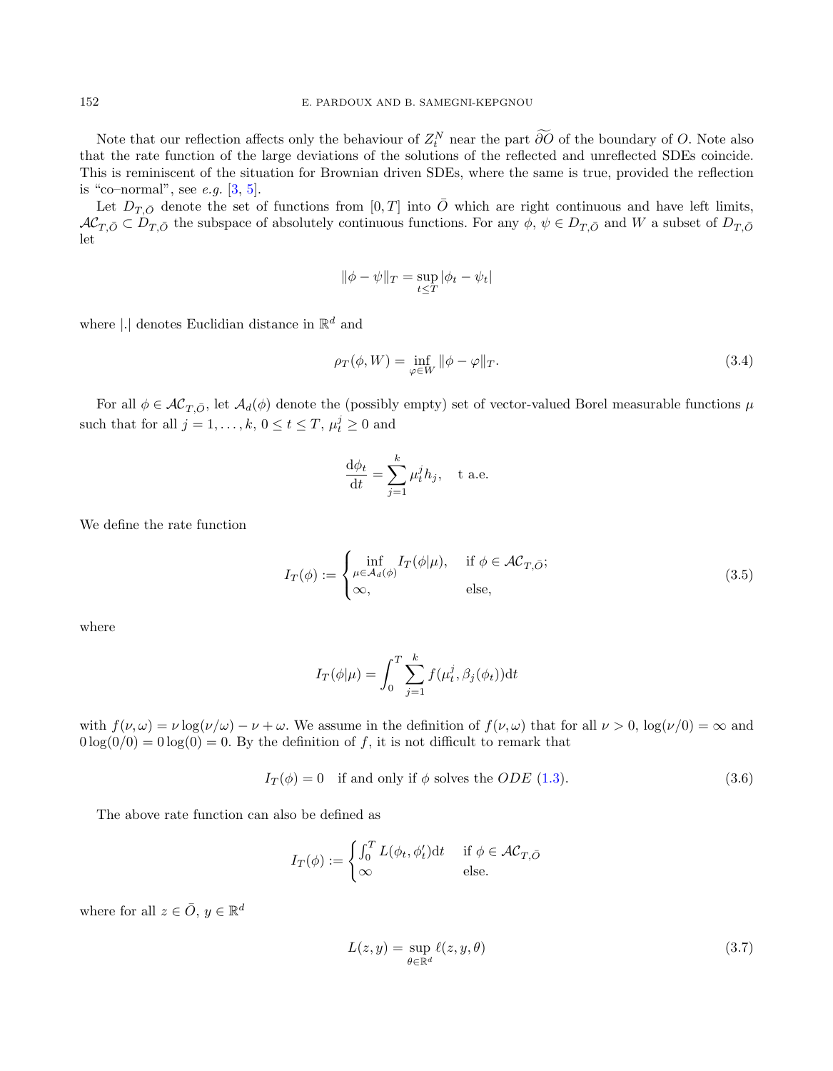Note that our reflection affects only the behaviour of $Z_t^N$ near the part $\widetilde{\partial O}$ of the boundary of $O$. Note also that the rate function of the large deviations of the solutions of the reflected and unreflected SDEs coincide. This is reminiscent of the situation for Brownian driven SDEs, where the same is true, provided the reflection is "co–normal", see *e.g.* [3, 5].

Let $D_{T,\bar{O}}$ denote the set of functions from $[0,T]$ into $\bar{O}$ which are right continuous and have left limits, $\mathcal{AC}_{T,\bar{O}} \subset D_{T,\bar{O}}$ the subspace of absolutely continuous functions. For any $\phi$, $\psi \in D_{T,\bar{O}}$ and $W$ a subset of $D_{T,\bar{O}}$ let

$$\|\phi - \psi\|_T = \sup_{t \le T} |\phi_t - \psi_t|$$

where $|.|$ denotes Euclidian distance in $\mathbb{R}^d$ and

$$\rho_T(\phi, W) = \inf_{\varphi \in W} \|\phi - \varphi\|_T. \tag{3.4}$$

For all $\phi \in \mathcal{AC}_{T,\bar{O}}$, let $\mathcal{A}_d(\phi)$ denote the (possibly empty) set of vector-valued Borel measurable functions $\mu$ such that for all $j = 1, \ldots, k$, $0 \le t \le T$, $\mu_t^j \ge 0$ and

$$\frac{\mathrm{d}\phi_t}{\mathrm{d}t} = \sum_{j=1}^{k} \mu_t^j h_j, \quad \text{t a.e.}$$

We define the rate function

$$I_T(\phi) := \begin{cases} \inf\limits_{\mu \in \mathcal{A}_d(\phi)} I_T(\phi|\mu), & \text{if } \phi \in \mathcal{AC}_{T,\bar{O}}; \\ \infty, & \text{else,} \end{cases} \tag{3.5}$$

where

$$I_T(\phi|\mu) = \int_0^T \sum_{j=1}^{k} f(\mu_t^j, \beta_j(\phi_t))\mathrm{d}t$$

with $f(\nu, \omega) = \nu \log(\nu/\omega) - \nu + \omega$. We assume in the definition of $f(\nu, \omega)$ that for all $\nu > 0$, $\log(\nu/0) = \infty$ and $0\log(0/0) = 0\log(0) = 0$. By the definition of $f$, it is not difficult to remark that

$$I_T(\phi) = 0 \quad \text{if and only if } \phi \text{ solves the } ODE \text{ (1.3)}. \tag{3.6}$$

The above rate function can also be defined as

$$I_T(\phi) := \begin{cases} \int_0^T L(\phi_t, \phi_t')\mathrm{d}t & \text{if } \phi \in \mathcal{AC}_{T,\bar{O}} \\ \infty & \text{else.} \end{cases}$$

where for all $z \in \bar{O}$, $y \in \mathbb{R}^d$

$$L(z, y) = \sup_{\theta \in \mathbb{R}^d} \ell(z, y, \theta) \tag{3.7}$$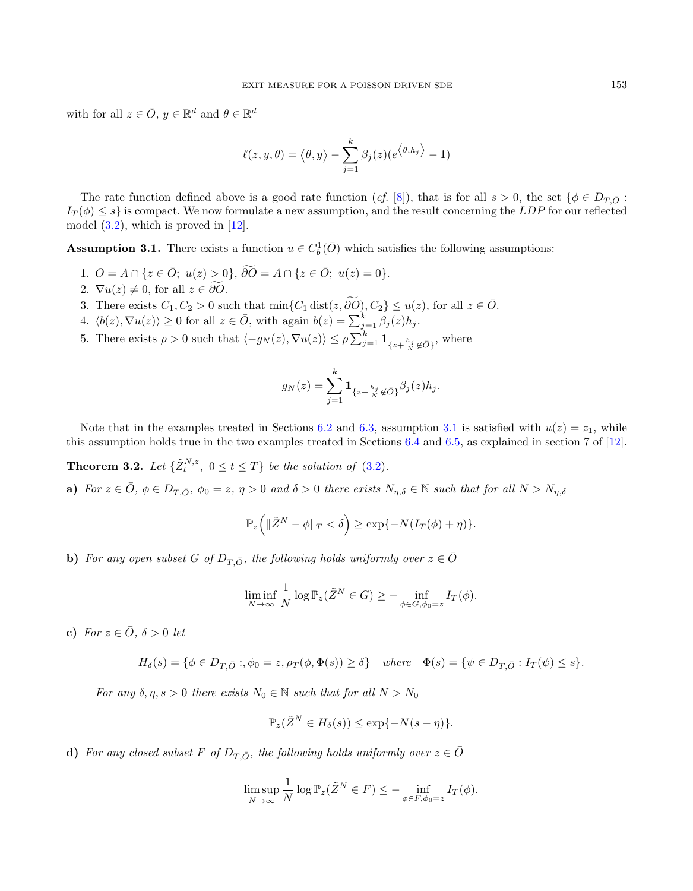with for all $z \in \bar{O}$, $y \in \mathbb{R}^d$ and $\theta \in \mathbb{R}^d$

$$\ell(z, y, \theta) = \langle \theta, y \rangle - \sum_{j=1}^{k} \beta_j(z)(e^{\langle \theta, h_j \rangle} - 1)$$

The rate function defined above is a good rate function (*cf.* [8]), that is for all $s > 0$, the set $\{\phi \in D_{T,\bar{O}} : I_T(\phi) \leq s\}$ is compact. We now formulate a new assumption, and the result concerning the $LDP$ for our reflected model (3.2), which is proved in [12].

**Assumption 3.1.** There exists a function $u \in C_b^1(\bar{O})$ which satisfies the following assumptions:

1. $O = A \cap \{z \in \bar{O};\ u(z) > 0\}$, $\widetilde{\partial O} = A \cap \{z \in \bar{O};\ u(z) = 0\}$.
2. $\nabla u(z) \neq 0$, for all $z \in \widetilde{\partial O}$.
3. There exists $C_1, C_2 > 0$ such that $\min\{C_1 \operatorname{dist}(z, \widetilde{\partial O}), C_2\} \leq u(z)$, for all $z \in \bar{O}$.
4. $\langle b(z), \nabla u(z) \rangle \geq 0$ for all $z \in \bar{O}$, with again $b(z) = \sum_{j=1}^{k} \beta_j(z) h_j$.
5. There exists $\rho > 0$ such that $\langle -g_N(z), \nabla u(z) \rangle \leq \rho \sum_{j=1}^{k} \mathbf{1}_{\{z + \frac{h_j}{N} \notin \bar{O}\}}$, where

$$g_N(z) = \sum_{j=1}^{k} \mathbf{1}_{\{z + \frac{h_j}{N} \notin \bar{O}\}} \beta_j(z) h_j.$$

Note that in the examples treated in Sections 6.2 and 6.3, assumption 3.1 is satisfied with $u(z) = z_1$, while this assumption holds true in the two examples treated in Sections 6.4 and 6.5, as explained in section 7 of [12].

**Theorem 3.2.** *Let $\{\tilde{Z}_t^{N,z},\ 0 \leq t \leq T\}$ be the solution of (3.2).*

**a)** *For $z \in \bar{O}$, $\phi \in D_{T,\bar{O}}$, $\phi_0 = z$, $\eta > 0$ and $\delta > 0$ there exists $N_{\eta,\delta} \in \mathbb{N}$ such that for all $N > N_{\eta,\delta}$*

$$\mathbb{P}_z\Big( \|\tilde{Z}^N - \phi\|_T < \delta \Big) \geq \exp\{-N(I_T(\phi) + \eta)\}.$$

**b)** *For any open subset $G$ of $D_{T,\bar{O}}$, the following holds uniformly over $z \in \bar{O}$*

$$\liminf_{N \to \infty} \frac{1}{N} \log \mathbb{P}_z(\tilde{Z}^N \in G) \geq - \inf_{\phi \in G, \phi_0 = z} I_T(\phi).$$

**c)** *For $z \in \bar{O}$, $\delta > 0$ let*

$$H_\delta(s) = \{\phi \in D_{T,\bar{O}} :, \phi_0 = z, \rho_T(\phi, \Phi(s)) \geq \delta\} \quad \text{where} \quad \Phi(s) = \{\psi \in D_{T,\bar{O}} : I_T(\psi) \leq s\}.$$

*For any $\delta, \eta, s > 0$ there exists $N_0 \in \mathbb{N}$ such that for all $N > N_0$*

$$\mathbb{P}_z(\tilde{Z}^N \in H_\delta(s)) \leq \exp\{-N(s - \eta)\}.$$

**d)** *For any closed subset $F$ of $D_{T,\bar{O}}$, the following holds uniformly over $z \in \bar{O}$*

$$\limsup_{N \to \infty} \frac{1}{N} \log \mathbb{P}_z(\tilde{Z}^N \in F) \leq - \inf_{\phi \in F, \phi_0 = z} I_T(\phi).$$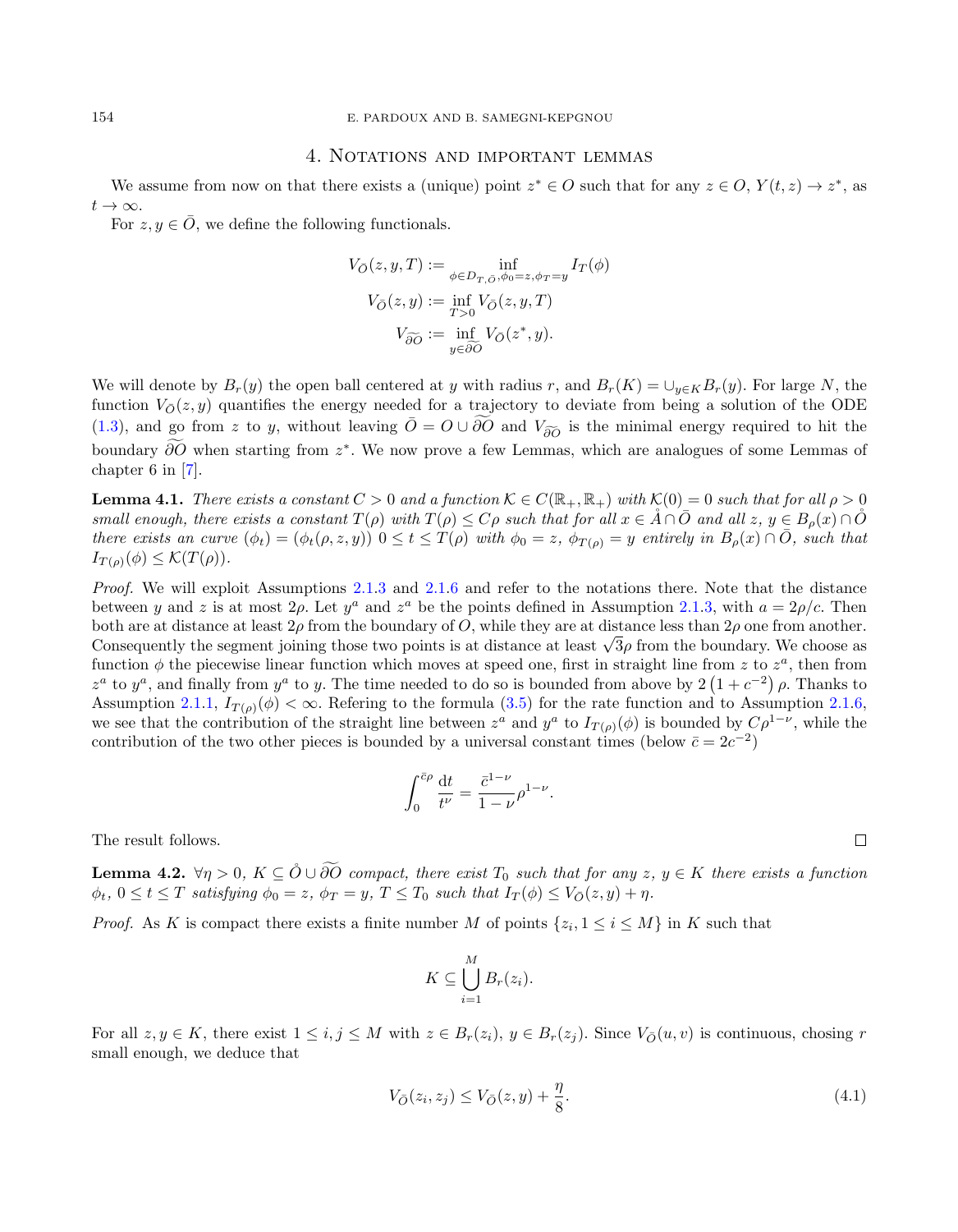## 4. Notations and important lemmas

We assume from now on that there exists a (unique) point $z^* \in O$ such that for any $z \in O$, $Y(t,z) \to z^*$, as $t \to \infty$.

For $z, y \in \bar{O}$, we define the following functionals.

$$V_{\bar{O}}(z,y,T) := \inf_{\phi \in D_{T,\bar{O}}, \phi_0 = z, \phi_T = y} I_T(\phi)$$

$$V_{\bar{O}}(z,y) := \inf_{T>0} V_{\bar{O}}(z,y,T)$$

$$V_{\widetilde{\partial O}} := \inf_{y \in \widetilde{\partial O}} V_{\bar{O}}(z^*, y).$$

We will denote by $B_r(y)$ the open ball centered at $y$ with radius $r$, and $B_r(K) = \cup_{y \in K} B_r(y)$. For large $N$, the function $V_{\bar{O}}(z,y)$ quantifies the energy needed for a trajectory to deviate from being a solution of the ODE (1.3), and go from $z$ to $y$, without leaving $\bar{O} = O \cup \widetilde{\partial O}$ and $V_{\widetilde{\partial O}}$ is the minimal energy required to hit the boundary $\widetilde{\partial O}$ when starting from $z^*$. We now prove a few Lemmas, which are analogues of some Lemmas of chapter 6 in [7].

**Lemma 4.1.** *There exists a constant $C > 0$ and a function $\mathcal{K} \in C(\mathbb{R}_+, \mathbb{R}_+)$ with $\mathcal{K}(0) = 0$ such that for all $\rho > 0$ small enough, there exists a constant $T(\rho)$ with $T(\rho) \le C\rho$ such that for all $x \in \mathring{A} \cap \bar{O}$ and all $z, y \in B_\rho(x) \cap \mathring{O}$ there exists an curve $(\phi_t) = (\phi_t(\rho, z, y))$ $0 \le t \le T(\rho)$ with $\phi_0 = z$, $\phi_{T(\rho)} = y$ entirely in $B_\rho(x) \cap \bar{O}$, such that $I_{T(\rho)}(\phi) \le \mathcal{K}(T(\rho))$.*

*Proof.* We will exploit Assumptions 2.1.3 and 2.1.6 and refer to the notations there. Note that the distance between $y$ and $z$ is at most $2\rho$. Let $y^a$ and $z^a$ be the points defined in Assumption 2.1.3, with $a = 2\rho/c$. Then both are at distance at least $2\rho$ from the boundary of $O$, while they are at distance less than $2\rho$ one from another. Consequently the segment joining those two points is at distance at least $\sqrt{3}\rho$ from the boundary. We choose as function $\phi$ the piecewise linear function which moves at speed one, first in straight line from $z$ to $z^a$, then from $z^a$ to $y^a$, and finally from $y^a$ to $y$. The time needed to do so is bounded from above by $2\left(1 + c^{-2}\right)\rho$. Thanks to Assumption 2.1.1, $I_{T(\rho)}(\phi) < \infty$. Refering to the formula (3.5) for the rate function and to Assumption 2.1.6, we see that the contribution of the straight line between $z^a$ and $y^a$ to $I_{T(\rho)}(\phi)$ is bounded by $C\rho^{1-\nu}$, while the contribution of the two other pieces is bounded by a universal constant times (below $\bar{c} = 2c^{-2}$)

$$\int_0^{\bar{c}\rho} \frac{\mathrm{d}t}{t^\nu} = \frac{\bar{c}^{1-\nu}}{1-\nu}\rho^{1-\nu}.$$

The result follows. $\square$

**Lemma 4.2.** *$\forall \eta > 0$, $K \subseteq \mathring{O} \cup \widetilde{\partial O}$ compact, there exist $T_0$ such that for any $z$, $y \in K$ there exists a function $\phi_t$, $0 \le t \le T$ satisfying $\phi_0 = z$, $\phi_T = y$, $T \le T_0$ such that $I_T(\phi) \le V_{\bar{O}}(z,y) + \eta$.*

*Proof.* As $K$ is compact there exists a finite number $M$ of points $\{z_i, 1 \le i \le M\}$ in $K$ such that

$$K \subseteq \bigcup_{i=1}^{M} B_r(z_i).$$

For all $z, y \in K$, there exist $1 \le i, j \le M$ with $z \in B_r(z_i)$, $y \in B_r(z_j)$. Since $V_{\bar{O}}(u,v)$ is continuous, chosing $r$ small enough, we deduce that

$$V_{\bar{O}}(z_i, z_j) \le V_{\bar{O}}(z,y) + \frac{\eta}{8}. \tag{4.1}$$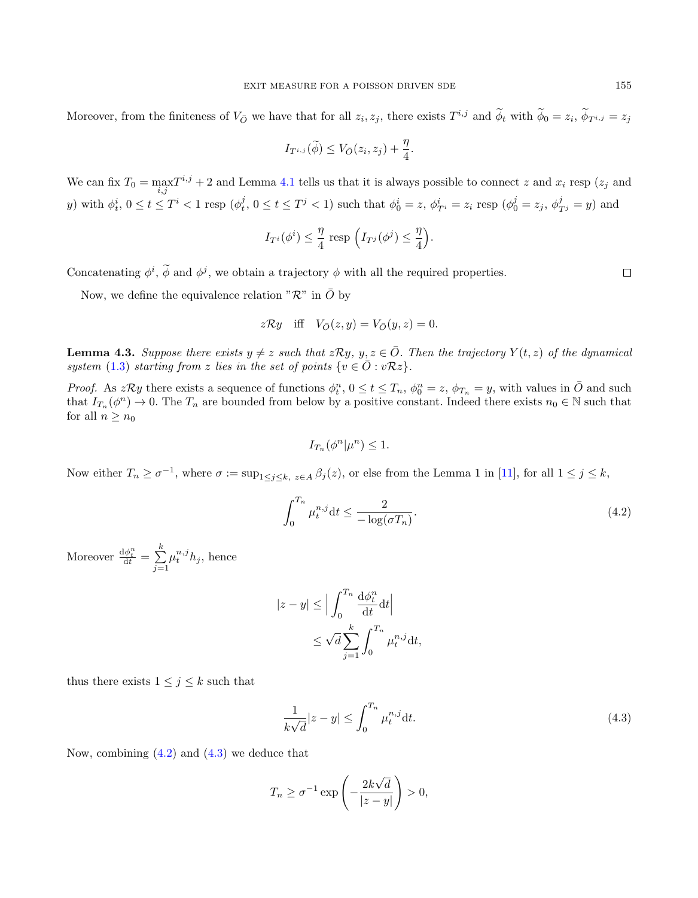Moreover, from the finiteness of $V_{\bar{O}}$ we have that for all $z_i, z_j$, there exists $T^{i,j}$ and $\widetilde{\phi}_t$ with $\widetilde{\phi}_0 = z_i$, $\widetilde{\phi}_{T^{i,j}} = z_j$

$$I_{T^{i,j}}(\widetilde{\phi}) \leq V_{\bar{O}}(z_i, z_j) + \frac{\eta}{4}.$$

We can fix $T_0 = \max_{i,j} T^{i,j} + 2$ and Lemma 4.1 tells us that it is always possible to connect $z$ and $x_i$ resp ($z_j$ and $y$) with $\phi_t^i$, $0 \leq t \leq T^i < 1$ resp ($\phi_t^j$, $0 \leq t \leq T^j < 1$) such that $\phi_0^i = z$, $\phi_{T^i}^i = z_i$ resp ($\phi_0^j = z_j$, $\phi_{T^j}^j = y$) and

$$I_{T^i}(\phi^i) \leq \frac{\eta}{4} \text{ resp } \Big(I_{T^j}(\phi^j) \leq \frac{\eta}{4}\Big).$$

Concatenating $\phi^i$, $\widetilde{\phi}$ and $\phi^j$, we obtain a trajectory $\phi$ with all the required properties. □

Now, we define the equivalence relation "$\mathcal{R}$" in $\bar{O}$ by

$$z\mathcal{R}y \quad \text{iff} \quad V_{\bar{O}}(z,y) = V_{\bar{O}}(y,z) = 0.$$

**Lemma 4.3.** *Suppose there exists $y \neq z$ such that $z\mathcal{R}y$, $y, z \in \bar{O}$. Then the trajectory $Y(t,z)$ of the dynamical system (1.3) starting from $z$ lies in the set of points $\{v \in \bar{O} : v\mathcal{R}z\}$.*

*Proof.* As $z\mathcal{R}y$ there exists a sequence of functions $\phi_t^n$, $0 \leq t \leq T_n$, $\phi_0^n = z$, $\phi_{T_n} = y$, with values in $\bar{O}$ and such that $I_{T_n}(\phi^n) \to 0$. The $T_n$ are bounded from below by a positive constant. Indeed there exists $n_0 \in \mathbb{N}$ such that for all $n \geq n_0$

$$I_{T_n}(\phi^n|\mu^n) \leq 1.$$

Now either $T_n \geq \sigma^{-1}$, where $\sigma := \sup_{1 \leq j \leq k,\ z \in A} \beta_j(z)$, or else from the Lemma 1 in [11], for all $1 \leq j \leq k$,

$$\int_0^{T_n} \mu_t^{n,j} \mathrm{d}t \leq \frac{2}{-\log(\sigma T_n)}. \tag{4.2}$$

Moreover $\frac{\mathrm{d}\phi_t^n}{\mathrm{d}t} = \sum_{j=1}^{k} \mu_t^{n,j} h_j$, hence

$$\begin{aligned}
|z - y| &\leq \Big| \int_0^{T_n} \frac{\mathrm{d}\phi_t^n}{\mathrm{d}t} \mathrm{d}t \Big| \\
&\leq \sqrt{d} \sum_{j=1}^{k} \int_0^{T_n} \mu_t^{n,j} \mathrm{d}t,
\end{aligned}$$

thus there exists $1 \leq j \leq k$ such that

$$\frac{1}{k\sqrt{d}} |z - y| \leq \int_0^{T_n} \mu_t^{n,j} \mathrm{d}t. \tag{4.3}$$

Now, combining (4.2) and (4.3) we deduce that

$$T_n \geq \sigma^{-1} \exp\left(-\frac{2k\sqrt{d}}{|z-y|}\right) > 0,$$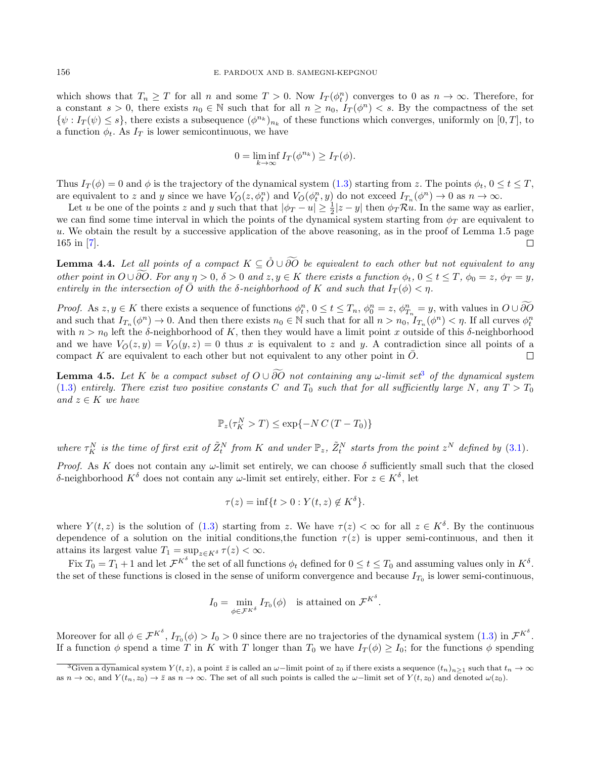which shows that $T_n \geq T$ for all $n$ and some $T > 0$. Now $I_T(\phi_t^n)$ converges to 0 as $n \to \infty$. Therefore, for a constant $s > 0$, there exists $n_0 \in \mathbb{N}$ such that for all $n \geq n_0$, $I_T(\phi^n) < s$. By the compactness of the set $\{\psi : I_T(\psi) \leq s\}$, there exists a subsequence $(\phi^{n_k})_{n_k}$ of these functions which converges, uniformly on $[0, T]$, to a function $\phi_t$. As $I_T$ is lower semicontinuous, we have

$$0 = \liminf_{k \to \infty} I_T(\phi^{n_k}) \geq I_T(\phi).$$

Thus $I_T(\phi) = 0$ and $\phi$ is the trajectory of the dynamical system (1.3) starting from $z$. The points $\phi_t$, $0 \leq t \leq T$, are equivalent to $z$ and $y$ since we have $V_{\bar{O}}(z, \phi_t^n)$ and $V_{\bar{O}}(\phi_t^n, y)$ do not exceed $I_{T_n}(\phi^n) \to 0$ as $n \to \infty$.

Let $u$ be one of the points $z$ and $y$ such that that $|\phi_T - u| \geq \frac{1}{2}|z - y|$ then $\phi_T \mathcal{R} u$. In the same way as earlier, we can find some time interval in which the points of the dynamical system starting from $\phi_T$ are equivalent to $u$. We obtain the result by a successive application of the above reasoning, as in the proof of Lemma 1.5 page 165 in [7]. □

**Lemma 4.4.** *Let all points of a compact $K \subseteq \mathring{O} \cup \widetilde{\partial O}$ be equivalent to each other but not equivalent to any other point in $O \cup \widetilde{\partial O}$. For any $\eta > 0$, $\delta > 0$ and $z, y \in K$ there exists a function $\phi_t$, $0 \leq t \leq T$, $\phi_0 = z$, $\phi_T = y$, entirely in the intersection of $\bar{O}$ with the $\delta$-neighborhood of $K$ and such that $I_T(\phi) < \eta$.*

*Proof.* As $z, y \in K$ there exists a sequence of functions $\phi_t^n$, $0 \leq t \leq T_n$, $\phi_0^n = z$, $\phi_{T_n}^n = y$, with values in $O \cup \widetilde{\partial O}$ and such that $I_{T_n}(\phi^n) \to 0$. And then there exists $n_0 \in \mathbb{N}$ such that for all $n > n_0$, $I_{T_n}(\phi^n) < \eta$. If all curves $\phi_t^n$ with $n > n_0$ left the $\delta$-neighborhood of $K$, then they would have a limit point $x$ outside of this $\delta$-neighborhood and we have $V_{\bar{O}}(z, y) = V_{\bar{O}}(y, z) = 0$ thus $x$ is equivalent to $z$ and $y$. A contradiction since all points of a compact $K$ are equivalent to each other but not equivalent to any other point in $\bar{O}$. □

**Lemma 4.5.** *Let $K$ be a compact subset of $O \cup \widetilde{\partial O}$ not containing any $\omega$-limit set[3] of the dynamical system (1.3) entirely. There exist two positive constants $C$ and $T_0$ such that for all sufficiently large $N$, any $T > T_0$ and $z \in K$ we have*

$$\mathbb{P}_z(\tau_K^N > T) \leq \exp\{-N\, C\, (T - T_0)\}$$

*where $\tau_K^N$ is the time of first exit of $\tilde{Z}_t^N$ from $K$ and under $\mathbb{P}_z$, $\tilde{Z}_t^N$ starts from the point $z^N$ defined by (3.1).*

*Proof.* As $K$ does not contain any $\omega$-limit set entirely, we can choose $\delta$ sufficiently small such that the closed $\delta$-neighborhood $K^\delta$ does not contain any $\omega$-limit set entirely, either. For $z \in K^\delta$, let

$$\tau(z) = \inf\{t > 0 : Y(t, z) \notin K^\delta\}.$$

where $Y(t, z)$ is the solution of (1.3) starting from $z$. We have $\tau(z) < \infty$ for all $z \in K^\delta$. By the continuous dependence of a solution on the initial conditions,the function $\tau(z)$ is upper semi-continuous, and then it attains its largest value $T_1 = \sup_{z \in K^\delta} \tau(z) < \infty$.

Fix $T_0 = T_1 + 1$ and let $\mathcal{F}^{K^\delta}$ the set of all functions $\phi_t$ defined for $0 \leq t \leq T_0$ and assuming values only in $K^\delta$. the set of these functions is closed in the sense of uniform convergence and because $I_{T_0}$ is lower semi-continuous,

$$I_0 = \min_{\phi \in \mathcal{F}^{K^\delta}} I_{T_0}(\phi) \quad \text{is attained on } \mathcal{F}^{K^\delta}.$$

Moreover for all $\phi \in \mathcal{F}^{K^\delta}$, $I_{T_0}(\phi) > I_0 > 0$ since there are no trajectories of the dynamical system (1.3) in $\mathcal{F}^{K^\delta}$. If a function $\phi$ spend a time $T$ in $K$ with $T$ longer than $T_0$ we have $I_T(\phi) \geq I_0$; for the functions $\phi$ spending

[3] Given a dynamical system $Y(t, z)$, a point $\bar{z}$ is called an $\omega-$limit point of $z_0$ if there exists a sequence $(t_n)_{n \geq 1}$ such that $t_n \to \infty$ as $n \to \infty$, and $Y(t_n, z_0) \to \bar{z}$ as $n \to \infty$. The set of all such points is called the $\omega-$limit set of $Y(t, z_0)$ and denoted $\omega(z_0)$.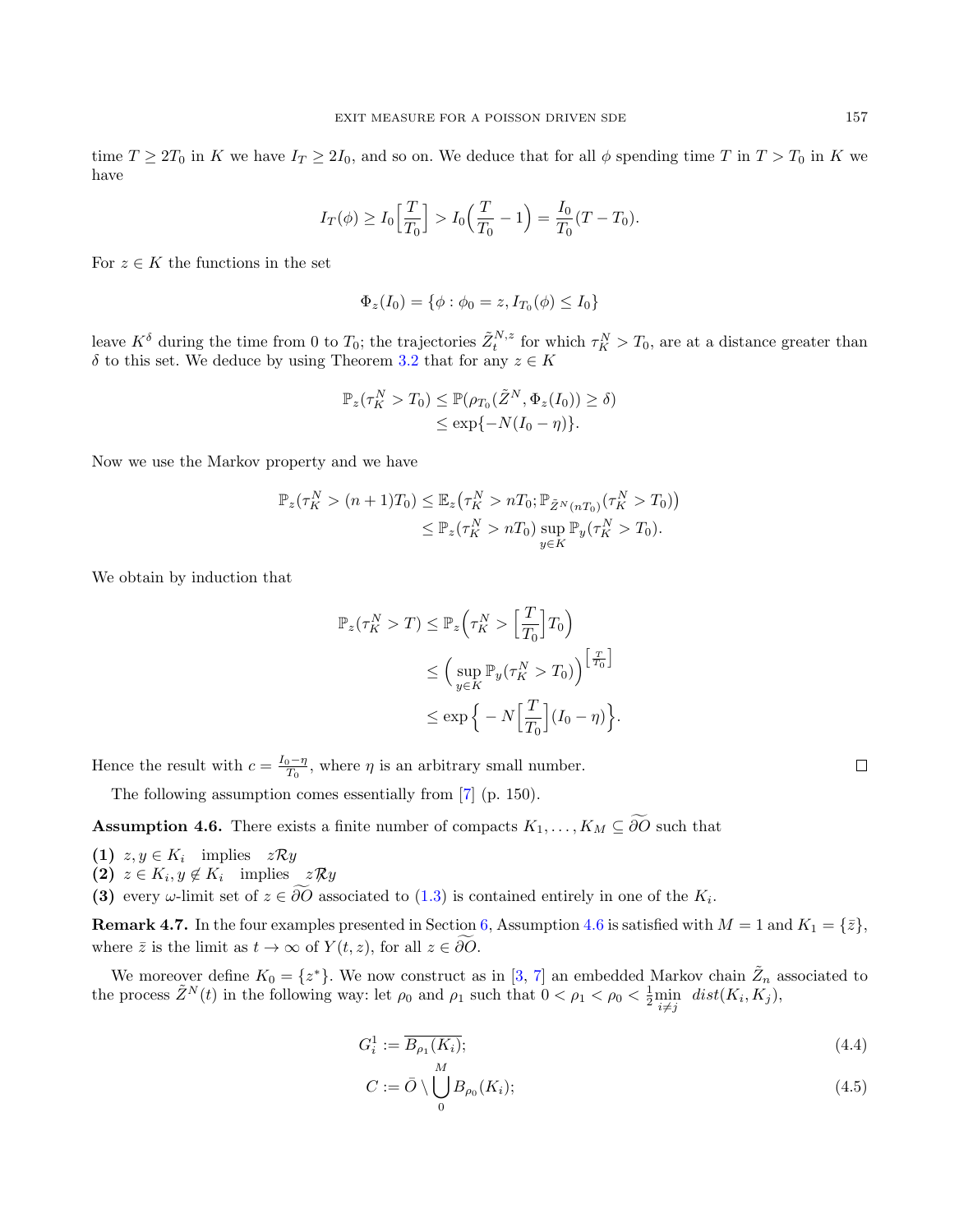time $T \geq 2T_0$ in $K$ we have $I_T \geq 2I_0$, and so on. We deduce that for all $\phi$ spending time $T$ in $T > T_0$ in $K$ we have

$$I_T(\phi) \geq I_0\Big[\frac{T}{T_0}\Big] > I_0\Big(\frac{T}{T_0} - 1\Big) = \frac{I_0}{T_0}(T - T_0).$$

For $z \in K$ the functions in the set

$$\Phi_z(I_0) = \{\phi : \phi_0 = z, I_{T_0}(\phi) \leq I_0\}$$

leave $K^\delta$ during the time from 0 to $T_0$; the trajectories $\tilde{Z}_t^{N,z}$ for which $\tau_K^N > T_0$, are at a distance greater than $\delta$ to this set. We deduce by using Theorem 3.2 that for any $z \in K$

$$\begin{aligned}\mathbb{P}_z(\tau_K^N > T_0) &\leq \mathbb{P}(\rho_{T_0}(\tilde{Z}^N, \Phi_z(I_0)) \geq \delta)\\ &\leq \exp\{-N(I_0 - \eta)\}.\end{aligned}$$

Now we use the Markov property and we have

$$\begin{aligned}\mathbb{P}_z(\tau_K^N > (n+1)T_0) &\leq \mathbb{E}_z\big(\tau_K^N > nT_0; \mathbb{P}_{\tilde{Z}^N(nT_0)}(\tau_K^N > T_0)\big)\\ &\leq \mathbb{P}_z(\tau_K^N > nT_0) \sup_{y \in K} \mathbb{P}_y(\tau_K^N > T_0).\end{aligned}$$

We obtain by induction that

$$\begin{aligned}\mathbb{P}_z(\tau_K^N > T) &\leq \mathbb{P}_z\Big(\tau_K^N > \Big[\frac{T}{T_0}\Big]T_0\Big)\\ &\leq \Big(\sup_{y \in K} \mathbb{P}_y(\tau_K^N > T_0)\Big)^{\left[\frac{T}{T_0}\right]}\\ &\leq \exp\Big\{-N\Big[\frac{T}{T_0}\Big](I_0 - \eta)\Big\}.\end{aligned}$$

Hence the result with $c = \frac{I_0 - \eta}{T_0}$, where $\eta$ is an arbitrary small number. ∎

The following assumption comes essentially from [7] (p. 150).

**Assumption 4.6.** There exists a finite number of compacts $K_1, \ldots, K_M \subseteq \widetilde{\partial O}$ such that

**(1)** $z, y \in K_i$ implies $z\mathcal{R}y$
**(2)** $z \in K_i, y \notin K_i$ implies $z \not\mathcal{R} y$
**(3)** every $\omega$-limit set of $z \in \widetilde{\partial O}$ associated to (1.3) is contained entirely in one of the $K_i$.

**Remark 4.7.** In the four examples presented in Section 6, Assumption 4.6 is satisfied with $M = 1$ and $K_1 = \{\bar{z}\}$, where $\bar{z}$ is the limit as $t \to \infty$ of $Y(t, z)$, for all $z \in \widetilde{\partial O}$.

We moreover define $K_0 = \{z^*\}$. We now construct as in [3, 7] an embedded Markov chain $\tilde{Z}_n$ associated to the process $\tilde{Z}^N(t)$ in the following way: let $\rho_0$ and $\rho_1$ such that $0 < \rho_1 < \rho_0 < \frac{1}{2}\min_{i \neq j} \; dist(K_i, K_j)$,

$$G_i^1 := \overline{B_{\rho_1}(K_i)}; \tag{4.4}$$

$$C := \bar{O} \setminus \bigcup_0^M B_{\rho_0}(K_i); \tag{4.5}$$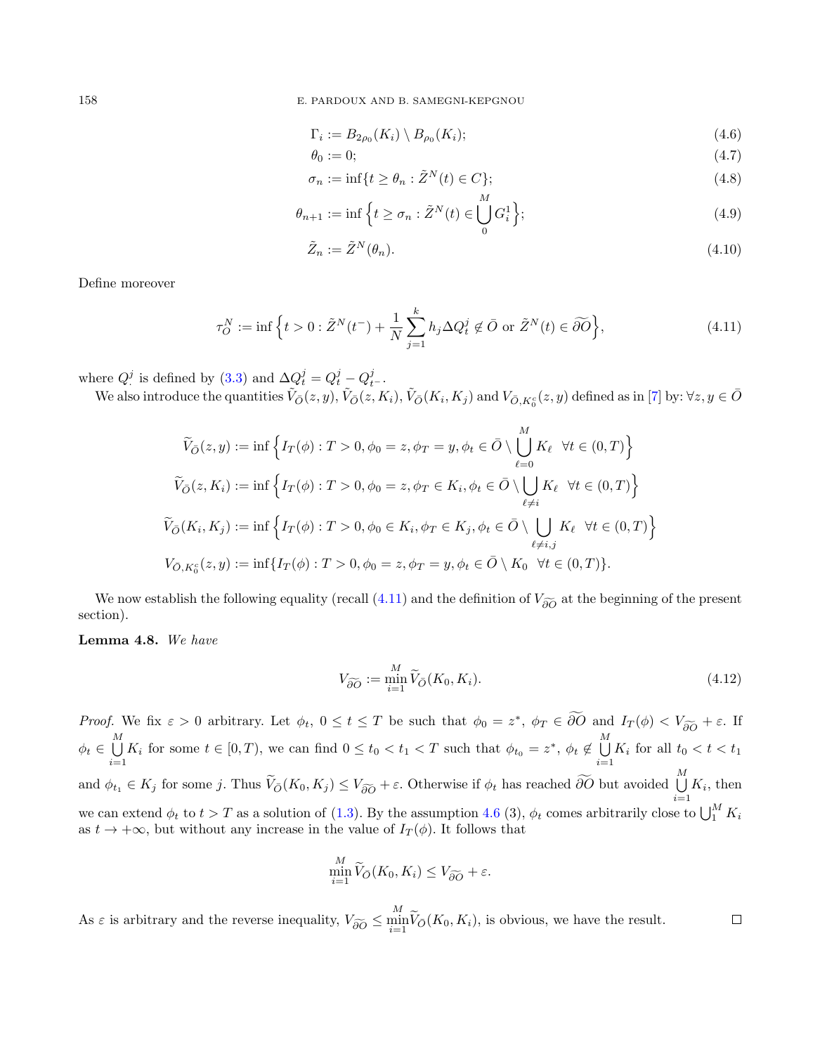$$\Gamma_i := B_{2\rho_0}(K_i) \setminus B_{\rho_0}(K_i); \tag{4.6}$$

$$\theta_0 := 0; \tag{4.7}$$

$$\sigma_n := \inf\{t \geq \theta_n : \tilde{Z}^N(t) \in C\}; \tag{4.8}$$

$$\theta_{n+1} := \inf\Big\{t \geq \sigma_n : \tilde{Z}^N(t) \in \bigcup_0^M G_i^1\Big\}; \tag{4.9}$$

$$\tilde{Z}_n := \tilde{Z}^N(\theta_n). \tag{4.10}$$

Define moreover

$$\tau_O^N := \inf\Big\{t > 0 : \tilde{Z}^N(t^-) + \frac{1}{N}\sum_{j=1}^k h_j \Delta Q_t^j \notin \bar{O} \text{ or } \tilde{Z}^N(t) \in \widetilde{\partial O}\Big\}, \tag{4.11}$$

where $Q_\cdot^j$ is defined by (3.3) and $\Delta Q_t^j = Q_t^j - Q_{t^-}^j$.

We also introduce the quantities $\tilde{V}_{\bar{O}}(z,y)$, $\tilde{V}_{\bar{O}}(z,K_i)$, $\tilde{V}_{\bar{O}}(K_i,K_j)$ and $V_{\bar{O},K_0^c}(z,y)$ defined as in [7] by: $\forall z,y \in \bar{O}$

$$\widetilde{V}_{\bar{O}}(z,y) := \inf\Big\{I_T(\phi) : T > 0, \phi_0 = z, \phi_T = y, \phi_t \in \bar{O} \setminus \bigcup_{\ell=0}^M K_\ell \ \ \forall t \in (0,T)\Big\}$$

$$\widetilde{V}_{\bar{O}}(z,K_i) := \inf\Big\{I_T(\phi) : T > 0, \phi_0 = z, \phi_T \in K_i, \phi_t \in \bar{O} \setminus \bigcup_{\ell \neq i} K_\ell \ \ \forall t \in (0,T)\Big\}$$

$$\widetilde{V}_{\bar{O}}(K_i,K_j) := \inf\Big\{I_T(\phi) : T > 0, \phi_0 \in K_i, \phi_T \in K_j, \phi_t \in \bar{O} \setminus \bigcup_{\ell \neq i,j} K_\ell \ \ \forall t \in (0,T)\Big\}$$

$$V_{\bar{O},K_0^c}(z,y) := \inf\{I_T(\phi) : T > 0, \phi_0 = z, \phi_T = y, \phi_t \in \bar{O} \setminus K_0 \ \ \forall t \in (0,T)\}.$$

We now establish the following equality (recall (4.11) and the definition of $V_{\widetilde{\partial O}}$ at the beginning of the present section).

**Lemma 4.8.** *We have*

$$V_{\widetilde{\partial O}} := \min_{i=1}^M \widetilde{V}_{\bar{O}}(K_0,K_i). \tag{4.12}$$

*Proof.* We fix $\varepsilon > 0$ arbitrary. Let $\phi_t$, $0 \leq t \leq T$ be such that $\phi_0 = z^*$, $\phi_T \in \widetilde{\partial O}$ and $I_T(\phi) < V_{\widetilde{\partial O}} + \varepsilon$. If $\phi_t \in \bigcup_{i=1}^M K_i$ for some $t \in [0,T)$, we can find $0 \leq t_0 < t_1 < T$ such that $\phi_{t_0} = z^*$, $\phi_t \notin \bigcup_{i=1}^M K_i$ for all $t_0 < t < t_1$ and $\phi_{t_1} \in K_j$ for some $j$. Thus $\widetilde{V}_{\bar{O}}(K_0,K_j) \leq V_{\widetilde{\partial O}} + \varepsilon$. Otherwise if $\phi_t$ has reached $\widetilde{\partial O}$ but avoided $\bigcup_{i=1}^M K_i$, then we can extend $\phi_t$ to $t > T$ as a solution of (1.3). By the assumption 4.6 (3), $\phi_t$ comes arbitrarily close to $\bigcup_1^M K_i$ as $t \to +\infty$, but without any increase in the value of $I_T(\phi)$. It follows that

$$\min_{i=1}^M \widetilde{V}_{\bar{O}}(K_0,K_i) \leq V_{\widetilde{\partial O}} + \varepsilon.$$

As $\varepsilon$ is arbitrary and the reverse inequality, $V_{\widetilde{\partial O}} \leq \min_{i=1}^M \widetilde{V}_{\bar{O}}(K_0,K_i)$, is obvious, we have the result. $\square$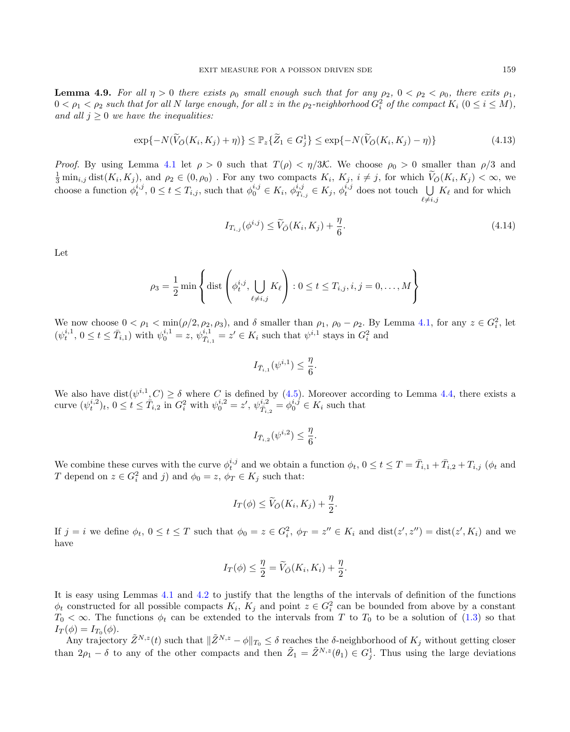**Lemma 4.9.** *For all $\eta > 0$ there exists $\rho_0$ small enough such that for any $\rho_2$, $0 < \rho_2 < \rho_0$, there exits $\rho_1$, $0 < \rho_1 < \rho_2$ such that for all $N$ large enough, for all $z$ in the $\rho_2$-neighborhood $G_i^2$ of the compact $K_i$ $(0 \le i \le M)$, and all $j \ge 0$ we have the inequalities:*

$$\exp\{-N(\widetilde{V}_{\bar{O}}(K_i, K_j) + \eta)\} \le \mathbb{P}_z\{\widetilde{Z}_1 \in G_j^1\} \le \exp\{-N(\widetilde{V}_{\bar{O}}(K_i, K_j) - \eta)\} \tag{4.13}$$

*Proof.* By using Lemma 4.1 let $\rho > 0$ such that $T(\rho) < \eta/3\mathcal{K}$. We choose $\rho_0 > 0$ smaller than $\rho/3$ and $\frac{1}{3}\min_{i,j} \operatorname{dist}(K_i, K_j)$, and $\rho_2 \in (0, \rho_0)$ . For any two compacts $K_i$, $K_j$, $i \ne j$, for which $\widetilde{V}_{\bar{O}}(K_i, K_j) < \infty$, we choose a function $\phi_t^{i,j}$, $0 \le t \le T_{i,j}$, such that $\phi_0^{i,j} \in K_i$, $\phi_{T_{i,j}}^{i,j} \in K_j$, $\phi_t^{i,j}$ does not touch $\bigcup_{\ell \ne i,j} K_\ell$ and for which

$$I_{T_{i,j}}(\phi^{i,j}) \le \widetilde{V}_{\bar{O}}(K_i, K_j) + \frac{\eta}{6}. \tag{4.14}$$

Let

$$\rho_3 = \frac{1}{2}\min\left\{\operatorname{dist}\left(\phi_t^{i,j}, \bigcup_{\ell \ne i,j} K_\ell\right) : 0 \le t \le T_{i,j}, i, j = 0, \ldots, M\right\}$$

We now choose $0 < \rho_1 < \min(\rho/2, \rho_2, \rho_3)$, and $\delta$ smaller than $\rho_1$, $\rho_0 - \rho_2$. By Lemma 4.1, for any $z \in G_i^2$, let $(\psi_t^{i,1}, 0 \le t \le \bar{T}_{i,1})$ with $\psi_0^{i,1} = z$, $\psi_{\bar{T}_{i,1}}^{i,1} = z' \in K_i$ such that $\psi^{i,1}$ stays in $G_i^2$ and

$$I_{\bar{T}_{i,1}}(\psi^{i,1}) \le \frac{\eta}{6}.$$

We also have $\operatorname{dist}(\psi^{i,1}, C) \ge \delta$ where $C$ is defined by (4.5). Moreover according to Lemma 4.4, there exists a curve $(\psi_t^{i,2})_t$, $0 \le t \le \bar{T}_{i,2}$ in $G_i^2$ with $\psi_0^{i,2} = z'$, $\psi_{\bar{T}_{i,2}}^{i,2} = \phi_0^{i,j} \in K_i$ such that

$$I_{\bar{T}_{i,2}}(\psi^{i,2}) \le \frac{\eta}{6}.$$

We combine these curves with the curve $\phi_t^{i,j}$ and we obtain a function $\phi_t$, $0 \le t \le T = \bar{T}_{i,1} + \bar{T}_{i,2} + T_{i,j}$ ($\phi_t$ and $T$ depend on $z \in G_i^2$ and $j$) and $\phi_0 = z$, $\phi_T \in K_j$ such that:

$$I_T(\phi) \le \widetilde{V}_{\bar{O}}(K_i, K_j) + \frac{\eta}{2}.$$

If $j = i$ we define $\phi_t$, $0 \le t \le T$ such that $\phi_0 = z \in G_i^2$, $\phi_T = z'' \in K_i$ and $\operatorname{dist}(z', z'') = \operatorname{dist}(z', K_i)$ and we have

$$I_T(\phi) \le \frac{\eta}{2} = \widetilde{V}_{\bar{O}}(K_i, K_i) + \frac{\eta}{2}.$$

It is easy using Lemmas 4.1 and 4.2 to justify that the lengths of the intervals of definition of the functions $\phi_t$ constructed for all possible compacts $K_i$, $K_j$ and point $z \in G_i^2$ can be bounded from above by a constant $T_0 < \infty$. The functions $\phi_t$ can be extended to the intervals from $T$ to $T_0$ to be a solution of (1.3) so that $I_T(\phi) = I_{T_0}(\phi)$.

Any trajectory $\tilde{Z}^{N,z}(t)$ such that $\|\tilde{Z}^{N,z} - \phi\|_{T_0} \le \delta$ reaches the $\delta$-neighborhood of $K_j$ without getting closer than $2\rho_1 - \delta$ to any of the other compacts and then $\tilde{Z}_1 = \tilde{Z}^{N,z}(\theta_1) \in G_j^1$. Thus using the large deviations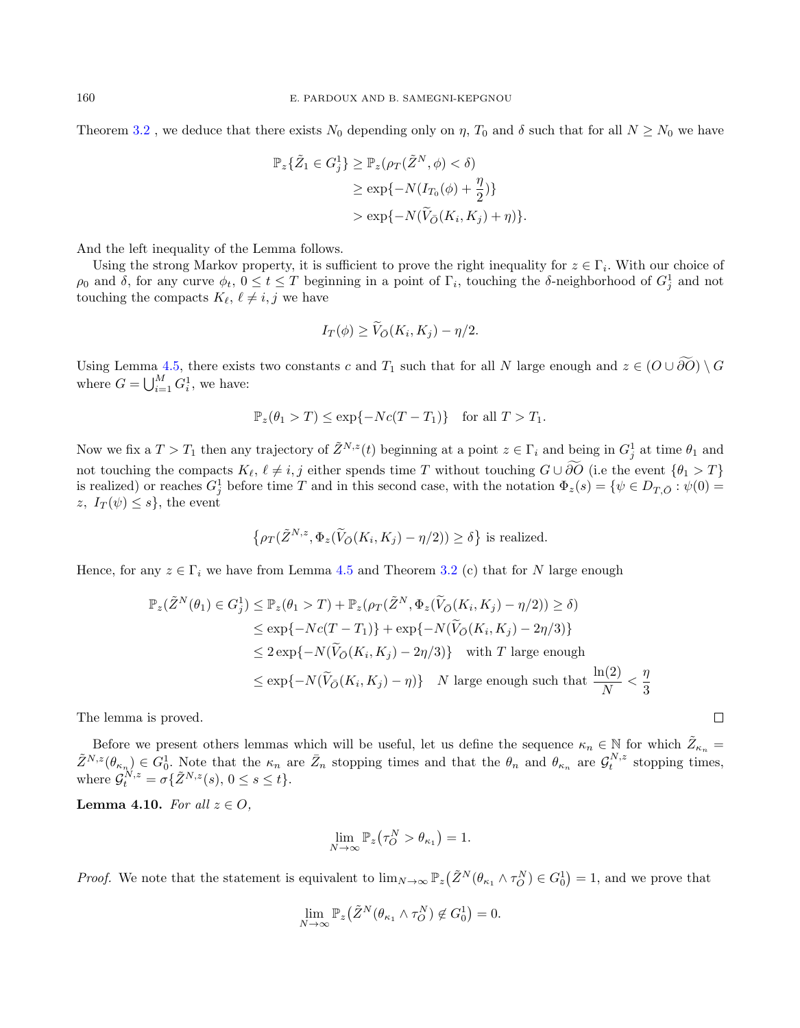Theorem 3.2 , we deduce that there exists $N_0$ depending only on $\eta$, $T_0$ and $\delta$ such that for all $N \geq N_0$ we have

$$
\begin{aligned}
\mathbb{P}_z\{\tilde{Z}_1 \in G_j^1\} &\geq \mathbb{P}_z(\rho_T(\tilde{Z}^N,\phi) < \delta) \\
&\geq \exp\{-N(I_{T_0}(\phi) + \frac{\eta}{2})\} \\
&> \exp\{-N(\widetilde{V}_{\bar{O}}(K_i,K_j) + \eta)\}.
\end{aligned}
$$

And the left inequality of the Lemma follows.

Using the strong Markov property, it is sufficient to prove the right inequality for $z \in \Gamma_i$. With our choice of $\rho_0$ and $\delta$, for any curve $\phi_t$, $0 \leq t \leq T$ beginning in a point of $\Gamma_i$, touching the $\delta$-neighborhood of $G_j^1$ and not touching the compacts $K_\ell$, $\ell \neq i,j$ we have

$$
I_T(\phi) \geq \widetilde{V}_{\bar{O}}(K_i,K_j) - \eta/2.
$$

Using Lemma 4.5, there exists two constants $c$ and $T_1$ such that for all $N$ large enough and $z \in (O \cup \widetilde{\partial O}) \setminus G$ where $G = \bigcup_{i=1}^M G_i^1$, we have:

$$
\mathbb{P}_z(\theta_1 > T) \leq \exp\{-Nc(T - T_1)\} \quad \text{for all } T > T_1.
$$

Now we fix a $T > T_1$ then any trajectory of $\tilde{Z}^{N,z}(t)$ beginning at a point $z \in \Gamma_i$ and being in $G_j^1$ at time $\theta_1$ and not touching the compacts $K_\ell$, $\ell \neq i,j$ either spends time $T$ without touching $G \cup \widetilde{\partial O}$ (i.e the event $\{\theta_1 > T\}$ is realized) or reaches $G_j^1$ before time $T$ and in this second case, with the notation $\Phi_z(s) = \{\psi \in D_{T,\bar{O}} : \psi(0) = z,\ I_T(\psi) \leq s\}$, the event

$$
\big\{\rho_T(\tilde{Z}^{N,z}, \Phi_z(\widetilde{V}_{\bar{O}}(K_i,K_j) - \eta/2)) \geq \delta\big\} \text{ is realized.}
$$

Hence, for any $z \in \Gamma_i$ we have from Lemma 4.5 and Theorem 3.2 (c) that for $N$ large enough

$$
\begin{aligned}
\mathbb{P}_z(\tilde{Z}^N(\theta_1) \in G_j^1) &\leq \mathbb{P}_z(\theta_1 > T) + \mathbb{P}_z(\rho_T(\tilde{Z}^N, \Phi_z(\widetilde{V}_{\bar{O}}(K_i,K_j) - \eta/2)) \geq \delta) \\
&\leq \exp\{-Nc(T - T_1)\} + \exp\{-N(\widetilde{V}_{\bar{O}}(K_i,K_j) - 2\eta/3)\} \\
&\leq 2\exp\{-N(\widetilde{V}_{\bar{O}}(K_i,K_j) - 2\eta/3)\} \quad \text{with } T \text{ large enough} \\
&\leq \exp\{-N(\widetilde{V}_{\bar{O}}(K_i,K_j) - \eta)\} \quad N \text{ large enough such that } \frac{\ln(2)}{N} < \frac{\eta}{3}
\end{aligned}
$$

The lemma is proved. $\square$

Before we present others lemmas which will be useful, let us define the sequence $\kappa_n \in \mathbb{N}$ for which $\tilde{Z}_{\kappa_n} = \tilde{Z}^{N,z}(\theta_{\kappa_n}) \in G_0^1$. Note that the $\kappa_n$ are $\bar{Z}_n$ stopping times and that the $\theta_n$ and $\theta_{\kappa_n}$ are $\mathcal{G}_t^{N,z}$ stopping times, where $\mathcal{G}_t^{N,z} = \sigma\{\tilde{Z}^{N,z}(s),\, 0 \leq s \leq t\}$.

**Lemma 4.10.** *For all $z \in O$,*

$$
\lim_{N\to\infty} \mathbb{P}_z\big(\tau_O^N > \theta_{\kappa_1}\big) = 1.
$$

*Proof.* We note that the statement is equivalent to $\lim_{N\to\infty} \mathbb{P}_z\big(\tilde{Z}^N(\theta_{\kappa_1} \wedge \tau_O^N) \in G_0^1\big) = 1$, and we prove that

$$
\lim_{N\to\infty} \mathbb{P}_z\big(\tilde{Z}^N(\theta_{\kappa_1} \wedge \tau_O^N) \notin G_0^1\big) = 0.
$$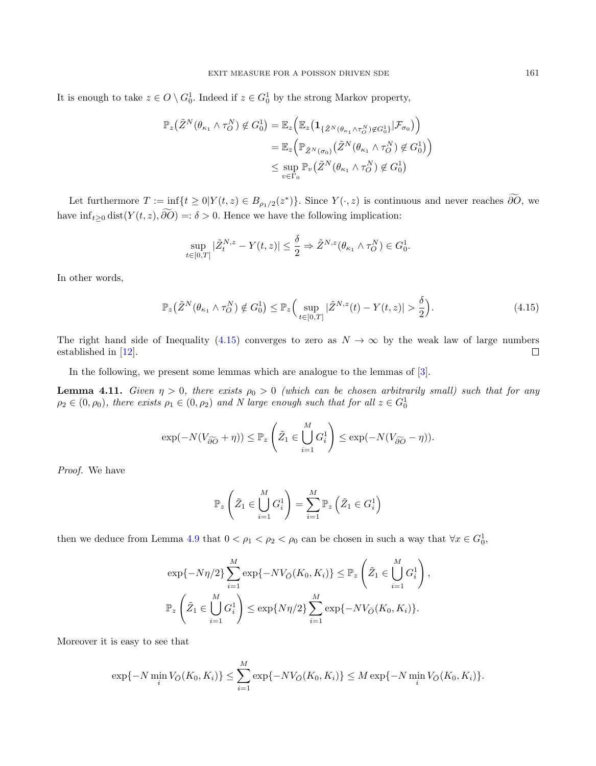It is enough to take $z \in O \setminus G_0^1$. Indeed if $z \in G_0^1$ by the strong Markov property,

$$\begin{aligned}
\mathbb{P}_z\big(\tilde{Z}^N(\theta_{\kappa_1} \wedge \tau_O^N) \notin G_0^1\big) &= \mathbb{E}_z\Big(\mathbb{E}_z\big(\mathbf{1}_{\{\tilde{Z}^N(\theta_{\kappa_1} \wedge \tau_O^N) \notin G_0^1\}} | \mathcal{F}_{\sigma_0}\big)\Big) \\
&= \mathbb{E}_z\Big(\mathbb{P}_{\tilde{Z}^N(\sigma_0)}\big(\tilde{Z}^N(\theta_{\kappa_1} \wedge \tau_O^N) \notin G_0^1\big)\Big) \\
&\le \sup_{v \in \Gamma_0} \mathbb{P}_v\big(\tilde{Z}^N(\theta_{\kappa_1} \wedge \tau_O^N) \notin G_0^1\big)
\end{aligned}$$

Let furthermore $T := \inf\{t \ge 0 | Y(t,z) \in B_{\rho_1/2}(z^*)\}$. Since $Y(\cdot, z)$ is continuous and never reaches $\widetilde{\partial O}$, we have $\inf_{t\ge 0} \operatorname{dist}(Y(t,z), \widetilde{\partial O}) =: \delta > 0$. Hence we have the following implication:

$$\sup_{t \in [0,T]} |\tilde{Z}_t^{N,z} - Y(t,z)| \le \frac{\delta}{2} \Rightarrow \tilde{Z}^{N,z}(\theta_{\kappa_1} \wedge \tau_O^N) \in G_0^1.$$

In other words,

$$\mathbb{P}_z\big(\tilde{Z}^N(\theta_{\kappa_1} \wedge \tau_O^N) \notin G_0^1\big) \le \mathbb{P}_z\Big(\sup_{t\in[0,T]} |\tilde{Z}^{N,z}(t) - Y(t,z)| > \frac{\delta}{2}\Big). \tag{4.15}$$

The right hand side of Inequality (4.15) converges to zero as $N \to \infty$ by the weak law of large numbers established in [12]. □

In the following, we present some lemmas which are analogue to the lemmas of [3].

**Lemma 4.11.** *Given $\eta > 0$, there exists $\rho_0 > 0$ (which can be chosen arbitrarily small) such that for any $\rho_2 \in (0, \rho_0)$, there exists $\rho_1 \in (0, \rho_2)$ and $N$ large enough such that for all $z \in G_0^1$*

$$\exp(-N(V_{\widetilde{\partial O}} + \eta)) \le \mathbb{P}_z\left(\tilde{Z}_1 \in \bigcup_{i=1}^M G_i^1\right) \le \exp(-N(V_{\widetilde{\partial O}} - \eta)).$$

*Proof.* We have

$$\mathbb{P}_z\left(\tilde{Z}_1 \in \bigcup_{i=1}^M G_i^1\right) = \sum_{i=1}^M \mathbb{P}_z\left(\tilde{Z}_1 \in G_i^1\right)$$

then we deduce from Lemma 4.9 that $0 < \rho_1 < \rho_2 < \rho_0$ can be chosen in such a way that $\forall x \in G_0^1$,

$$\exp\{-N\eta/2\} \sum_{i=1}^M \exp\{-NV_{\bar{O}}(K_0, K_i)\} \le \mathbb{P}_z\left(\tilde{Z}_1 \in \bigcup_{i=1}^M G_i^1\right),$$

$$\mathbb{P}_z\left(\tilde{Z}_1 \in \bigcup_{i=1}^M G_i^1\right) \le \exp\{N\eta/2\} \sum_{i=1}^M \exp\{-NV_{\bar{O}}(K_0, K_i)\}.$$

Moreover it is easy to see that

$$\exp\{-N \min_i V_{\bar{O}}(K_0, K_i)\} \le \sum_{i=1}^M \exp\{-NV_{\bar{O}}(K_0, K_i)\} \le M \exp\{-N \min_i V_{\bar{O}}(K_0, K_i)\}.$$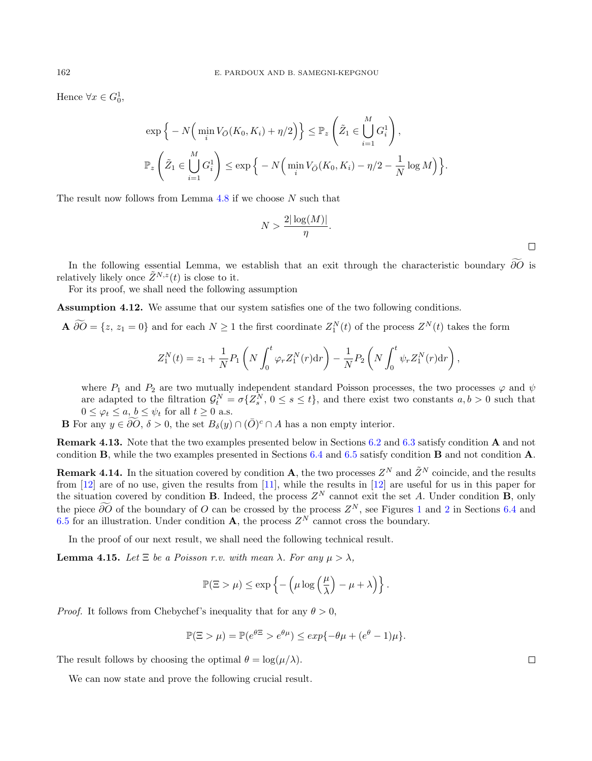Hence $\forall x \in G_0^1$,

$$
\exp\Big\{ -N\Big(\min_i V_{\bar{O}}(K_0, K_i) + \eta/2\Big)\Big\} \le \mathbb{P}_z\left(\tilde{Z}_1 \in \bigcup_{i=1}^M G_i^1\right),
$$

$$
\mathbb{P}_z\left(\tilde{Z}_1 \in \bigcup_{i=1}^M G_i^1\right) \le \exp\Big\{ -N\Big(\min_i V_{\bar{O}}(K_0, K_i) - \eta/2 - \frac{1}{N}\log M\Big)\Big\}.
$$

The result now follows from Lemma 4.8 if we choose $N$ such that

$$
N > \frac{2|\log(M)|}{\eta}.
$$

□

In the following essential Lemma, we establish that an exit through the characteristic boundary $\widetilde{\partial O}$ is relatively likely once $\tilde{Z}^{N,z}(t)$ is close to it.

For its proof, we shall need the following assumption

**Assumption 4.12.** We assume that our system satisfies one of the two following conditions.

**A** $\widetilde{\partial O} = \{z,\ z_1 = 0\}$ and for each $N \ge 1$ the first coordinate $Z_1^N(t)$ of the process $Z^N(t)$ takes the form

$$
Z_1^N(t) = z_1 + \frac{1}{N}P_1\left(N\int_0^t \varphi_r Z_1^N(r)\mathrm{d}r\right) - \frac{1}{N}P_2\left(N\int_0^t \psi_r Z_1^N(r)\mathrm{d}r\right),
$$

where $P_1$ and $P_2$ are two mutually independent standard Poisson processes, the two processes $\varphi$ and $\psi$ are adapted to the filtration $\mathcal{G}_t^N = \sigma\{Z_s^N,\ 0 \le s \le t\}$, and there exist two constants $a, b > 0$ such that $0 \le \varphi_t \le a$, $b \le \psi_t$ for all $t \ge 0$ a.s.

**B** For any $y \in \widetilde{\partial O}$, $\delta > 0$, the set $B_\delta(y) \cap (\bar{O})^c \cap A$ has a non empty interior.

**Remark 4.13.** Note that the two examples presented below in Sections 6.2 and 6.3 satisfy condition **A** and not condition **B**, while the two examples presented in Sections 6.4 and 6.5 satisfy condition **B** and not condition **A**.

**Remark 4.14.** In the situation covered by condition **A**, the two processes $Z^N$ and $\tilde{Z}^N$ coincide, and the results from [12] are of no use, given the results from [11], while the results in [12] are useful for us in this paper for the situation covered by condition **B**. Indeed, the process $Z^N$ cannot exit the set $A$. Under condition **B**, only the piece $\widetilde{\partial O}$ of the boundary of $O$ can be crossed by the process $Z^N$, see Figures 1 and 2 in Sections 6.4 and 6.5 for an illustration. Under condition **A**, the process $Z^N$ cannot cross the boundary.

In the proof of our next result, we shall need the following technical result.

**Lemma 4.15.** *Let $\Xi$ be a Poisson r.v. with mean $\lambda$. For any $\mu > \lambda$,*

$$
\mathbb{P}(\Xi > \mu) \le \exp\left\{ -\left(\mu\log\left(\frac{\mu}{\lambda}\right) - \mu + \lambda\right)\right\}.
$$

*Proof.* It follows from Chebychef's inequality that for any $\theta > 0$,

$$
\mathbb{P}(\Xi > \mu) = \mathbb{P}(e^{\theta\Xi} > e^{\theta\mu}) \le exp\{-\theta\mu + (e^\theta - 1)\mu\}.
$$

The result follows by choosing the optimal $\theta = \log(\mu/\lambda)$. □

We can now state and prove the following crucial result.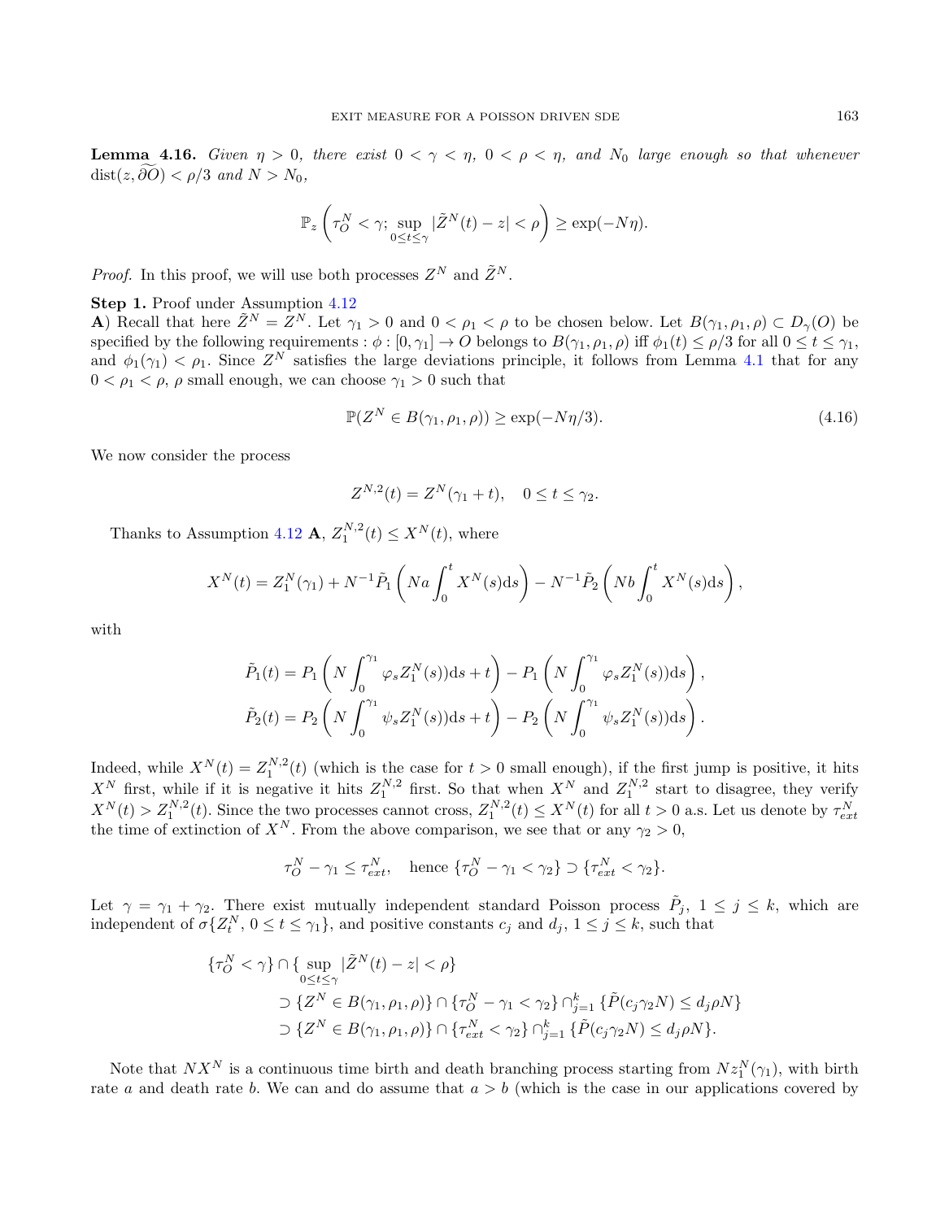**Lemma 4.16.** *Given $\eta > 0$, there exist $0 < \gamma < \eta$, $0 < \rho < \eta$, and $N_0$ large enough so that whenever $\text{dist}(z, \widetilde{\partial O}) < \rho/3$ and $N > N_0$,*

$$\mathbb{P}_z\left(\tau_O^N < \gamma; \sup_{0\le t\le \gamma} |\tilde{Z}^N(t) - z| < \rho\right) \ge \exp(-N\eta).$$

*Proof.* In this proof, we will use both processes $Z^N$ and $\tilde{Z}^N$.

**Step 1.** Proof under Assumption 4.12

**A**) Recall that here $\tilde{Z}^N = Z^N$. Let $\gamma_1 > 0$ and $0 < \rho_1 < \rho$ to be chosen below. Let $B(\gamma_1, \rho_1, \rho) \subset D_\gamma(O)$ be specified by the following requirements : $\phi : [0, \gamma_1] \to O$ belongs to $B(\gamma_1, \rho_1, \rho)$ iff $\phi_1(t) \le \rho/3$ for all $0 \le t \le \gamma_1$, and $\phi_1(\gamma_1) < \rho_1$. Since $Z^N$ satisfies the large deviations principle, it follows from Lemma 4.1 that for any $0 < \rho_1 < \rho$, $\rho$ small enough, we can choose $\gamma_1 > 0$ such that

$$\mathbb{P}(Z^N \in B(\gamma_1, \rho_1, \rho)) \ge \exp(-N\eta/3). \tag{4.16}$$

We now consider the process

$$Z^{N,2}(t) = Z^N(\gamma_1 + t), \quad 0 \le t \le \gamma_2.$$

Thanks to Assumption 4.12 **A**, $Z_1^{N,2}(t) \le X^N(t)$, where

$$X^N(t) = Z_1^N(\gamma_1) + N^{-1}\tilde{P}_1\left(Na\int_0^t X^N(s)\mathrm{d}s\right) - N^{-1}\tilde{P}_2\left(Nb\int_0^t X^N(s)\mathrm{d}s\right),$$

with

$$\tilde{P}_1(t) = P_1\left(N\int_0^{\gamma_1} \varphi_s Z_1^N(s))\mathrm{d}s + t\right) - P_1\left(N\int_0^{\gamma_1} \varphi_s Z_1^N(s))\mathrm{d}s\right),$$
$$\tilde{P}_2(t) = P_2\left(N\int_0^{\gamma_1} \psi_s Z_1^N(s))\mathrm{d}s + t\right) - P_2\left(N\int_0^{\gamma_1} \psi_s Z_1^N(s))\mathrm{d}s\right).$$

Indeed, while $X^N(t) = Z_1^{N,2}(t)$ (which is the case for $t > 0$ small enough), if the first jump is positive, it hits $X^N$ first, while if it is negative it hits $Z_1^{N,2}$ first. So that when $X^N$ and $Z_1^{N,2}$ start to disagree, they verify $X^N(t) > Z_1^{N,2}(t)$. Since the two processes cannot cross, $Z_1^{N,2}(t) \le X^N(t)$ for all $t > 0$ a.s. Let us denote by $\tau_{ext}^N$ the time of extinction of $X^N$. From the above comparison, we see that or any $\gamma_2 > 0$,

$$\tau_O^N - \gamma_1 \le \tau_{ext}^N, \quad \text{hence } \{\tau_O^N - \gamma_1 < \gamma_2\} \supset \{\tau_{ext}^N < \gamma_2\}.$$

Let $\gamma = \gamma_1 + \gamma_2$. There exist mutually independent standard Poisson process $\tilde{P}_j$, $1 \le j \le k$, which are independent of $\sigma\{Z_t^N,\ 0 \le t \le \gamma_1\}$, and positive constants $c_j$ and $d_j$, $1 \le j \le k$, such that

$$\begin{aligned}
\{\tau_O^N < \gamma\} \cap \{\sup_{0\le t\le\gamma} |\tilde{Z}^N(t) - z| < \rho\}
&\supset \{Z^N \in B(\gamma_1, \rho_1, \rho)\} \cap \{\tau_O^N - \gamma_1 < \gamma_2\} \cap_{j=1}^k \{\tilde{P}(c_j\gamma_2 N) \le d_j\rho N\} \\
&\supset \{Z^N \in B(\gamma_1, \rho_1, \rho)\} \cap \{\tau_{ext}^N < \gamma_2\} \cap_{j=1}^k \{\tilde{P}(c_j\gamma_2 N) \le d_j\rho N\}.
\end{aligned}$$

Note that $NX^N$ is a continuous time birth and death branching process starting from $Nz_1^N(\gamma_1)$, with birth rate $a$ and death rate $b$. We can and do assume that $a > b$ (which is the case in our applications covered by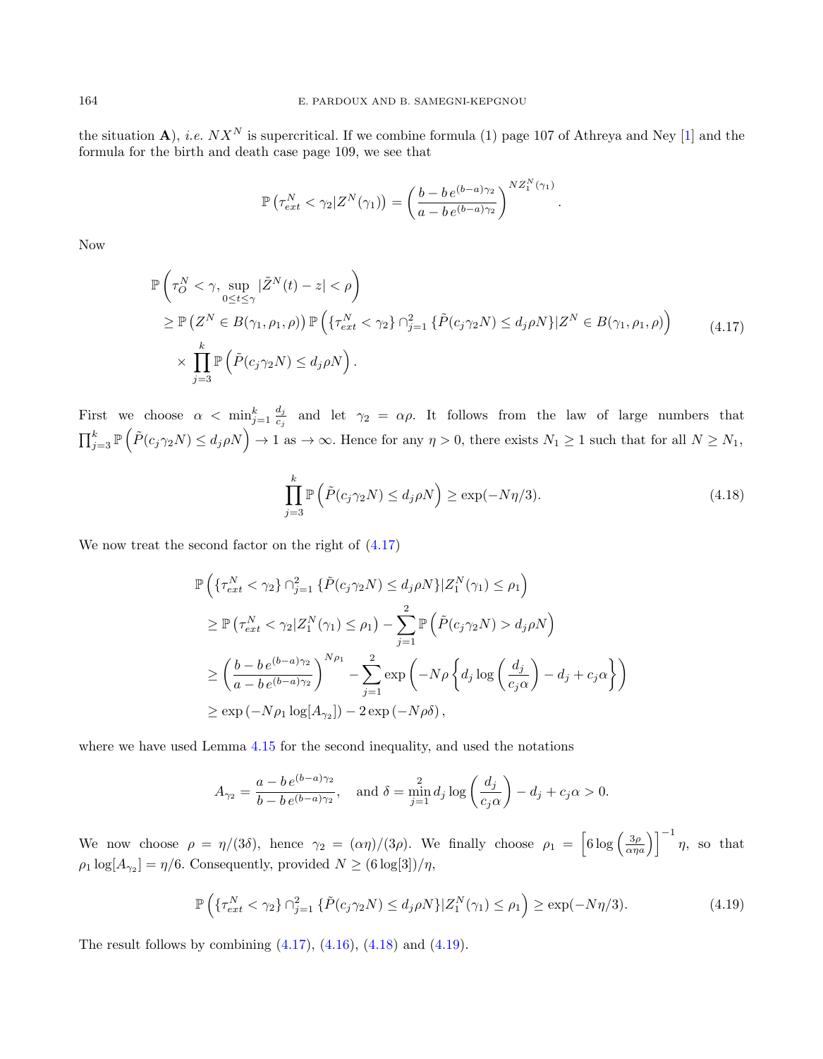the situation **A**), *i.e.* $NX^N$ is supercritical. If we combine formula (1) page 107 of Athreya and Ney [1] and the formula for the birth and death case page 109, we see that

$$\mathbb{P}\left(\tau_{ext}^N < \gamma_2 | Z^N(\gamma_1)\right) = \left(\frac{b - b\, e^{(b-a)\gamma_2}}{a - b\, e^{(b-a)\gamma_2}}\right)^{NZ_1^N(\gamma_1)}.$$

Now

$$\begin{aligned}
&\mathbb{P}\left(\tau_O^N < \gamma, \sup_{0\le t\le \gamma} |\tilde{Z}^N(t) - z| < \rho\right) \\
&\quad \ge \mathbb{P}\left(Z^N \in B(\gamma_1, \rho_1, \rho)\right) \mathbb{P}\left(\{\tau_{ext}^N < \gamma_2\} \cap_{j=1}^2 \{\tilde{P}(c_j\gamma_2 N) \le d_j\rho N\} | Z^N \in B(\gamma_1,\rho_1,\rho)\right) \\
&\quad \times \prod_{j=3}^k \mathbb{P}\left(\tilde{P}(c_j\gamma_2 N) \le d_j \rho N\right).
\end{aligned} \tag{4.17}$$

First we choose $\alpha < \min_{j=1}^k \frac{d_j}{c_j}$ and let $\gamma_2 = \alpha\rho$. It follows from the law of large numbers that $\prod_{j=3}^k \mathbb{P}\left(\tilde{P}(c_j\gamma_2 N) \le d_j\rho N\right) \to 1$ as $\to \infty$. Hence for any $\eta > 0$, there exists $N_1 \ge 1$ such that for all $N \ge N_1$,

$$\prod_{j=3}^k \mathbb{P}\left(\tilde{P}(c_j\gamma_2 N) \le d_j\rho N\right) \ge \exp(-N\eta/3). \tag{4.18}$$

We now treat the second factor on the right of (4.17)

$$\begin{aligned}
&\mathbb{P}\left(\{\tau_{ext}^N < \gamma_2\} \cap_{j=1}^2 \{\tilde{P}(c_j\gamma_2 N) \le d_j\rho N\} | Z_1^N(\gamma_1) \le \rho_1\right) \\
&\quad \ge \mathbb{P}\left(\tau_{ext}^N < \gamma_2 | Z_1^N(\gamma_1) \le \rho_1\right) - \sum_{j=1}^2 \mathbb{P}\left(\tilde{P}(c_j\gamma_2 N) > d_j\rho N\right) \\
&\quad \ge \left(\frac{b - b\, e^{(b-a)\gamma_2}}{a - b\, e^{(b-a)\gamma_2}}\right)^{N\rho_1} - \sum_{j=1}^2 \exp\left(-N\rho\left\{d_j \log\left(\frac{d_j}{c_j\alpha}\right) - d_j + c_j\alpha\right\}\right) \\
&\quad \ge \exp\left(-N\rho_1 \log[A_{\gamma_2}]\right) - 2\exp\left(-N\rho\delta\right),
\end{aligned}$$

where we have used Lemma 4.15 for the second inequality, and used the notations

$$A_{\gamma_2} = \frac{a - b\, e^{(b-a)\gamma_2}}{b - b\, e^{(b-a)\gamma_2}}, \quad \text{and } \delta = \min_{j=1}^2 d_j \log\left(\frac{d_j}{c_j\alpha}\right) - d_j + c_j\alpha > 0.$$

We now choose $\rho = \eta/(3\delta)$, hence $\gamma_2 = (\alpha\eta)/(3\rho)$. We finally choose $\rho_1 = \left[6\log\left(\frac{3\rho}{\alpha\eta a}\right)\right]^{-1}\eta$, so that $\rho_1 \log[A_{\gamma_2}] = \eta/6$. Consequently, provided $N \ge (6\log[3])/\eta$,

$$\mathbb{P}\left(\{\tau_{ext}^N < \gamma_2\} \cap_{j=1}^2 \{\tilde{P}(c_j\gamma_2 N) \le d_j\rho N\} | Z_1^N(\gamma_1) \le \rho_1\right) \ge \exp(-N\eta/3). \tag{4.19}$$

The result follows by combining (4.17), (4.16), (4.18) and (4.19).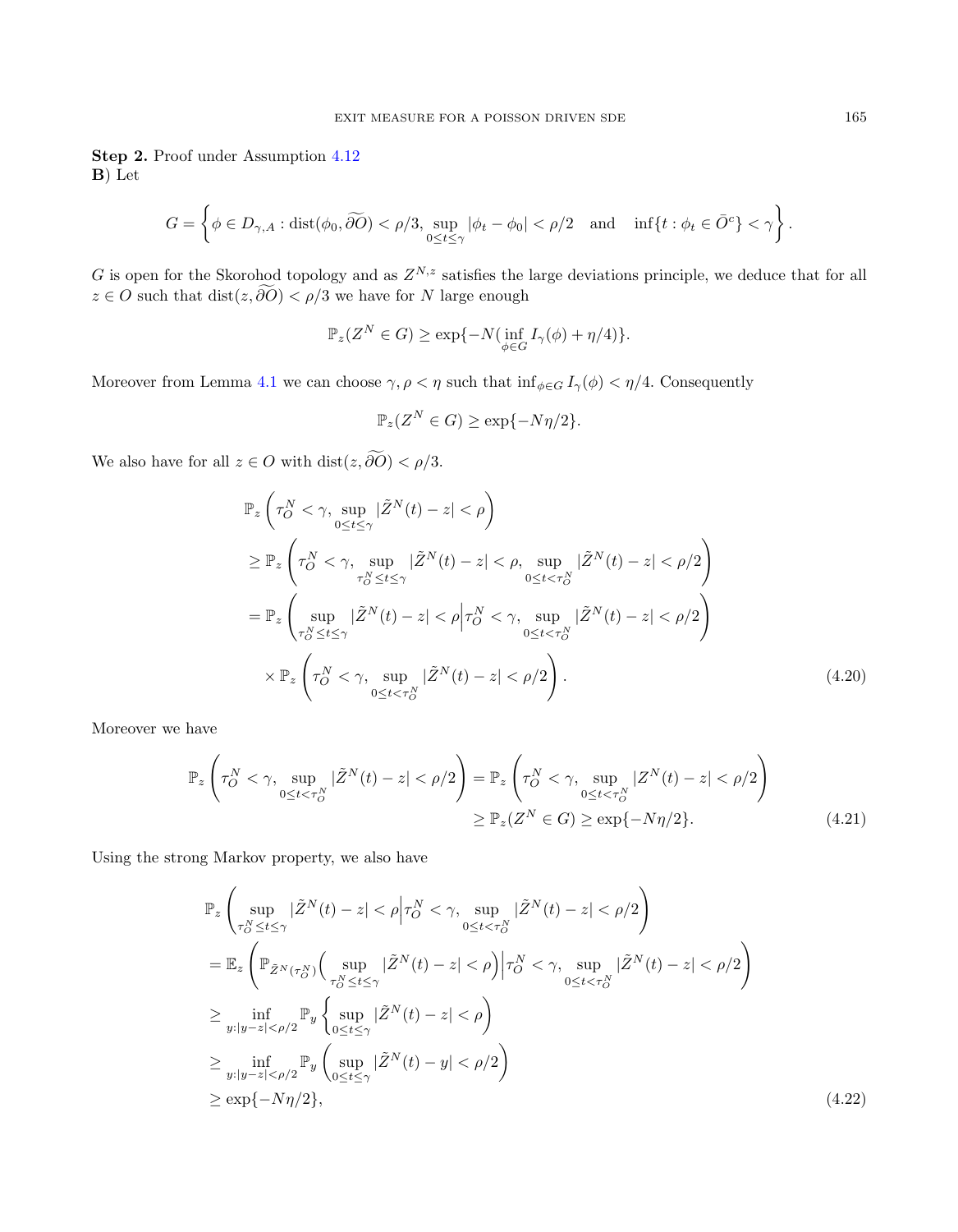**Step 2.** Proof under Assumption 4.12

**B**) Let

$$G = \left\{ \phi \in D_{\gamma,A} : \mathrm{dist}(\phi_0, \widetilde{\partial O}) < \rho/3, \sup_{0\le t\le\gamma} |\phi_t - \phi_0| < \rho/2 \quad \text{and} \quad \inf\{t : \phi_t \in \bar{O}^c\} < \gamma \right\}.$$

$G$ is open for the Skorohod topology and as $Z^{N,z}$ satisfies the large deviations principle, we deduce that for all $z \in O$ such that $\mathrm{dist}(z, \widetilde{\partial O}) < \rho/3$ we have for $N$ large enough

$$\mathbb{P}_z(Z^N \in G) \ge \exp\{-N(\inf_{\phi\in G} I_\gamma(\phi) + \eta/4)\}.$$

Moreover from Lemma 4.1 we can choose $\gamma, \rho < \eta$ such that $\inf_{\phi\in G} I_\gamma(\phi) < \eta/4$. Consequently

$$\mathbb{P}_z(Z^N \in G) \ge \exp\{-N\eta/2\}.$$

We also have for all $z \in O$ with $\mathrm{dist}(z, \widetilde{\partial O}) < \rho/3$.

$$\begin{aligned}
&\mathbb{P}_z\left(\tau_O^N < \gamma, \sup_{0\le t\le\gamma} |\tilde{Z}^N(t) - z| < \rho\right) \\
&\ge \mathbb{P}_z\left(\tau_O^N < \gamma, \sup_{\tau_O^N\le t\le\gamma} |\tilde{Z}^N(t) - z| < \rho, \sup_{0\le t<\tau_O^N} |\tilde{Z}^N(t) - z| < \rho/2\right) \\
&= \mathbb{P}_z\left(\sup_{\tau_O^N\le t\le\gamma} |\tilde{Z}^N(t) - z| < \rho \Big| \tau_O^N < \gamma, \sup_{0\le t<\tau_O^N} |\tilde{Z}^N(t) - z| < \rho/2\right) \\
&\quad \times \mathbb{P}_z\left(\tau_O^N < \gamma, \sup_{0\le t<\tau_O^N} |\tilde{Z}^N(t) - z| < \rho/2\right).
\end{aligned} \tag{4.20}$$

Moreover we have

$$\begin{aligned}
\mathbb{P}_z\left(\tau_O^N < \gamma, \sup_{0\le t<\tau_O^N} |\tilde{Z}^N(t) - z| < \rho/2\right) &= \mathbb{P}_z\left(\tau_O^N < \gamma, \sup_{0\le t<\tau_O^N} |Z^N(t) - z| < \rho/2\right) \\
&\ge \mathbb{P}_z(Z^N \in G) \ge \exp\{-N\eta/2\}.
\end{aligned} \tag{4.21}$$

Using the strong Markov property, we also have

$$\begin{aligned}
&\mathbb{P}_z\left(\sup_{\tau_O^N\le t\le\gamma} |\tilde{Z}^N(t) - z| < \rho \Big| \tau_O^N < \gamma, \sup_{0\le t<\tau_O^N} |\tilde{Z}^N(t) - z| < \rho/2\right) \\
&= \mathbb{E}_z\left(\mathbb{P}_{\tilde{Z}^N(\tau_O^N)}\Big(\sup_{\tau_O^N\le t\le\gamma} |\tilde{Z}^N(t) - z| < \rho\Big) \Big| \tau_O^N < \gamma, \sup_{0\le t<\tau_O^N} |\tilde{Z}^N(t) - z| < \rho/2\right) \\
&\ge \inf_{y:|y-z|<\rho/2} \mathbb{P}_y\left\{\sup_{0\le t\le\gamma} |\tilde{Z}^N(t) - z| < \rho\right) \\
&\ge \inf_{y:|y-z|<\rho/2} \mathbb{P}_y\left(\sup_{0\le t\le\gamma} |\tilde{Z}^N(t) - y| < \rho/2\right) \\
&\ge \exp\{-N\eta/2\},
\end{aligned} \tag{4.22}$$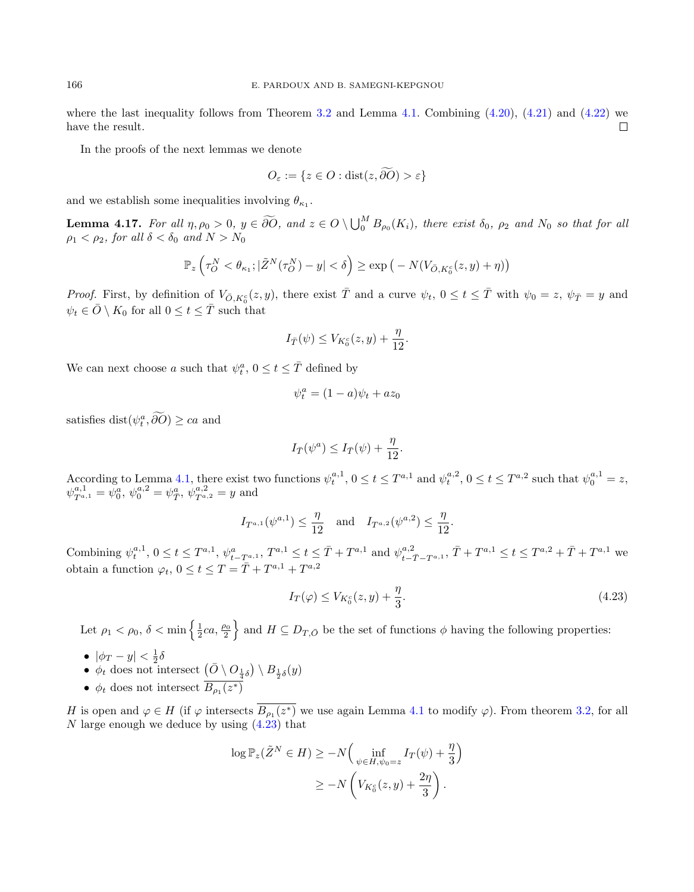where the last inequality follows from Theorem 3.2 and Lemma 4.1. Combining (4.20), (4.21) and (4.22) we have the result. □

In the proofs of the next lemmas we denote

$$O_\varepsilon := \{z \in O : \text{dist}(z, \widetilde{\partial O}) > \varepsilon\}$$

and we establish some inequalities involving $\theta_{\kappa_1}$.

**Lemma 4.17.** *For all $\eta, \rho_0 > 0$, $y \in \widetilde{\partial O}$, and $z \in O \setminus \bigcup_0^M B_{\rho_0}(K_i)$, there exist $\delta_0$, $\rho_2$ and $N_0$ so that for all $\rho_1 < \rho_2$, for all $\delta < \delta_0$ and $N > N_0$*

$$\mathbb{P}_z\left(\tau_O^N < \theta_{\kappa_1}; |\tilde{Z}^N(\tau_O^N) - y| < \delta\right) \geq \exp\left(-N(V_{\bar{O},K_0^c}(z,y) + \eta)\right)$$

*Proof.* First, by definition of $V_{\bar{O},K_0^c}(z,y)$, there exist $\bar{T}$ and a curve $\psi_t$, $0 \leq t \leq \bar{T}$ with $\psi_0 = z$, $\psi_{\bar{T}} = y$ and $\psi_t \in \bar{O} \setminus K_0$ for all $0 \leq t \leq \bar{T}$ such that

$$I_{\bar{T}}(\psi) \leq V_{K_0^c}(z,y) + \frac{\eta}{12}.$$

We can next choose $a$ such that $\psi_t^a$, $0 \leq t \leq \bar{T}$ defined by

$$\psi_t^a = (1-a)\psi_t + az_0$$

satisfies $\text{dist}(\psi_t^a, \widetilde{\partial O}) \geq ca$ and

$$I_{\bar{T}}(\psi^a) \leq I_{\bar{T}}(\psi) + \frac{\eta}{12}.$$

According to Lemma 4.1, there exist two functions $\psi_t^{a,1}$, $0 \leq t \leq T^{a,1}$ and $\psi_t^{a,2}$, $0 \leq t \leq T^{a,2}$ such that $\psi_0^{a,1} = z$, $\psi_{T^{a,1}}^{a,1} = \psi_0^a$, $\psi_0^{a,2} = \psi_{\bar{T}}^a$, $\psi_{T^{a,2}}^{a,2} = y$ and

$$I_{T^{a,1}}(\psi^{a,1}) \leq \frac{\eta}{12} \quad \text{and} \quad I_{T^{a,2}}(\psi^{a,2}) \leq \frac{\eta}{12}.$$

Combining $\psi_t^{a,1}$, $0 \leq t \leq T^{a,1}$, $\psi_{t-T^{a,1}}^a$, $T^{a,1} \leq t \leq \bar{T} + T^{a,1}$ and $\psi_{t-\bar{T}-T^{a,1}}^{a,2}$, $\bar{T} + T^{a,1} \leq t \leq T^{a,2} + \bar{T} + T^{a,1}$ we obtain a function $\varphi_t$, $0 \leq t \leq T = \bar{T} + T^{a,1} + T^{a,2}$

$$I_T(\varphi) \leq V_{K_0^c}(z,y) + \frac{\eta}{3}. \tag{4.23}$$

Let $\rho_1 < \rho_0$, $\delta < \min\left\{\frac{1}{2}ca, \frac{\rho_0}{2}\right\}$ and $H \subseteq D_{T,\bar{O}}$ be the set of functions $\phi$ having the following properties:

- $|\phi_T - y| < \frac{1}{2}\delta$
- $\phi_t$ does not intersect $\left(\bar{O} \setminus O_{\frac{1}{4}\delta}\right) \setminus B_{\frac{1}{2}\delta}(y)$
- $\phi_t$ does not intersect $\overline{B_{\rho_1}(z^*)}$

$H$ is open and $\varphi \in H$ (if $\varphi$ intersects $\overline{B_{\rho_1}(z^*)}$ we use again Lemma 4.1 to modify $\varphi$). From theorem 3.2, for all $N$ large enough we deduce by using (4.23) that

$$\begin{aligned}
\log \mathbb{P}_z(\tilde{Z}^N \in H) &\geq -N\Big(\inf_{\psi \in H, \psi_0 = z} I_T(\psi) + \frac{\eta}{3}\Big) \\
&\geq -N\left(V_{K_0^c}(z,y) + \frac{2\eta}{3}\right).
\end{aligned}$$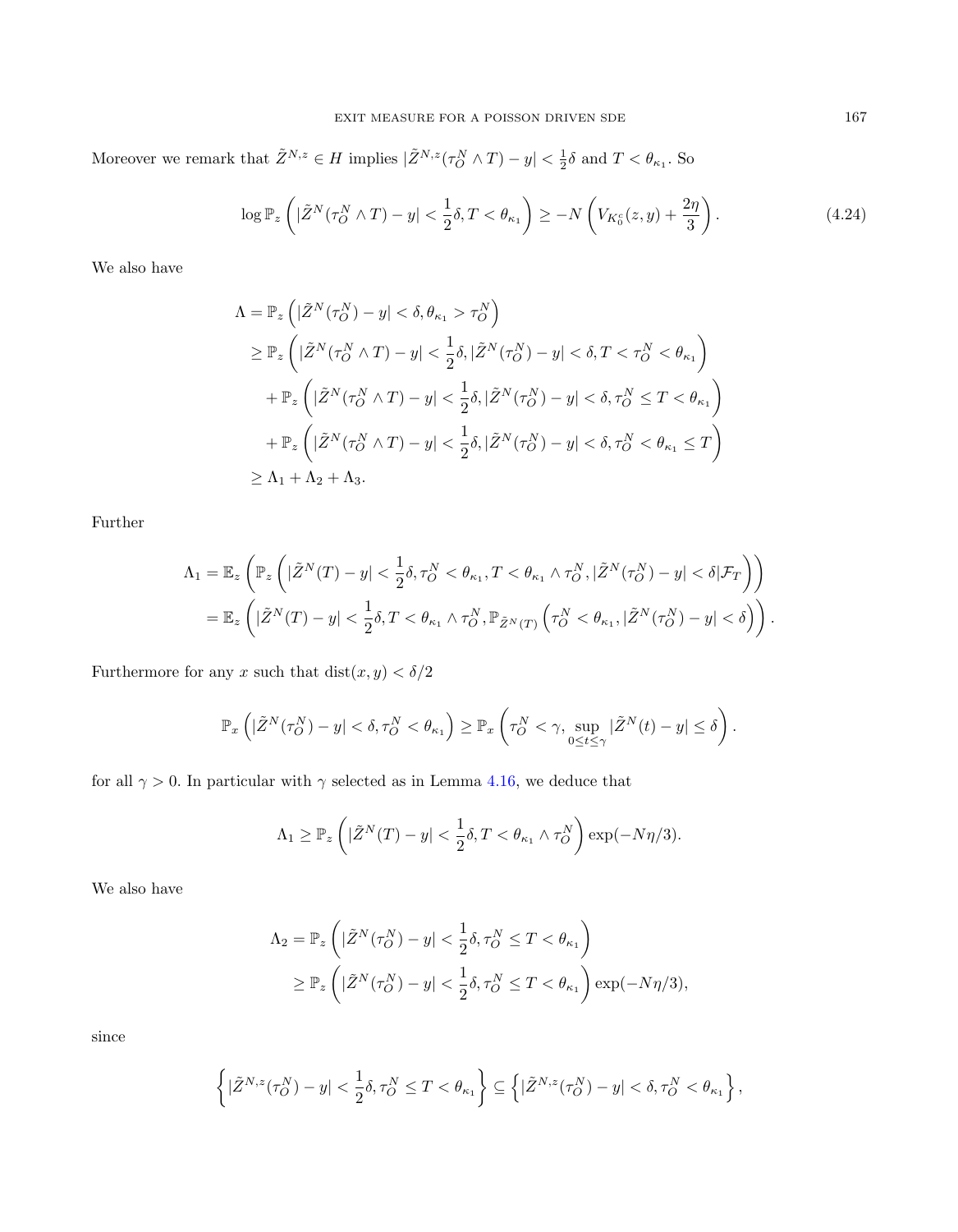Moreover we remark that $\tilde{Z}^{N,z} \in H$ implies $|\tilde{Z}^{N,z}(\tau_O^N \wedge T) - y| < \frac{1}{2}\delta$ and $T < \theta_{\kappa_1}$. So

$$\log \mathbb{P}_z\left(|\tilde{Z}^N(\tau_O^N \wedge T) - y| < \frac{1}{2}\delta, T < \theta_{\kappa_1}\right) \geq -N\left(V_{K_0^c}(z,y) + \frac{2\eta}{3}\right). \tag{4.24}$$

We also have

$$\begin{aligned}
\Lambda &= \mathbb{P}_z\left(|\tilde{Z}^N(\tau_O^N) - y| < \delta, \theta_{\kappa_1} > \tau_O^N\right) \\
&\geq \mathbb{P}_z\left(|\tilde{Z}^N(\tau_O^N \wedge T) - y| < \frac{1}{2}\delta, |\tilde{Z}^N(\tau_O^N) - y| < \delta, T < \tau_O^N < \theta_{\kappa_1}\right) \\
&\quad + \mathbb{P}_z\left(|\tilde{Z}^N(\tau_O^N \wedge T) - y| < \frac{1}{2}\delta, |\tilde{Z}^N(\tau_O^N) - y| < \delta, \tau_O^N \leq T < \theta_{\kappa_1}\right) \\
&\quad + \mathbb{P}_z\left(|\tilde{Z}^N(\tau_O^N \wedge T) - y| < \frac{1}{2}\delta, |\tilde{Z}^N(\tau_O^N) - y| < \delta, \tau_O^N < \theta_{\kappa_1} \leq T\right) \\
&\geq \Lambda_1 + \Lambda_2 + \Lambda_3.
\end{aligned}$$

Further

$$\begin{aligned}
\Lambda_1 &= \mathbb{E}_z\left(\mathbb{P}_z\left(|\tilde{Z}^N(T) - y| < \frac{1}{2}\delta, \tau_O^N < \theta_{\kappa_1}, T < \theta_{\kappa_1} \wedge \tau_O^N, |\tilde{Z}^N(\tau_O^N) - y| < \delta | \mathcal{F}_T\right)\right) \\
&= \mathbb{E}_z\left(|\tilde{Z}^N(T) - y| < \frac{1}{2}\delta, T < \theta_{\kappa_1} \wedge \tau_O^N, \mathbb{P}_{\tilde{Z}^N(T)}\left(\tau_O^N < \theta_{\kappa_1}, |\tilde{Z}^N(\tau_O^N) - y| < \delta\right)\right).
\end{aligned}$$

Furthermore for any $x$ such that $\text{dist}(x, y) < \delta/2$

$$\mathbb{P}_x\left(|\tilde{Z}^N(\tau_O^N) - y| < \delta, \tau_O^N < \theta_{\kappa_1}\right) \geq \mathbb{P}_x\left(\tau_O^N < \gamma, \sup_{0 \leq t \leq \gamma} |\tilde{Z}^N(t) - y| \leq \delta\right).$$

for all $\gamma > 0$. In particular with $\gamma$ selected as in Lemma 4.16, we deduce that

$$\Lambda_1 \geq \mathbb{P}_z\left(|\tilde{Z}^N(T) - y| < \frac{1}{2}\delta, T < \theta_{\kappa_1} \wedge \tau_O^N\right) \exp(-N\eta/3).$$

We also have

$$\begin{aligned}
\Lambda_2 &= \mathbb{P}_z\left(|\tilde{Z}^N(\tau_O^N) - y| < \frac{1}{2}\delta, \tau_O^N \leq T < \theta_{\kappa_1}\right) \\
&\geq \mathbb{P}_z\left(|\tilde{Z}^N(\tau_O^N) - y| < \frac{1}{2}\delta, \tau_O^N \leq T < \theta_{\kappa_1}\right) \exp(-N\eta/3),
\end{aligned}$$

since

$$\left\{|\tilde{Z}^{N,z}(\tau_O^N) - y| < \frac{1}{2}\delta, \tau_O^N \leq T < \theta_{\kappa_1}\right\} \subseteq \left\{|\tilde{Z}^{N,z}(\tau_O^N) - y| < \delta, \tau_O^N < \theta_{\kappa_1}\right\},$$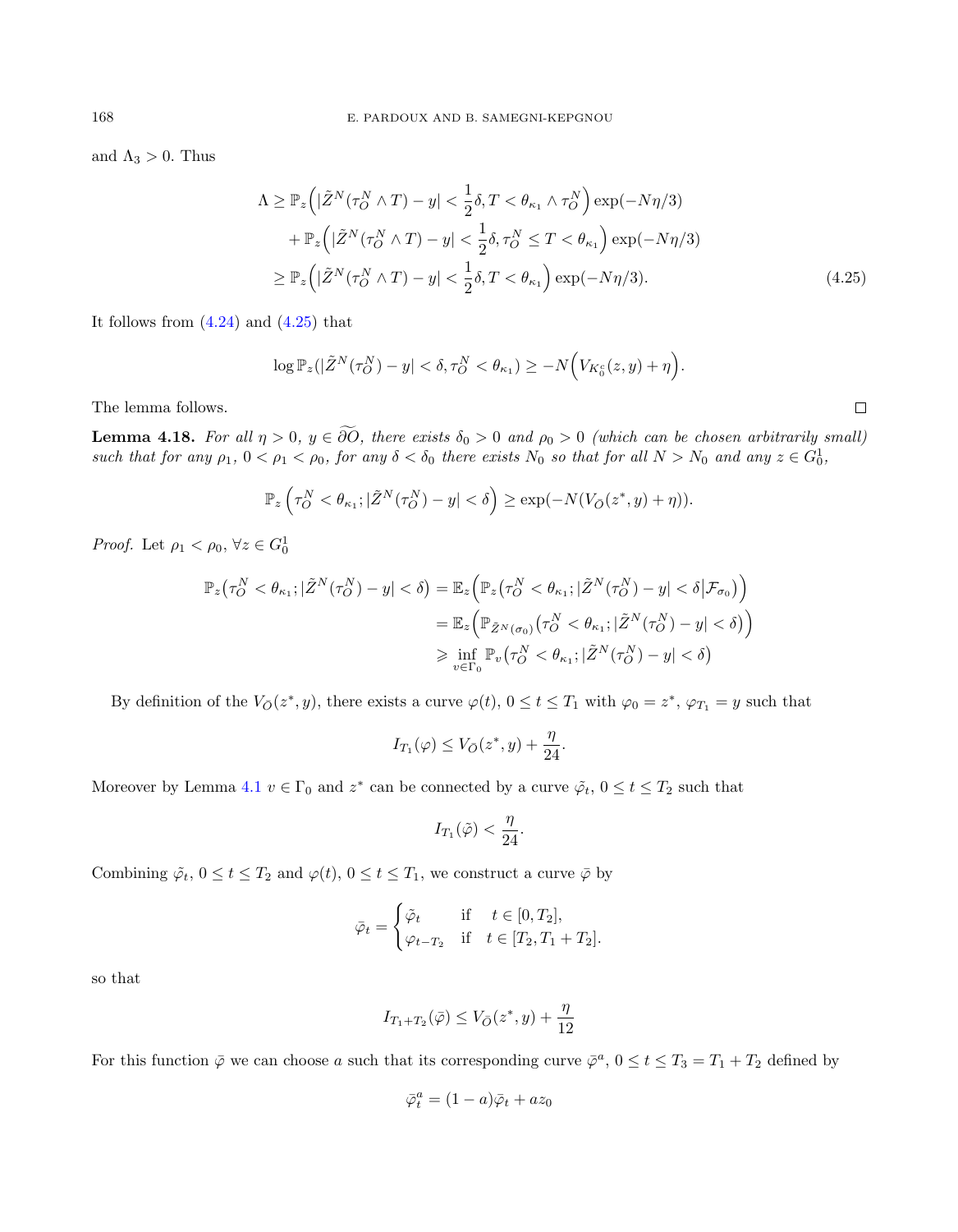and $\Lambda_3 > 0$. Thus

$$
\begin{aligned}
\Lambda \geq\ & \mathbb{P}_z\Big(|\tilde{Z}^N(\tau_O^N \wedge T) - y| < \frac{1}{2}\delta, T < \theta_{\kappa_1} \wedge \tau_O^N\Big)\exp(-N\eta/3) \\
& + \mathbb{P}_z\Big(|\tilde{Z}^N(\tau_O^N \wedge T) - y| < \frac{1}{2}\delta, \tau_O^N \leq T < \theta_{\kappa_1}\Big)\exp(-N\eta/3) \\
\geq\ & \mathbb{P}_z\Big(|\tilde{Z}^N(\tau_O^N \wedge T) - y| < \frac{1}{2}\delta, T < \theta_{\kappa_1}\Big)\exp(-N\eta/3). \qquad (4.25)
\end{aligned}
$$

It follows from (4.24) and (4.25) that

$$
\log \mathbb{P}_z(|\tilde{Z}^N(\tau_O^N) - y| < \delta, \tau_O^N < \theta_{\kappa_1}) \geq -N\Big(V_{K_0^c}(z,y) + \eta\Big).
$$

The lemma follows. $\square$

**Lemma 4.18.** *For all $\eta > 0$, $y \in \widetilde{\partial O}$, there exists $\delta_0 > 0$ and $\rho_0 > 0$ (which can be chosen arbitrarily small) such that for any $\rho_1$, $0 < \rho_1 < \rho_0$, for any $\delta < \delta_0$ there exists $N_0$ so that for all $N > N_0$ and any $z \in G_0^1$,*

$$
\mathbb{P}_z\left(\tau_O^N < \theta_{\kappa_1}; |\tilde{Z}^N(\tau_O^N) - y| < \delta\right) \geq \exp(-N(V_{\bar{O}}(z^*, y) + \eta)).
$$

*Proof.* Let $\rho_1 < \rho_0$, $\forall z \in G_0^1$

$$
\begin{aligned}
\mathbb{P}_z\big(\tau_O^N < \theta_{\kappa_1}; |\tilde{Z}^N(\tau_O^N) - y| < \delta\big) &= \mathbb{E}_z\Big(\mathbb{P}_z\big(\tau_O^N < \theta_{\kappa_1}; |\tilde{Z}^N(\tau_O^N) - y| < \delta \big| \mathcal{F}_{\sigma_0}\big)\Big) \\
&= \mathbb{E}_z\Big(\mathbb{P}_{\tilde{Z}^N(\sigma_0)}\big(\tau_O^N < \theta_{\kappa_1}; |\tilde{Z}^N(\tau_O^N) - y| < \delta\big)\Big) \\
&\geqslant \inf_{v \in \Gamma_0} \mathbb{P}_v\big(\tau_O^N < \theta_{\kappa_1}; |\tilde{Z}^N(\tau_O^N) - y| < \delta\big)
\end{aligned}
$$

By definition of the $V_{\bar{O}}(z^*, y)$, there exists a curve $\varphi(t)$, $0 \leq t \leq T_1$ with $\varphi_0 = z^*$, $\varphi_{T_1} = y$ such that

$$
I_{T_1}(\varphi) \leq V_{\bar{O}}(z^*, y) + \frac{\eta}{24}.
$$

Moreover by Lemma 4.1 $v \in \Gamma_0$ and $z^*$ can be connected by a curve $\tilde{\varphi}_t$, $0 \leq t \leq T_2$ such that

$$
I_{T_1}(\tilde{\varphi}) < \frac{\eta}{24}.
$$

Combining $\tilde{\varphi}_t$, $0 \leq t \leq T_2$ and $\varphi(t)$, $0 \leq t \leq T_1$, we construct a curve $\bar{\varphi}$ by

$$
\bar{\varphi}_t = \begin{cases} \tilde{\varphi}_t & \text{if} \quad t \in [0, T_2], \\ \varphi_{t - T_2} & \text{if} \quad t \in [T_2, T_1 + T_2]. \end{cases}
$$

so that

$$
I_{T_1 + T_2}(\bar{\varphi}) \leq V_{\bar{O}}(z^*, y) + \frac{\eta}{12}
$$

For this function $\bar{\varphi}$ we can choose $a$ such that its corresponding curve $\bar{\varphi}^a$, $0 \leq t \leq T_3 = T_1 + T_2$ defined by

$$
\bar{\varphi}_t^a = (1-a)\bar{\varphi}_t + a z_0
$$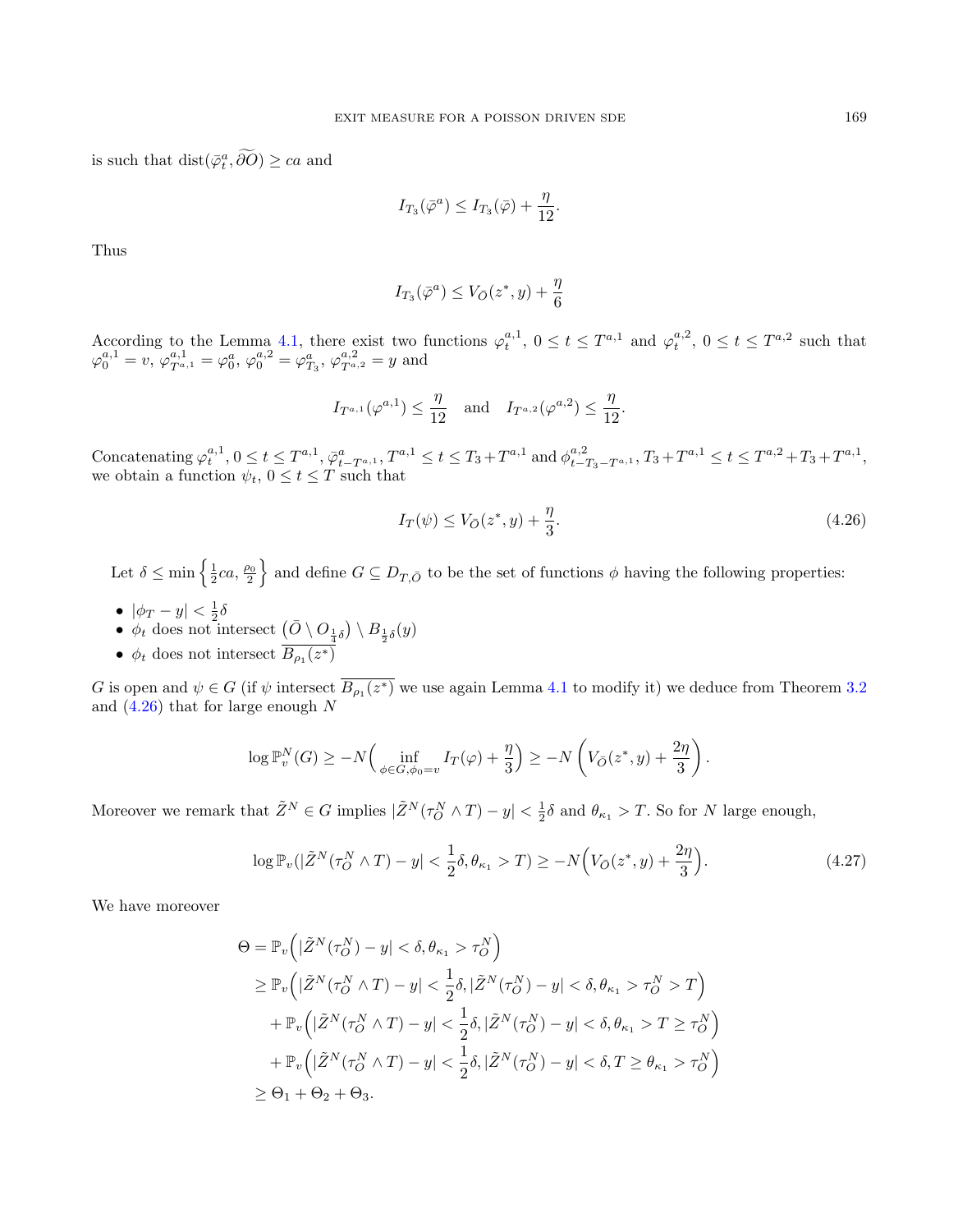is such that $\text{dist}(\bar{\varphi}^a_t, \widetilde{\partial O}) \geq ca$ and

$$I_{T_3}(\bar{\varphi}^a) \leq I_{T_3}(\bar{\varphi}) + \frac{\eta}{12}.$$

Thus

$$I_{T_3}(\bar{\varphi}^a) \leq V_{\bar{O}}(z^*, y) + \frac{\eta}{6}$$

According to the Lemma 4.1, there exist two functions $\varphi^{a,1}_t$, $0 \leq t \leq T^{a,1}$ and $\varphi^{a,2}_t$, $0 \leq t \leq T^{a,2}$ such that $\varphi^{a,1}_0 = v$, $\varphi^{a,1}_{T^{a,1}} = \varphi^a_0$, $\varphi^{a,2}_0 = \varphi^a_{T_3}$, $\varphi^{a,2}_{T^{a,2}} = y$ and

$$I_{T^{a,1}}(\varphi^{a,1}) \leq \frac{\eta}{12} \quad \text{and} \quad I_{T^{a,2}}(\varphi^{a,2}) \leq \frac{\eta}{12}.$$

Concatenating $\varphi^{a,1}_t, 0 \leq t \leq T^{a,1}$, $\bar{\varphi}^a_{t-T^{a,1}}, T^{a,1} \leq t \leq T_3 + T^{a,1}$ and $\phi^{a,2}_{t-T_3-T^{a,1}}, T_3 + T^{a,1} \leq t \leq T^{a,2} + T_3 + T^{a,1}$, we obtain a function $\psi_t$, $0 \leq t \leq T$ such that

$$I_T(\psi) \leq V_{\bar{O}}(z^*, y) + \frac{\eta}{3}. \tag{4.26}$$

Let $\delta \leq \min\left\{\frac{1}{2}ca, \frac{\rho_0}{2}\right\}$ and define $G \subseteq D_{T,\bar{O}}$ to be the set of functions $\phi$ having the following properties:

- $|\phi_T - y| < \frac{1}{2}\delta$
- $\phi_t$ does not intersect $\left(\bar{O} \setminus O_{\frac{1}{4}\delta}\right) \setminus B_{\frac{1}{2}\delta}(y)$
- $\phi_t$ does not intersect $\overline{B_{\rho_1}(z^*)}$

$G$ is open and $\psi \in G$ (if $\psi$ intersect $\overline{B_{\rho_1}(z^*)}$ we use again Lemma 4.1 to modify it) we deduce from Theorem 3.2 and (4.26) that for large enough $N$

$$\log \mathbb{P}^N_v(G) \geq -N\Big(\inf_{\phi \in G, \phi_0 = v} I_T(\varphi) + \frac{\eta}{3}\Big) \geq -N\left(V_{\bar{O}}(z^*, y) + \frac{2\eta}{3}\right).$$

Moreover we remark that $\tilde{Z}^N \in G$ implies $|\tilde{Z}^N(\tau^N_O \wedge T) - y| < \frac{1}{2}\delta$ and $\theta_{\kappa_1} > T$. So for $N$ large enough,

$$\log \mathbb{P}_v(|\tilde{Z}^N(\tau^N_O \wedge T) - y| < \frac{1}{2}\delta, \theta_{\kappa_1} > T) \geq -N\Big(V_{\bar{O}}(z^*, y) + \frac{2\eta}{3}\Big). \tag{4.27}$$

We have moreover

$$\begin{aligned}
\Theta &= \mathbb{P}_v\Big(|\tilde{Z}^N(\tau^N_O) - y| < \delta, \theta_{\kappa_1} > \tau^N_O\Big) \\
&\geq \mathbb{P}_v\Big(|\tilde{Z}^N(\tau^N_O \wedge T) - y| < \frac{1}{2}\delta, |\tilde{Z}^N(\tau^N_O) - y| < \delta, \theta_{\kappa_1} > \tau^N_O > T\Big) \\
&\quad + \mathbb{P}_v\Big(|\tilde{Z}^N(\tau^N_O \wedge T) - y| < \frac{1}{2}\delta, |\tilde{Z}^N(\tau^N_O) - y| < \delta, \theta_{\kappa_1} > T \geq \tau^N_O\Big) \\
&\quad + \mathbb{P}_v\Big(|\tilde{Z}^N(\tau^N_O \wedge T) - y| < \frac{1}{2}\delta, |\tilde{Z}^N(\tau^N_O) - y| < \delta, T \geq \theta_{\kappa_1} > \tau^N_O\Big) \\
&\geq \Theta_1 + \Theta_2 + \Theta_3.
\end{aligned}$$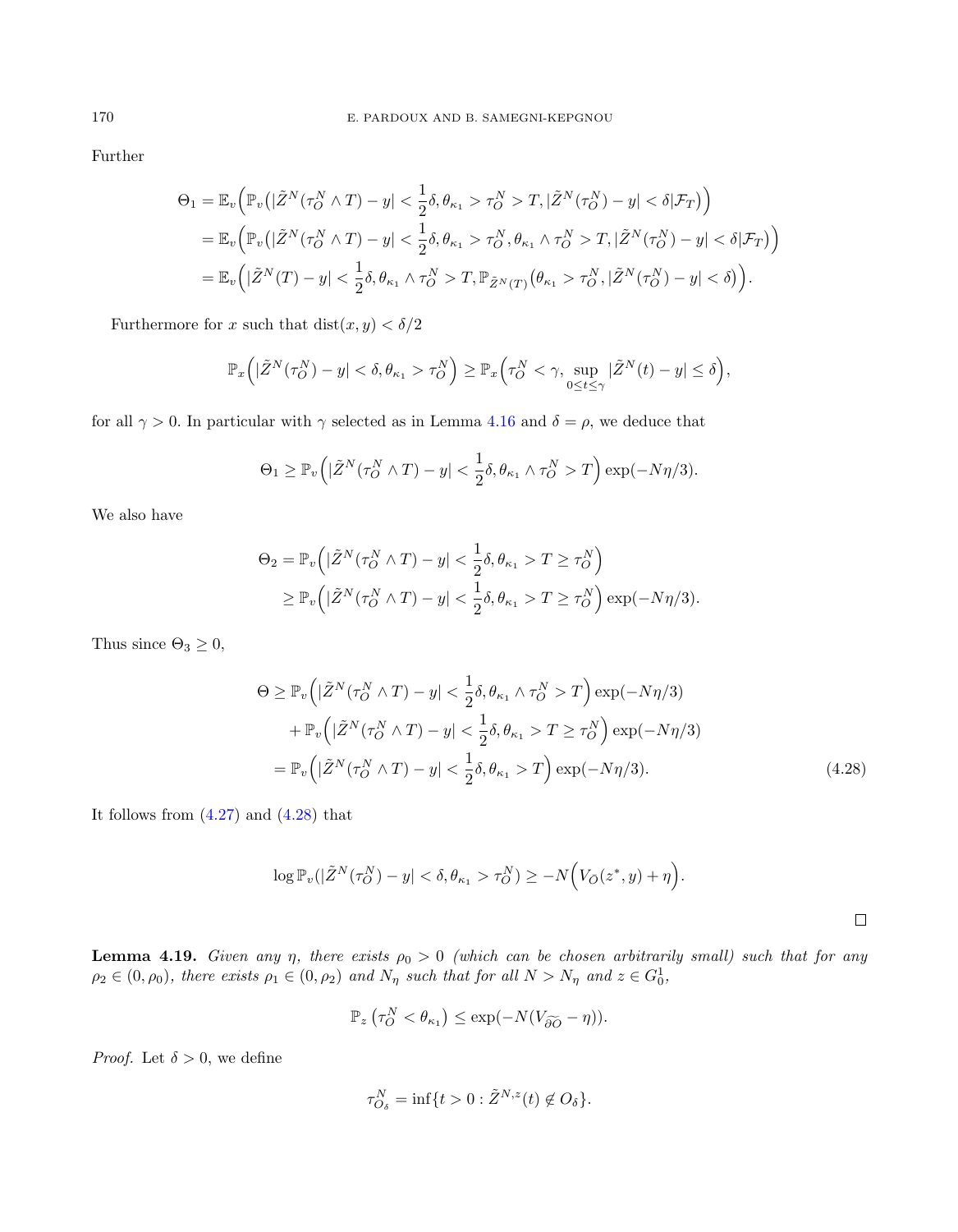Further

$$
\begin{aligned}
\Theta_1 &= \mathbb{E}_v\Big(\mathbb{P}_v\big(|\tilde{Z}^N(\tau_O^N \wedge T) - y| < \frac{1}{2}\delta, \theta_{\kappa_1} > \tau_O^N > T, |\tilde{Z}^N(\tau_O^N) - y| < \delta | \mathcal{F}_T\big)\Big) \\
&= \mathbb{E}_v\Big(\mathbb{P}_v\big(|\tilde{Z}^N(\tau_O^N \wedge T) - y| < \frac{1}{2}\delta, \theta_{\kappa_1} > \tau_O^N, \theta_{\kappa_1} \wedge \tau_O^N > T, |\tilde{Z}^N(\tau_O^N) - y| < \delta | \mathcal{F}_T\big)\Big) \\
&= \mathbb{E}_v\Big(|\tilde{Z}^N(T) - y| < \frac{1}{2}\delta, \theta_{\kappa_1} \wedge \tau_O^N > T, \mathbb{P}_{\tilde{Z}^N(T)}\big(\theta_{\kappa_1} > \tau_O^N, |\tilde{Z}^N(\tau_O^N) - y| < \delta\big)\Big).
\end{aligned}
$$

Furthermore for $x$ such that $\mathrm{dist}(x, y) < \delta/2$

$$
\mathbb{P}_x\Big(|\tilde{Z}^N(\tau_O^N) - y| < \delta, \theta_{\kappa_1} > \tau_O^N\Big) \geq \mathbb{P}_x\Big(\tau_O^N < \gamma, \sup_{0 \leq t \leq \gamma} |\tilde{Z}^N(t) - y| \leq \delta\Big),
$$

for all $\gamma > 0$. In particular with $\gamma$ selected as in Lemma 4.16 and $\delta = \rho$, we deduce that

$$
\Theta_1 \geq \mathbb{P}_v\Big(|\tilde{Z}^N(\tau_O^N \wedge T) - y| < \frac{1}{2}\delta, \theta_{\kappa_1} \wedge \tau_O^N > T\Big) \exp(-N\eta/3).
$$

We also have

$$
\begin{aligned}
\Theta_2 &= \mathbb{P}_v\Big(|\tilde{Z}^N(\tau_O^N \wedge T) - y| < \frac{1}{2}\delta, \theta_{\kappa_1} > T \geq \tau_O^N\Big) \\
&\geq \mathbb{P}_v\Big(|\tilde{Z}^N(\tau_O^N \wedge T) - y| < \frac{1}{2}\delta, \theta_{\kappa_1} > T \geq \tau_O^N\Big) \exp(-N\eta/3).
\end{aligned}
$$

Thus since $\Theta_3 \geq 0$,

$$
\begin{aligned}
\Theta &\geq \mathbb{P}_v\Big(|\tilde{Z}^N(\tau_O^N \wedge T) - y| < \frac{1}{2}\delta, \theta_{\kappa_1} \wedge \tau_O^N > T\Big) \exp(-N\eta/3) \\
&\quad + \mathbb{P}_v\Big(|\tilde{Z}^N(\tau_O^N \wedge T) - y| < \frac{1}{2}\delta, \theta_{\kappa_1} > T \geq \tau_O^N\Big) \exp(-N\eta/3) \\
&= \mathbb{P}_v\Big(|\tilde{Z}^N(\tau_O^N \wedge T) - y| < \frac{1}{2}\delta, \theta_{\kappa_1} > T\Big) \exp(-N\eta/3). \qquad (4.28)
\end{aligned}
$$

It follows from (4.27) and (4.28) that

$$
\log \mathbb{P}_v(|\tilde{Z}^N(\tau_O^N) - y| < \delta, \theta_{\kappa_1} > \tau_O^N) \geq -N\Big(V_{\bar{O}}(z^*, y) + \eta\Big).
$$

□

**Lemma 4.19.** *Given any $\eta$, there exists $\rho_0 > 0$ (which can be chosen arbitrarily small) such that for any $\rho_2 \in (0, \rho_0)$, there exists $\rho_1 \in (0, \rho_2)$ and $N_\eta$ such that for all $N > N_\eta$ and $z \in G_0^1$,*

$$
\mathbb{P}_z\left(\tau_O^N < \theta_{\kappa_1}\right) \leq \exp(-N(V_{\widetilde{\partial O}} - \eta)).
$$

*Proof.* Let $\delta > 0$, we define

$$
\tau_{O_\delta}^N = \inf\{t > 0 : \tilde{Z}^{N,z}(t) \notin O_\delta\}.
$$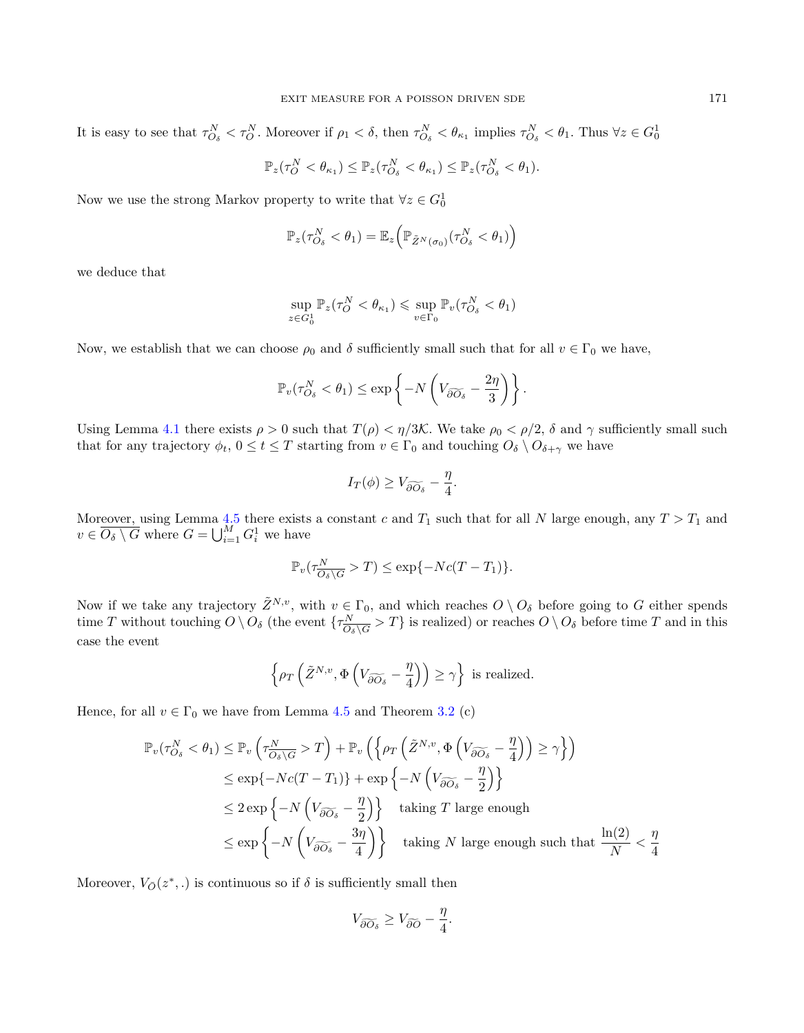It is easy to see that $\tau^N_{O_\delta} < \tau^N_O$. Moreover if $\rho_1 < \delta$, then $\tau^N_{O_\delta} < \theta_{\kappa_1}$ implies $\tau^N_{O_\delta} < \theta_1$. Thus $\forall z \in G^1_0$

$$\mathbb{P}_z(\tau^N_O < \theta_{\kappa_1}) \leq \mathbb{P}_z(\tau^N_{O_\delta} < \theta_{\kappa_1}) \leq \mathbb{P}_z(\tau^N_{O_\delta} < \theta_1).$$

Now we use the strong Markov property to write that $\forall z \in G^1_0$

$$\mathbb{P}_z(\tau^N_{O_\delta} < \theta_1) = \mathbb{E}_z\Big(\mathbb{P}_{\tilde{Z}^N(\sigma_0)}(\tau^N_{O_\delta} < \theta_1)\Big)$$

we deduce that

$$\sup_{z \in G^1_0} \mathbb{P}_z(\tau^N_O < \theta_{\kappa_1}) \leqslant \sup_{v \in \Gamma_0} \mathbb{P}_v(\tau^N_{O_\delta} < \theta_1)$$

Now, we establish that we can choose $\rho_0$ and $\delta$ sufficiently small such that for all $v \in \Gamma_0$ we have,

$$\mathbb{P}_v(\tau^N_{O_\delta} < \theta_1) \leq \exp\left\{-N\left(V_{\widetilde{\partial O_\delta}} - \frac{2\eta}{3}\right)\right\}.$$

Using Lemma 4.1 there exists $\rho > 0$ such that $T(\rho) < \eta/3\mathcal{K}$. We take $\rho_0 < \rho/2$, $\delta$ and $\gamma$ sufficiently small such that for any trajectory $\phi_t$, $0 \leq t \leq T$ starting from $v \in \Gamma_0$ and touching $O_\delta \setminus O_{\delta+\gamma}$ we have

$$I_T(\phi) \geq V_{\widetilde{\partial O_\delta}} - \frac{\eta}{4}.$$

Moreover, using Lemma 4.5 there exists a constant $c$ and $T_1$ such that for all $N$ large enough, any $T > T_1$ and $v \in \overline{O_\delta \setminus G}$ where $G = \bigcup_{i=1}^M G^1_i$ we have

$$\mathbb{P}_v(\tau^N_{\overline{O_\delta \setminus G}} > T) \leq \exp\{-Nc(T - T_1)\}.$$

Now if we take any trajectory $\tilde{Z}^{N,v}$, with $v \in \Gamma_0$, and which reaches $O \setminus O_\delta$ before going to $G$ either spends time $T$ without touching $O \setminus O_\delta$ (the event $\{\tau^N_{\overline{O_\delta \setminus G}} > T\}$ is realized) or reaches $O \setminus O_\delta$ before time $T$ and in this case the event

$$\left\{\rho_T\left(\tilde{Z}^{N,v}, \Phi\left(V_{\widetilde{\partial O_\delta}} - \frac{\eta}{4}\right)\right) \geq \gamma\right\} \text{ is realized.}$$

Hence, for all $v \in \Gamma_0$ we have from Lemma 4.5 and Theorem 3.2 (c)

$$\begin{aligned}
\mathbb{P}_v(\tau^N_{O_\delta} < \theta_1) &\leq \mathbb{P}_v\left(\tau^N_{\overline{O_\delta \setminus G}} > T\right) + \mathbb{P}_v\left(\left\{\rho_T\left(\tilde{Z}^{N,v}, \Phi\left(V_{\widetilde{\partial O_\delta}} - \frac{\eta}{4}\right)\right) \geq \gamma\right\}\right) \\
&\leq \exp\{-Nc(T - T_1)\} + \exp\left\{-N\left(V_{\widetilde{\partial O_\delta}} - \frac{\eta}{2}\right)\right\} \\
&\leq 2\exp\left\{-N\left(V_{\widetilde{\partial O_\delta}} - \frac{\eta}{2}\right)\right\} \quad \text{taking } T \text{ large enough} \\
&\leq \exp\left\{-N\left(V_{\widetilde{\partial O_\delta}} - \frac{3\eta}{4}\right)\right\} \quad \text{taking } N \text{ large enough such that } \frac{\ln(2)}{N} < \frac{\eta}{4}
\end{aligned}$$

Moreover, $V_O(z^*, .)$ is continuous so if $\delta$ is sufficiently small then

$$V_{\widetilde{\partial O_\delta}} \geq V_{\widetilde{\partial O}} - \frac{\eta}{4}.$$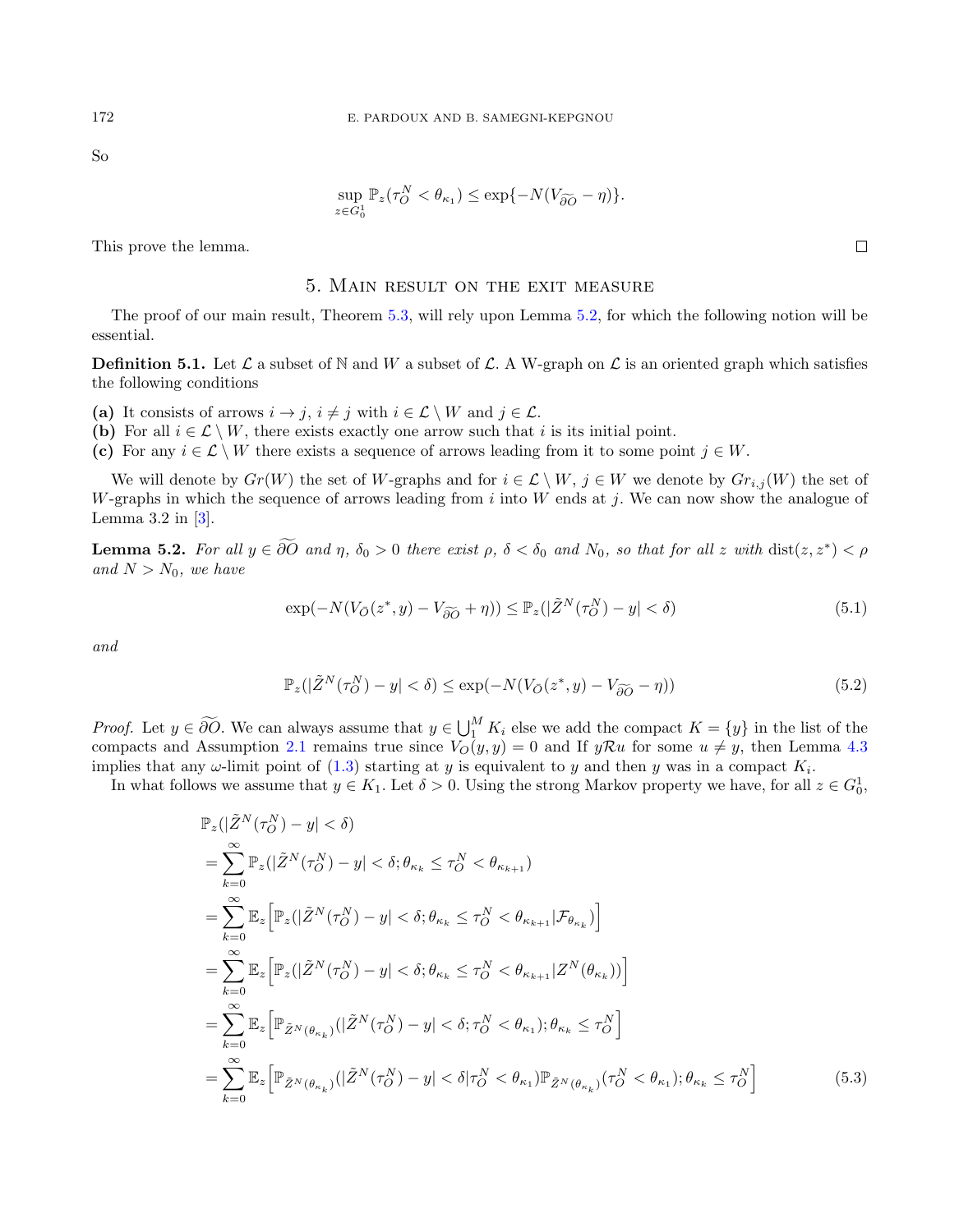So

$$\sup_{z\in G_0^1} \mathbb{P}_z(\tau_O^N < \theta_{\kappa_1}) \le \exp\{-N(V_{\widetilde{\partial O}} - \eta)\}.$$

This prove the lemma. $\square$

## 5. Main result on the exit measure

The proof of our main result, Theorem 5.3, will rely upon Lemma 5.2, for which the following notion will be essential.

**Definition 5.1.** Let $\mathcal{L}$ a subset of $\mathbb{N}$ and $W$ a subset of $\mathcal{L}$. A W-graph on $\mathcal{L}$ is an oriented graph which satisfies the following conditions

- **(a)** It consists of arrows $i \to j$, $i \neq j$ with $i \in \mathcal{L}\setminus W$ and $j \in \mathcal{L}$.
- **(b)** For all $i \in \mathcal{L}\setminus W$, there exists exactly one arrow such that $i$ is its initial point.
- **(c)** For any $i \in \mathcal{L}\setminus W$ there exists a sequence of arrows leading from it to some point $j \in W$.

We will denote by $Gr(W)$ the set of $W$-graphs and for $i \in \mathcal{L}\setminus W$, $j \in W$ we denote by $Gr_{i,j}(W)$ the set of $W$-graphs in which the sequence of arrows leading from $i$ into $W$ ends at $j$. We can now show the analogue of Lemma 3.2 in [3].

**Lemma 5.2.** *For all $y \in \widetilde{\partial O}$ and $\eta$, $\delta_0 > 0$ there exist $\rho$, $\delta < \delta_0$ and $N_0$, so that for all $z$ with $\operatorname{dist}(z, z^*) < \rho$ and $N > N_0$, we have*

$$\exp(-N(V_O(z^*, y) - V_{\widetilde{\partial O}} + \eta)) \le \mathbb{P}_z(|\tilde{Z}^N(\tau_O^N) - y| < \delta) \tag{5.1}$$

*and*

$$\mathbb{P}_z(|\tilde{Z}^N(\tau_O^N) - y| < \delta) \le \exp(-N(V_O(z^*, y) - V_{\widetilde{\partial O}} - \eta)) \tag{5.2}$$

*Proof.* Let $y \in \widetilde{\partial O}$. We can always assume that $y \in \bigcup_1^M K_i$ else we add the compact $K = \{y\}$ in the list of the compacts and Assumption 2.1 remains true since $V_O(y, y) = 0$ and If $y\mathcal{R}u$ for some $u \neq y$, then Lemma 4.3 implies that any $\omega$-limit point of (1.3) starting at $y$ is equivalent to $y$ and then $y$ was in a compact $K_i$.

In what follows we assume that $y \in K_1$. Let $\delta > 0$. Using the strong Markov property we have, for all $z \in G_0^1$,

$$\begin{aligned}
&\mathbb{P}_z(|\tilde{Z}^N(\tau_O^N) - y| < \delta) \\
&= \sum_{k=0}^{\infty} \mathbb{P}_z(|\tilde{Z}^N(\tau_O^N) - y| < \delta; \theta_{\kappa_k} \le \tau_O^N < \theta_{\kappa_{k+1}}) \\
&= \sum_{k=0}^{\infty} \mathbb{E}_z\Big[\mathbb{P}_z(|\tilde{Z}^N(\tau_O^N) - y| < \delta; \theta_{\kappa_k} \le \tau_O^N < \theta_{\kappa_{k+1}} | \mathcal{F}_{\theta_{\kappa_k}})\Big] \\
&= \sum_{k=0}^{\infty} \mathbb{E}_z\Big[\mathbb{P}_z(|\tilde{Z}^N(\tau_O^N) - y| < \delta; \theta_{\kappa_k} \le \tau_O^N < \theta_{\kappa_{k+1}} | Z^N(\theta_{\kappa_k}))\Big] \\
&= \sum_{k=0}^{\infty} \mathbb{E}_z\Big[\mathbb{P}_{\tilde{Z}^N(\theta_{\kappa_k})}(|\tilde{Z}^N(\tau_O^N) - y| < \delta; \tau_O^N < \theta_{\kappa_1}); \theta_{\kappa_k} \le \tau_O^N\Big] \\
&= \sum_{k=0}^{\infty} \mathbb{E}_z\Big[\mathbb{P}_{\tilde{Z}^N(\theta_{\kappa_k})}(|\tilde{Z}^N(\tau_O^N) - y| < \delta | \tau_O^N < \theta_{\kappa_1})\mathbb{P}_{\tilde{Z}^N(\theta_{\kappa_k})}(\tau_O^N < \theta_{\kappa_1}); \theta_{\kappa_k} \le \tau_O^N\Big]
\end{aligned} \tag{5.3}$$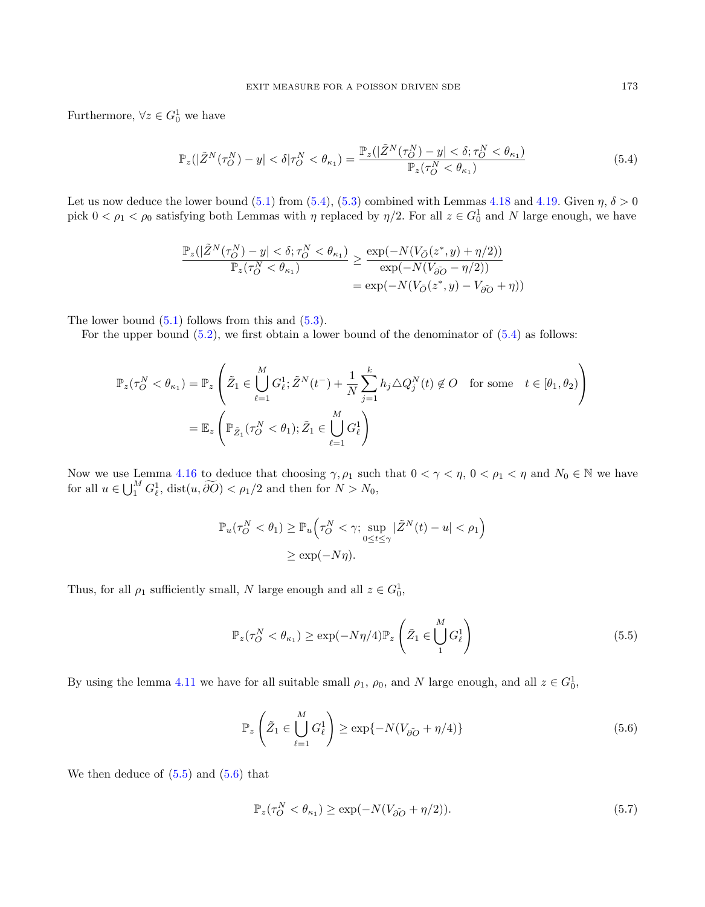Furthermore, $\forall z \in G_0^1$ we have

$$\mathbb{P}_z(|\tilde{Z}^N(\tau_O^N) - y| < \delta | \tau_O^N < \theta_{\kappa_1}) = \frac{\mathbb{P}_z(|\tilde{Z}^N(\tau_O^N) - y| < \delta; \tau_O^N < \theta_{\kappa_1})}{\mathbb{P}_z(\tau_O^N < \theta_{\kappa_1})} \tag{5.4}$$

Let us now deduce the lower bound (5.1) from (5.4), (5.3) combined with Lemmas 4.18 and 4.19. Given $\eta, \delta > 0$ pick $0 < \rho_1 < \rho_0$ satisfying both Lemmas with $\eta$ replaced by $\eta/2$. For all $z \in G_0^1$ and $N$ large enough, we have

$$\begin{aligned}\frac{\mathbb{P}_z(|\tilde{Z}^N(\tau_O^N) - y| < \delta; \tau_O^N < \theta_{\kappa_1})}{\mathbb{P}_z(\tau_O^N < \theta_{\kappa_1})} &\geq \frac{\exp(-N(V_{\bar{O}}(z^*, y) + \eta/2))}{\exp(-N(V_{\tilde{\partial O}} - \eta/2))} \\ &= \exp(-N(V_{\bar{O}}(z^*, y) - V_{\tilde{\partial O}} + \eta))\end{aligned}$$

The lower bound (5.1) follows from this and (5.3).

For the upper bound (5.2), we first obtain a lower bound of the denominator of (5.4) as follows:

$$\begin{aligned}\mathbb{P}_z(\tau_O^N < \theta_{\kappa_1}) &= \mathbb{P}_z\left(\tilde{Z}_1 \in \bigcup_{\ell=1}^M G_\ell^1; \tilde{Z}^N(t^-) + \frac{1}{N}\sum_{j=1}^k h_j \triangle Q_j^N(t) \notin O \quad \text{for some} \quad t \in [\theta_1, \theta_2)\right) \\ &= \mathbb{E}_z\left(\mathbb{P}_{\tilde{Z}_1}(\tau_O^N < \theta_1); \tilde{Z}_1 \in \bigcup_{\ell=1}^M G_\ell^1\right)\end{aligned}$$

Now we use Lemma 4.16 to deduce that choosing $\gamma, \rho_1$ such that $0 < \gamma < \eta$, $0 < \rho_1 < \eta$ and $N_0 \in \mathbb{N}$ we have for all $u \in \bigcup_1^M G_\ell^1$, $\text{dist}(u, \widetilde{\partial O}) < \rho_1/2$ and then for $N > N_0$,

$$\begin{aligned}\mathbb{P}_u(\tau_O^N < \theta_1) &\geq \mathbb{P}_u\Big(\tau_O^N < \gamma; \sup_{0 \leq t \leq \gamma} |\tilde{Z}^N(t) - u| < \rho_1\Big) \\ &\geq \exp(-N\eta).\end{aligned}$$

Thus, for all $\rho_1$ sufficiently small, $N$ large enough and all $z \in G_0^1$,

$$\mathbb{P}_z(\tau_O^N < \theta_{\kappa_1}) \geq \exp(-N\eta/4)\mathbb{P}_z\left(\tilde{Z}_1 \in \bigcup_1^M G_\ell^1\right) \tag{5.5}$$

By using the lemma 4.11 we have for all suitable small $\rho_1$, $\rho_0$, and $N$ large enough, and all $z \in G_0^1$,

$$\mathbb{P}_z\left(\tilde{Z}_1 \in \bigcup_{\ell=1}^M G_\ell^1\right) \geq \exp\{-N(V_{\tilde{\partial O}} + \eta/4)\} \tag{5.6}$$

We then deduce of (5.5) and (5.6) that

$$\mathbb{P}_z(\tau_O^N < \theta_{\kappa_1}) \geq \exp(-N(V_{\tilde{\partial O}} + \eta/2)). \tag{5.7}$$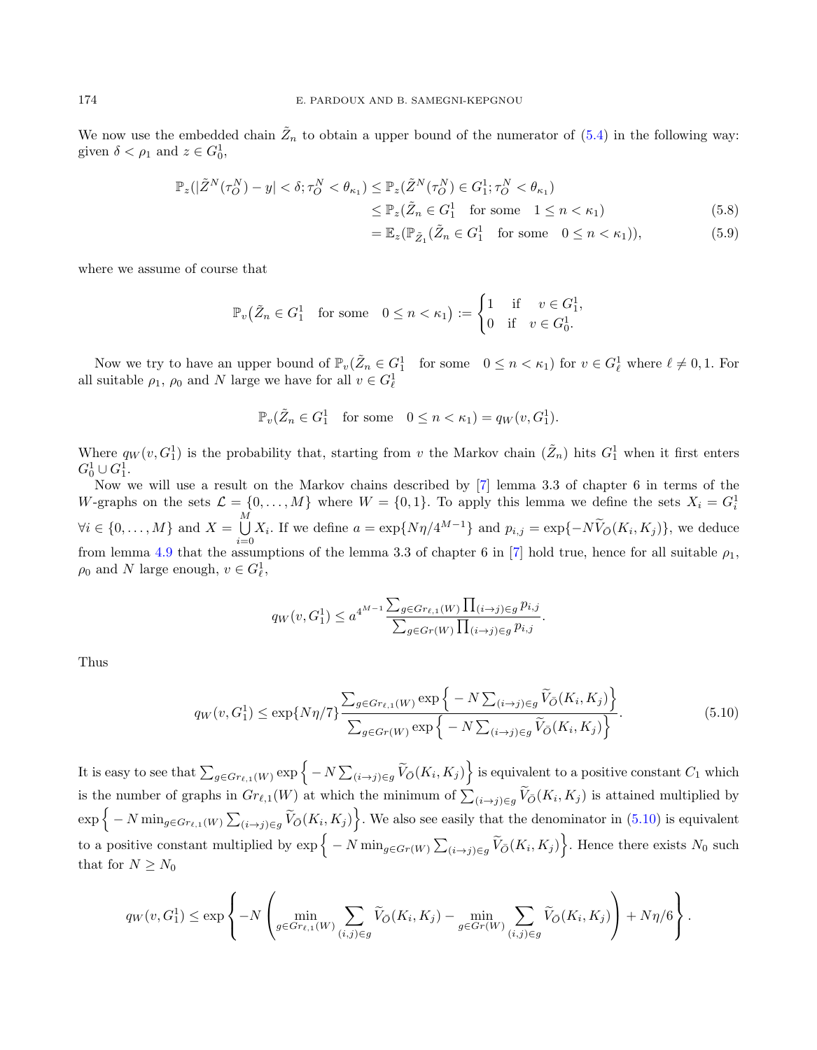We now use the embedded chain $\tilde{Z}_n$ to obtain a upper bound of the numerator of (5.4) in the following way: given $\delta < \rho_1$ and $z \in G_0^1$,

$$
\begin{aligned}
\mathbb{P}_z(|\tilde{Z}^N(\tau_O^N) - y| < \delta; \tau_O^N < \theta_{\kappa_1}) &\leq \mathbb{P}_z(\tilde{Z}^N(\tau_O^N) \in G_1^1; \tau_O^N < \theta_{\kappa_1}) \\
&\leq \mathbb{P}_z(\tilde{Z}_n \in G_1^1 \quad \text{for some} \quad 1 \leq n < \kappa_1) \qquad (5.8) \\
&= \mathbb{E}_z(\mathbb{P}_{\tilde{Z}_1}(\tilde{Z}_n \in G_1^1 \quad \text{for some} \quad 0 \leq n < \kappa_1)), \qquad (5.9)
\end{aligned}
$$

where we assume of course that

$$
\mathbb{P}_v\big(\tilde{Z}_n \in G_1^1 \quad \text{for some} \quad 0 \leq n < \kappa_1\big) := \begin{cases} 1 & \text{if} \quad v \in G_1^1, \\ 0 & \text{if} \quad v \in G_0^1. \end{cases}
$$

Now we try to have an upper bound of $\mathbb{P}_v(\tilde{Z}_n \in G_1^1 \quad \text{for some} \quad 0 \leq n < \kappa_1)$ for $v \in G_\ell^1$ where $\ell \neq 0, 1$. For all suitable $\rho_1$, $\rho_0$ and $N$ large we have for all $v \in G_\ell^1$

$$
\mathbb{P}_v(\tilde{Z}_n \in G_1^1 \quad \text{for some} \quad 0 \leq n < \kappa_1) = q_W(v, G_1^1).
$$

Where $q_W(v, G_1^1)$ is the probability that, starting from $v$ the Markov chain $(\tilde{Z}_n)$ hits $G_1^1$ when it first enters $G_0^1 \cup G_1^1$.

Now we will use a result on the Markov chains described by [7] lemma 3.3 of chapter 6 in terms of the $W$-graphs on the sets $\mathcal{L} = \{0, \ldots, M\}$ where $W = \{0, 1\}$. To apply this lemma we define the sets $X_i = G_i^1$ $\forall i \in \{0, \ldots, M\}$ and $X = \bigcup_{i=0}^{M} X_i$. If we define $a = \exp\{N\eta/4^{M-1}\}$ and $p_{i,j} = \exp\{-N\widetilde{V}_{\bar{O}}(K_i, K_j)\}$, we deduce from lemma 4.9 that the assumptions of the lemma 3.3 of chapter 6 in [7] hold true, hence for all suitable $\rho_1$, $\rho_0$ and $N$ large enough, $v \in G_\ell^1$,

$$
q_W(v, G_1^1) \leq a^{4^{M-1}} \frac{\sum_{g \in Gr_{\ell,1}(W)} \prod_{(i \to j) \in g} p_{i,j}}{\sum_{g \in Gr(W)} \prod_{(i \to j) \in g} p_{i,j}}.
$$

Thus

$$
q_W(v, G_1^1) \leq \exp\{N\eta/7\} \frac{\sum_{g \in Gr_{\ell,1}(W)} \exp\Big\{-N \sum_{(i \to j) \in g} \widetilde{V}_{\bar{O}}(K_i, K_j)\Big\}}{\sum_{g \in Gr(W)} \exp\Big\{-N \sum_{(i \to j) \in g} \widetilde{V}_{\bar{O}}(K_i, K_j)\Big\}}. \qquad (5.10)
$$

It is easy to see that $\sum_{g \in Gr_{\ell,1}(W)} \exp\Big\{-N \sum_{(i \to j) \in g} \widetilde{V}_{\bar{O}}(K_i, K_j)\Big\}$ is equivalent to a positive constant $C_1$ which is the number of graphs in $Gr_{\ell,1}(W)$ at which the minimum of $\sum_{(i \to j) \in g} \widetilde{V}_{\bar{O}}(K_i, K_j)$ is attained multiplied by $\exp\Big\{-N \min_{g \in Gr_{\ell,1}(W)} \sum_{(i \to j) \in g} \widetilde{V}_{\bar{O}}(K_i, K_j)\Big\}$. We also see easily that the denominator in (5.10) is equivalent to a positive constant multiplied by $\exp\Big\{-N \min_{g \in Gr(W)} \sum_{(i \to j) \in g} \widetilde{V}_{\bar{O}}(K_i, K_j)\Big\}$. Hence there exists $N_0$ such that for $N \geq N_0$

$$
q_W(v, G_1^1) \leq \exp\left\{-N\left(\min_{g \in Gr_{\ell,1}(W)} \sum_{(i,j) \in g} \widetilde{V}_{\bar{O}}(K_i, K_j) - \min_{g \in Gr(W)} \sum_{(i,j) \in g} \widetilde{V}_{\bar{O}}(K_i, K_j)\right) + N\eta/6\right\}.
$$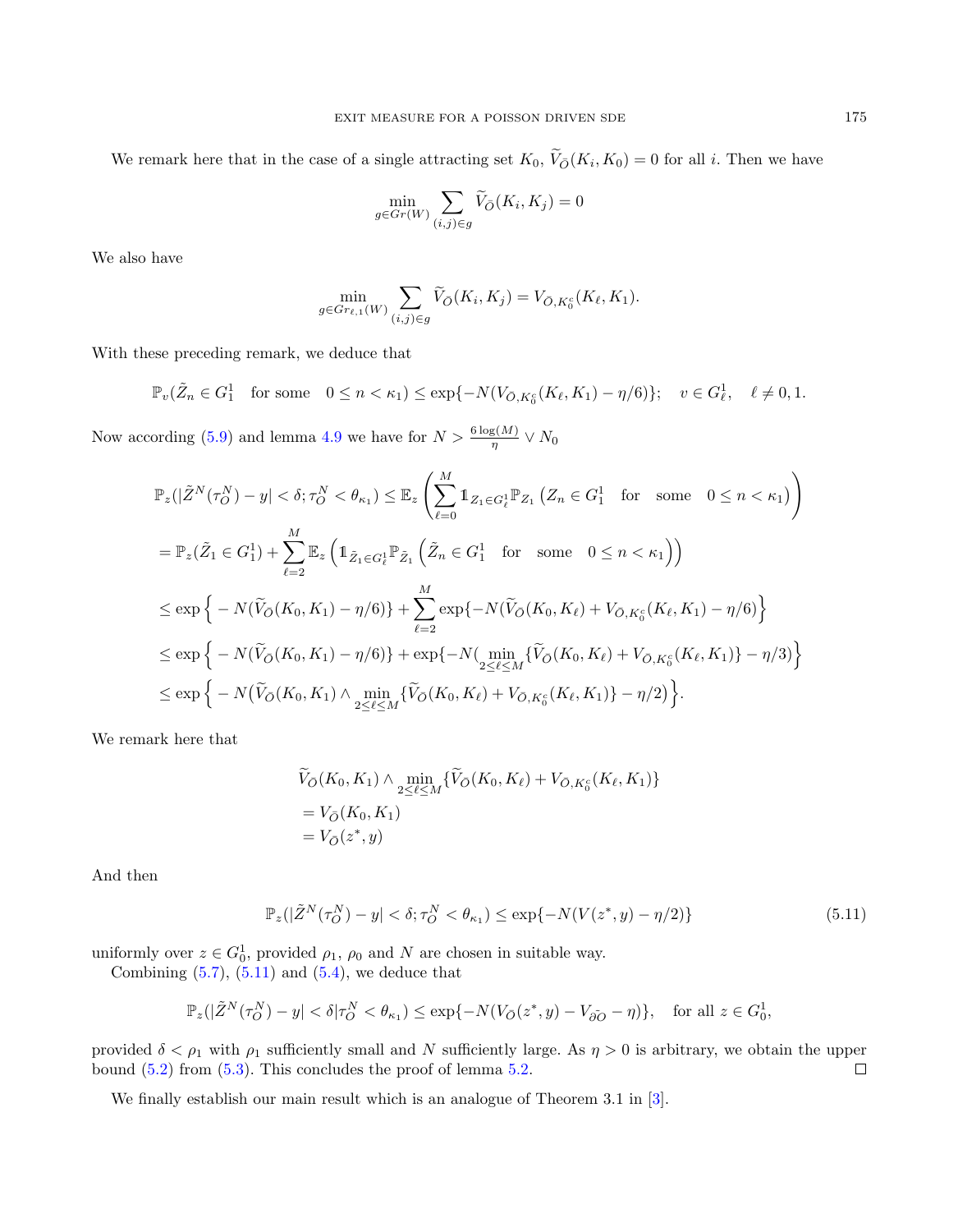We remark here that in the case of a single attracting set $K_0$, $\widetilde{V}_{\bar{O}}(K_i, K_0) = 0$ for all $i$. Then we have

$$\min_{g \in Gr(W)} \sum_{(i,j) \in g} \widetilde{V}_{\bar{O}}(K_i, K_j) = 0$$

We also have

$$\min_{g \in Gr_{\ell,1}(W)} \sum_{(i,j) \in g} \widetilde{V}_{\bar{O}}(K_i, K_j) = V_{\bar{O}, K_0^c}(K_\ell, K_1).$$

With these preceding remark, we deduce that

$$\mathbb{P}_v(\tilde{Z}_n \in G_1^1 \quad \text{for some} \quad 0 \le n < \kappa_1) \le \exp\{-N(V_{\bar{O}, K_0^c}(K_\ell, K_1) - \eta/6)\}; \quad v \in G_\ell^1, \quad \ell \neq 0, 1.$$

Now according (5.9) and lemma 4.9 we have for $N > \frac{6 \log(M)}{\eta} \vee N_0$

$$\begin{aligned}
\mathbb{P}_z(|\tilde{Z}^N(\tau_O^N) - y| < \delta; \tau_O^N < \theta_{\kappa_1}) &\le \mathbb{E}_z \left( \sum_{\ell=0}^{M} \mathbb{1}_{Z_1 \in G_\ell^1} \mathbb{P}_{Z_1} \left( Z_n \in G_1^1 \quad \text{for} \quad \text{some} \quad 0 \le n < \kappa_1 \right) \right) \\
&= \mathbb{P}_z(\tilde{Z}_1 \in G_1^1) + \sum_{\ell=2}^{M} \mathbb{E}_z \left( \mathbb{1}_{\tilde{Z}_1 \in G_\ell^1} \mathbb{P}_{\tilde{Z}_1} \left( \tilde{Z}_n \in G_1^1 \quad \text{for} \quad \text{some} \quad 0 \le n < \kappa_1 \right) \right) \\
&\le \exp\Big\{ -N(\widetilde{V}_{\bar{O}}(K_0, K_1) - \eta/6)\Big\} + \sum_{\ell=2}^{M} \exp\{-N(\widetilde{V}_{\bar{O}}(K_0, K_\ell) + V_{\bar{O}, K_0^c}(K_\ell, K_1) - \eta/6)\Big\} \\
&\le \exp\Big\{ -N(\widetilde{V}_{\bar{O}}(K_0, K_1) - \eta/6)\Big\} + \exp\{-N(\min_{2 \le \ell \le M}\{\widetilde{V}_{\bar{O}}(K_0, K_\ell) + V_{\bar{O}, K_0^c}(K_\ell, K_1)\} - \eta/3)\Big\} \\
&\le \exp\Big\{ -N\big(\widetilde{V}_{\bar{O}}(K_0, K_1) \wedge \min_{2 \le \ell \le M}\{\widetilde{V}_{\bar{O}}(K_0, K_\ell) + V_{\bar{O}, K_0^c}(K_\ell, K_1)\} - \eta/2\big)\Big\}.
\end{aligned}$$

We remark here that

$$\begin{aligned}
&\widetilde{V}_{\bar{O}}(K_0, K_1) \wedge \min_{2 \le \ell \le M}\{\widetilde{V}_{\bar{O}}(K_0, K_\ell) + V_{\bar{O}, K_0^c}(K_\ell, K_1)\} \\
&= V_{\bar{O}}(K_0, K_1) \\
&= V_{\bar{O}}(z^*, y)
\end{aligned}$$

And then

$$\mathbb{P}_z(|\tilde{Z}^N(\tau_O^N) - y| < \delta; \tau_O^N < \theta_{\kappa_1}) \le \exp\{-N(V(z^*, y) - \eta/2)\} \tag{5.11}$$

uniformly over $z \in G_0^1$, provided $\rho_1$, $\rho_0$ and $N$ are chosen in suitable way.

Combining (5.7), (5.11) and (5.4), we deduce that

$$\mathbb{P}_z(|\tilde{Z}^N(\tau_O^N) - y| < \delta | \tau_O^N < \theta_{\kappa_1}) \le \exp\{-N(V_{\bar{O}}(z^*, y) - V_{\partial \bar{O}} - \eta)\}, \quad \text{for all } z \in G_0^1,$$

provided $\delta < \rho_1$ with $\rho_1$ sufficiently small and $N$ sufficiently large. As $\eta > 0$ is arbitrary, we obtain the upper bound (5.2) from (5.3). This concludes the proof of lemma 5.2. □

We finally establish our main result which is an analogue of Theorem 3.1 in [3].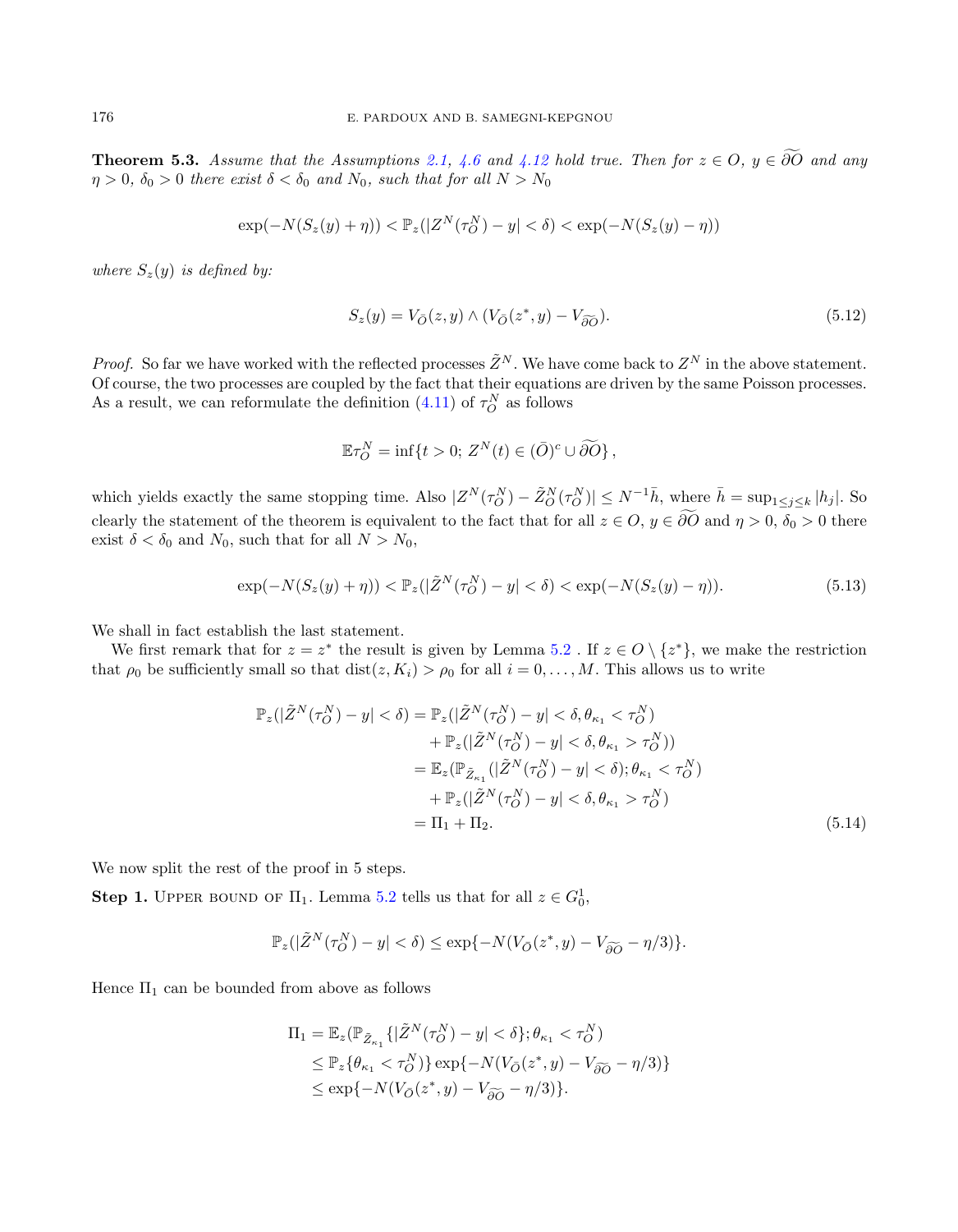**Theorem 5.3.** *Assume that the Assumptions 2.1, 4.6 and 4.12 hold true. Then for $z \in O$, $y \in \widetilde{\partial O}$ and any $\eta > 0$, $\delta_0 > 0$ there exist $\delta < \delta_0$ and $N_0$, such that for all $N > N_0$*

$$\exp(-N(S_z(y)+\eta)) < \mathbb{P}_z(|Z^N(\tau_O^N) - y| < \delta) < \exp(-N(S_z(y)-\eta))$$

*where $S_z(y)$ is defined by:*

$$S_z(y) = V_{\bar{O}}(z,y) \wedge (V_{\bar{O}}(z^*,y) - V_{\widetilde{\partial O}}). \tag{5.12}$$

*Proof.* So far we have worked with the reflected processes $\tilde{Z}^N$. We have come back to $Z^N$ in the above statement. Of course, the two processes are coupled by the fact that their equations are driven by the same Poisson processes. As a result, we can reformulate the definition (4.11) of $\tau_O^N$ as follows

$$\mathbb{E}\tau_O^N = \inf\{t > 0;\, Z^N(t) \in (\bar{O})^c \cup \widetilde{\partial O}\},$$

which yields exactly the same stopping time. Also $|Z^N(\tau_O^N) - \tilde{Z}_O^N(\tau_O^N)| \le N^{-1}\bar{h}$, where $\bar{h} = \sup_{1\le j\le k}|h_j|$. So clearly the statement of the theorem is equivalent to the fact that for all $z \in O$, $y \in \widetilde{\partial O}$ and $\eta > 0$, $\delta_0 > 0$ there exist $\delta < \delta_0$ and $N_0$, such that for all $N > N_0$,

$$\exp(-N(S_z(y)+\eta)) < \mathbb{P}_z(|\tilde{Z}^N(\tau_O^N) - y| < \delta) < \exp(-N(S_z(y)-\eta)). \tag{5.13}$$

We shall in fact establish the last statement.

We first remark that for $z = z^*$ the result is given by Lemma 5.2 . If $z \in O \setminus \{z^*\}$, we make the restriction that $\rho_0$ be sufficiently small so that $\mathrm{dist}(z, K_i) > \rho_0$ for all $i = 0, \ldots, M$. This allows us to write

$$\begin{aligned}
\mathbb{P}_z(|\tilde{Z}^N(\tau_O^N) - y| < \delta) &= \mathbb{P}_z(|\tilde{Z}^N(\tau_O^N) - y| < \delta, \theta_{\kappa_1} < \tau_O^N) \\
&\quad + \mathbb{P}_z(|\tilde{Z}^N(\tau_O^N) - y| < \delta, \theta_{\kappa_1} > \tau_O^N)) \\
&= \mathbb{E}_z(\mathbb{P}_{\tilde{Z}_{\kappa_1}}(|\tilde{Z}^N(\tau_O^N) - y| < \delta); \theta_{\kappa_1} < \tau_O^N) \\
&\quad + \mathbb{P}_z(|\tilde{Z}^N(\tau_O^N) - y| < \delta, \theta_{\kappa_1} > \tau_O^N) \\
&= \Pi_1 + \Pi_2.
\end{aligned} \tag{5.14}$$

We now split the rest of the proof in 5 steps.

**Step 1.** Upper bound of $\Pi_1$. Lemma 5.2 tells us that for all $z \in G_0^1$,

$$\mathbb{P}_z(|\tilde{Z}^N(\tau_O^N) - y| < \delta) \le \exp\{-N(V_{\bar{O}}(z^*,y) - V_{\widetilde{\partial O}} - \eta/3)\}.$$

Hence $\Pi_1$ can be bounded from above as follows

$$\begin{aligned}
\Pi_1 &= \mathbb{E}_z(\mathbb{P}_{\tilde{Z}_{\kappa_1}}\{|\tilde{Z}^N(\tau_O^N) - y| < \delta\}; \theta_{\kappa_1} < \tau_O^N) \\
&\le \mathbb{P}_z\{\theta_{\kappa_1} < \tau_O^N)\}\exp\{-N(V_{\bar{O}}(z^*,y) - V_{\widetilde{\partial O}} - \eta/3)\} \\
&\le \exp\{-N(V_{\bar{O}}(z^*,y) - V_{\widetilde{\partial O}} - \eta/3)\}.
\end{aligned}$$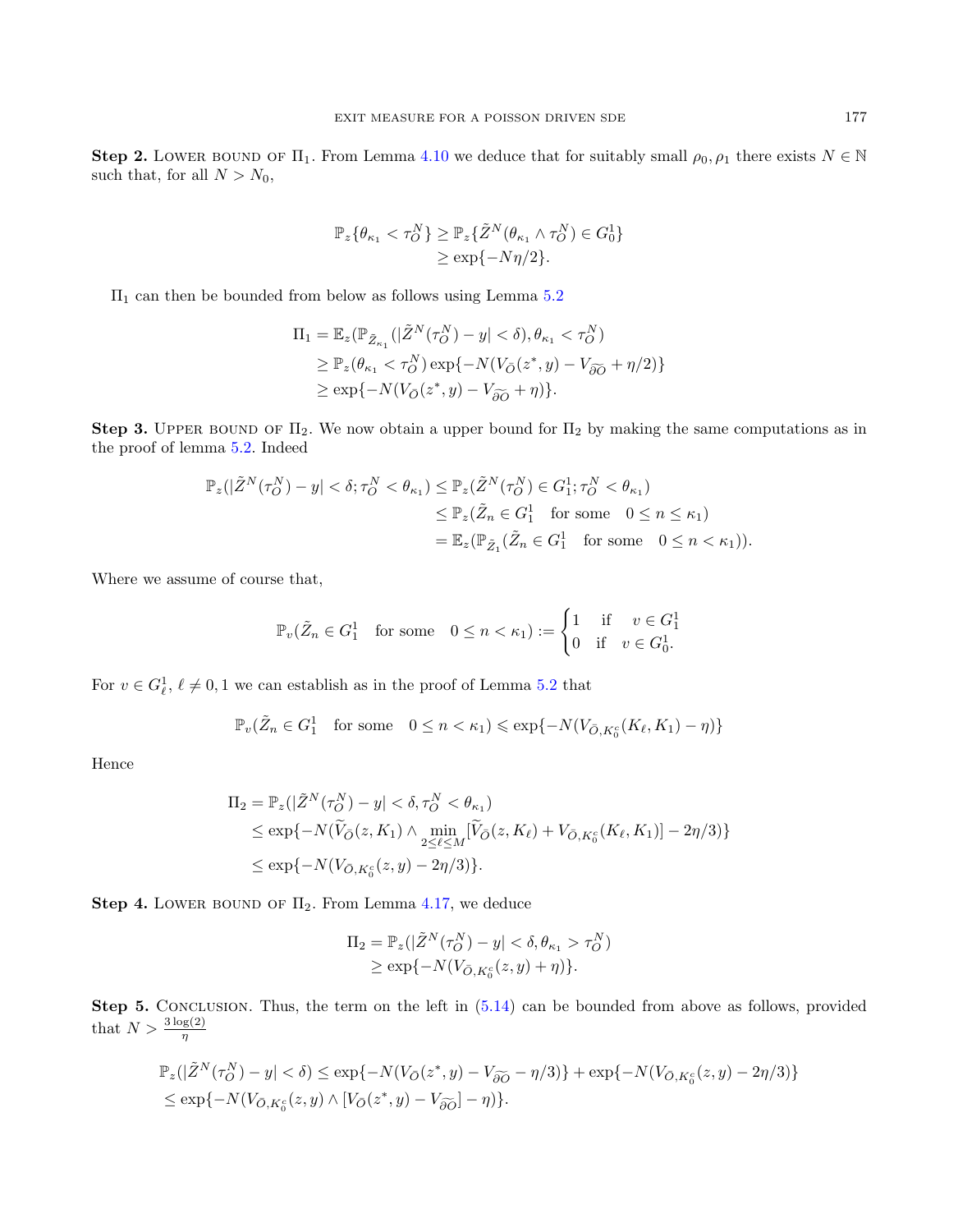**Step 2.** Lower bound of $\Pi_1$. From Lemma 4.10 we deduce that for suitably small $\rho_0, \rho_1$ there exists $N \in \mathbb{N}$ such that, for all $N > N_0$,

$$
\begin{aligned}
\mathbb{P}_z\{\theta_{\kappa_1} < \tau_O^N\} &\geq \mathbb{P}_z\{\tilde{Z}^N(\theta_{\kappa_1} \wedge \tau_O^N) \in G_0^1\} \\
&\geq \exp\{-N\eta/2\}.
\end{aligned}
$$

$\Pi_1$ can then be bounded from below as follows using Lemma 5.2

$$
\begin{aligned}
\Pi_1 &= \mathbb{E}_z(\mathbb{P}_{\tilde{Z}_{\kappa_1}}(|\tilde{Z}^N(\tau_O^N) - y| < \delta), \theta_{\kappa_1} < \tau_O^N) \\
&\geq \mathbb{P}_z(\theta_{\kappa_1} < \tau_O^N) \exp\{-N(V_{\bar{O}}(z^*, y) - V_{\widetilde{\partial O}} + \eta/2)\} \\
&\geq \exp\{-N(V_{\bar{O}}(z^*, y) - V_{\widetilde{\partial O}} + \eta)\}.
\end{aligned}
$$

**Step 3.** Upper bound of $\Pi_2$. We now obtain a upper bound for $\Pi_2$ by making the same computations as in the proof of lemma 5.2. Indeed

$$
\begin{aligned}
\mathbb{P}_z(|\tilde{Z}^N(\tau_O^N) - y| < \delta; \tau_O^N < \theta_{\kappa_1}) &\leq \mathbb{P}_z(\tilde{Z}^N(\tau_O^N) \in G_1^1; \tau_O^N < \theta_{\kappa_1}) \\
&\leq \mathbb{P}_z(\tilde{Z}_n \in G_1^1 \quad \text{for some} \quad 0 \leq n \leq \kappa_1) \\
&= \mathbb{E}_z(\mathbb{P}_{\tilde{Z}_1}(\tilde{Z}_n \in G_1^1 \quad \text{for some} \quad 0 \leq n < \kappa_1)).
\end{aligned}
$$

Where we assume of course that,

$$
\mathbb{P}_v(\tilde{Z}_n \in G_1^1 \quad \text{for some} \quad 0 \leq n < \kappa_1) := \begin{cases} 1 & \text{if} \quad v \in G_1^1 \\ 0 & \text{if} \quad v \in G_0^1. \end{cases}
$$

For $v \in G_\ell^1$, $\ell \neq 0, 1$ we can establish as in the proof of Lemma 5.2 that

$$
\mathbb{P}_v(\tilde{Z}_n \in G_1^1 \quad \text{for some} \quad 0 \leq n < \kappa_1) \leqslant \exp\{-N(V_{\bar{O},K_0^c}(K_\ell, K_1) - \eta)\}
$$

Hence

$$
\begin{aligned}
\Pi_2 &= \mathbb{P}_z(|\tilde{Z}^N(\tau_O^N) - y| < \delta, \tau_O^N < \theta_{\kappa_1}) \\
&\leq \exp\{-N(\widetilde{V}_{\bar{O}}(z, K_1) \wedge \min_{2 \leq \ell \leq M}[\widetilde{V}_{\bar{O}}(z, K_\ell) + V_{\bar{O},K_0^c}(K_\ell, K_1)] - 2\eta/3)\} \\
&\leq \exp\{-N(V_{\bar{O},K_0^c}(z, y) - 2\eta/3)\}.
\end{aligned}
$$

**Step 4.** Lower bound of $\Pi_2$. From Lemma 4.17, we deduce

$$
\begin{aligned}
\Pi_2 &= \mathbb{P}_z(|\tilde{Z}^N(\tau_O^N) - y| < \delta, \theta_{\kappa_1} > \tau_O^N) \\
&\geq \exp\{-N(V_{\bar{O},K_0^c}(z, y) + \eta)\}.
\end{aligned}
$$

**Step 5.** Conclusion. Thus, the term on the left in (5.14) can be bounded from above as follows, provided that $N > \frac{3\log(2)}{\eta}$

$$
\begin{aligned}
&\mathbb{P}_z(|\tilde{Z}^N(\tau_O^N) - y| < \delta) \leq \exp\{-N(V_{\bar{O}}(z^*, y) - V_{\widetilde{\partial O}} - \eta/3)\} + \exp\{-N(V_{\bar{O},K_0^c}(z, y) - 2\eta/3)\} \\
&\leq \exp\{-N(V_{\bar{O},K_0^c}(z, y) \wedge [V_{\bar{O}}(z^*, y) - V_{\widetilde{\partial O}}] - \eta)\}.
\end{aligned}
$$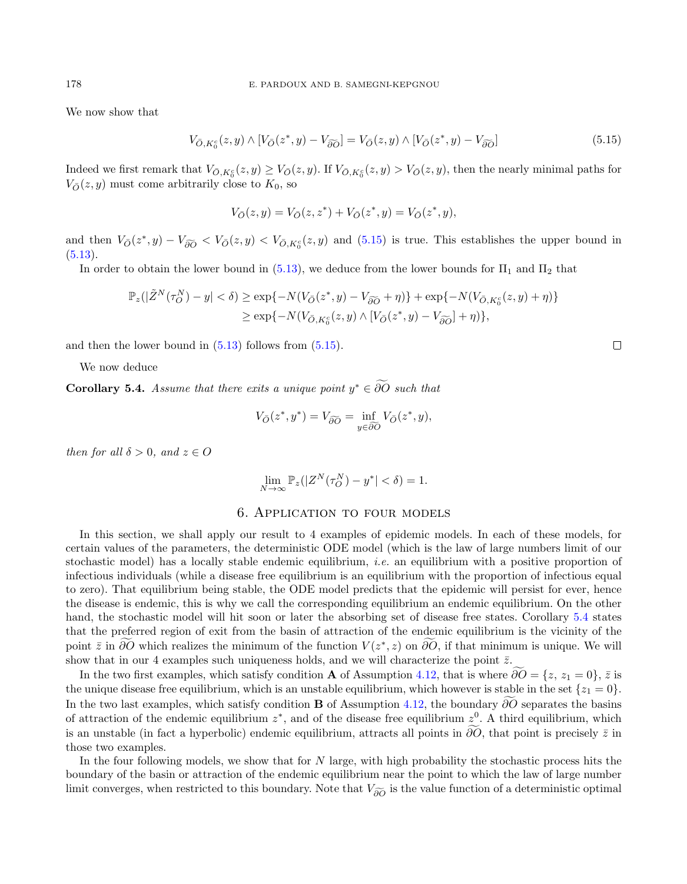We now show that

$$V_{\bar{O},K_0^c}(z,y) \wedge [V_{\bar{O}}(z^*,y) - V_{\widetilde{\partial O}}] = V_{\bar{O}}(z,y) \wedge [V_{\bar{O}}(z^*,y) - V_{\widetilde{\partial O}}] \tag{5.15}$$

Indeed we first remark that $V_{\bar{O},K_0^c}(z,y) \geq V_{\bar{O}}(z,y)$. If $V_{\bar{O},K_0^c}(z,y) > V_{\bar{O}}(z,y)$, then the nearly minimal paths for $V_{\bar{O}}(z,y)$ must come arbitrarily close to $K_0$, so

$$V_{\bar{O}}(z,y) = V_{\bar{O}}(z,z^*) + V_{\bar{O}}(z^*,y) = V_{\bar{O}}(z^*,y),$$

and then $V_{\bar{O}}(z^*,y) - V_{\widetilde{\partial O}} < V_{\bar{O}}(z,y) < V_{\bar{O},K_0^c}(z,y)$ and (5.15) is true. This establishes the upper bound in (5.13).

In order to obtain the lower bound in (5.13), we deduce from the lower bounds for $\Pi_1$ and $\Pi_2$ that

$$\begin{aligned}\mathbb{P}_z(|\tilde{Z}^N(\tau_O^N) - y| < \delta) &\geq \exp\{-N(V_{\bar{O}}(z^*,y) - V_{\widetilde{\partial O}} + \eta)\} + \exp\{-N(V_{\bar{O},K_0^c}(z,y) + \eta)\} \\ &\geq \exp\{-N(V_{\bar{O},K_0^c}(z,y) \wedge [V_{\bar{O}}(z^*,y) - V_{\widetilde{\partial O}}] + \eta)\},\end{aligned}$$

and then the lower bound in (5.13) follows from (5.15). $\square$

We now deduce

**Corollary 5.4.** *Assume that there exits a unique point $y^* \in \widetilde{\partial O}$ such that*

$$V_{\bar{O}}(z^*,y^*) = V_{\widetilde{\partial O}} = \inf_{y \in \widetilde{\partial O}} V_{\bar{O}}(z^*,y),$$

*then for all $\delta > 0$, and $z \in O$*

$$\lim_{N\to\infty} \mathbb{P}_z(|Z^N(\tau_O^N) - y^*| < \delta) = 1.$$

## 6. Application to four models

In this section, we shall apply our result to 4 examples of epidemic models. In each of these models, for certain values of the parameters, the deterministic ODE model (which is the law of large numbers limit of our stochastic model) has a locally stable endemic equilibrium, *i.e.* an equilibrium with a positive proportion of infectious individuals (while a disease free equilibrium is an equilibrium with the proportion of infectious equal to zero). That equilibrium being stable, the ODE model predicts that the epidemic will persist for ever, hence the disease is endemic, this is why we call the corresponding equilibrium an endemic equilibrium. On the other hand, the stochastic model will hit soon or later the absorbing set of disease free states. Corollary 5.4 states that the preferred region of exit from the basin of attraction of the endemic equilibrium is the vicinity of the point $\bar{z}$ in $\widetilde{\partial O}$ which realizes the minimum of the function $V(z^*,z)$ on $\widetilde{\partial O}$, if that minimum is unique. We will show that in our 4 examples such uniqueness holds, and we will characterize the point $\bar{z}$.

In the two first examples, which satisfy condition **A** of Assumption 4.12, that is where $\widetilde{\partial O} = \{z,\, z_1 = 0\}$, $\bar{z}$ is the unique disease free equilibrium, which is an unstable equilibrium, which however is stable in the set $\{z_1 = 0\}$. In the two last examples, which satisfy condition **B** of Assumption 4.12, the boundary $\widetilde{\partial O}$ separates the basins of attraction of the endemic equilibrium $z^*$, and of the disease free equilibrium $z^0$. A third equilibrium, which is an unstable (in fact a hyperbolic) endemic equilibrium, attracts all points in $\widetilde{\partial O}$, that point is precisely $\bar{z}$ in those two examples.

In the four following models, we show that for $N$ large, with high probability the stochastic process hits the boundary of the basin or attraction of the endemic equilibrium near the point to which the law of large number limit converges, when restricted to this boundary. Note that $V_{\widetilde{\partial O}}$ is the value function of a deterministic optimal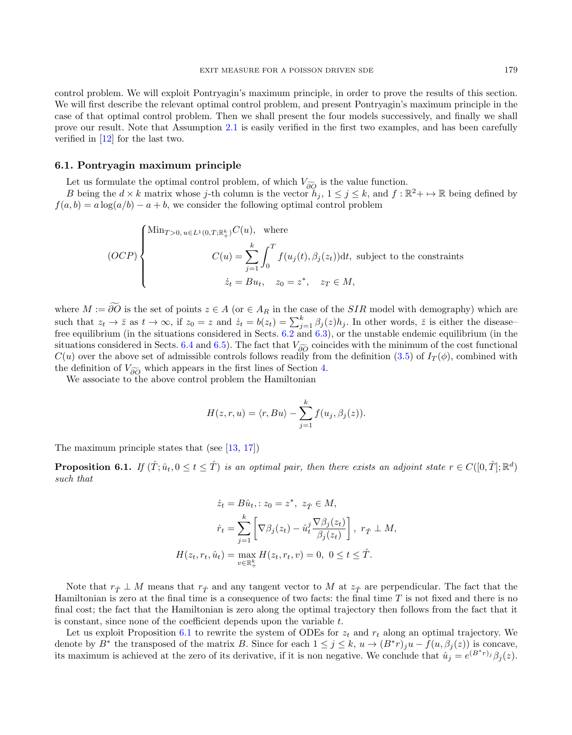control problem. We will exploit Pontryagin's maximum principle, in order to prove the results of this section. We will first describe the relevant optimal control problem, and present Pontryagin's maximum principle in the case of that optimal control problem. Then we shall present the four models successively, and finally we shall prove our result. Note that Assumption 2.1 is easily verified in the first two examples, and has been carefully verified in [12] for the last two.

### 6.1. Pontryagin maximum principle

Let us formulate the optimal control problem, of which $V_{\widetilde{\partial O}}$ is the value function.

$B$ being the $d \times k$ matrix whose $j$-th column is the vector $h_j$, $1 \le j \le k$, and $f : \mathbb{R}^2+ \mapsto \mathbb{R}$ being defined by $f(a,b) = a\log(a/b) - a + b$, we consider the following optimal control problem

$$
(OCP)\begin{cases}
\mathrm{Min}_{T>0,\, u\in L^1(0,T;\mathbb{R}^k_+)} C(u), \quad \text{where} \\
\qquad\qquad C(u) = \displaystyle\sum_{j=1}^k \int_0^T f(u_j(t), \beta_j(z_t))\mathrm{d}t, \text{ subject to the constraints} \\
\qquad\qquad \dot{z}_t = Bu_t, \quad z_0 = z^*, \quad z_T \in M,
\end{cases}
$$

where $M := \widetilde{\partial O}$ is the set of points $z \in A$ (or $\in A_R$ in the case of the $SIR$ model with demography) which are such that $z_t \to \bar{z}$ as $t \to \infty$, if $z_0 = z$ and $\dot{z}_t = b(z_t) = \sum_{j=1}^k \beta_j(z)h_j$. In other words, $\bar{z}$ is either the disease–free equilibrium (in the situations considered in Sects. 6.2 and 6.3), or the unstable endemic equilibrium (in the situations considered in Sects. 6.4 and 6.5). The fact that $V_{\widetilde{\partial O}}$ coincides with the minimum of the cost functional $C(u)$ over the above set of admissible controls follows readily from the definition (3.5) of $I_T(\phi)$, combined with the definition of $V_{\widetilde{\partial O}}$ which appears in the first lines of Section 4.

We associate to the above control problem the Hamiltonian

$$
H(z,r,u) = \langle r, Bu\rangle - \sum_{j=1}^k f(u_j, \beta_j(z)).
$$

The maximum principle states that (see [13, 17])

**Proposition 6.1.** *If $(\hat{T}; \hat{u}_t, 0 \le t \le \hat{T})$ is an optimal pair, then there exists an adjoint state $r \in C([0,\hat{T}];\mathbb{R}^d)$ such that*

$$
\begin{aligned}
\dot{z}_t &= B\hat{u}_t, \colon z_0 = z^*, \; z_{\hat{T}} \in M, \\
\dot{r}_t &= \sum_{j=1}^k \left[\nabla\beta_j(z_t) - \hat{u}_t^j \frac{\nabla\beta_j(z_t)}{\beta_j(z_t)}\right], \; r_{\hat{T}} \perp M, \\
H(z_t, r_t, \hat{u}_t) &= \max_{v\in\mathbb{R}^k_+} H(z_t, r_t, v) = 0, \; 0 \le t \le \hat{T}.
\end{aligned}
$$

Note that $r_{\hat{T}} \perp M$ means that $r_{\hat{T}}$ and any tangent vector to $M$ at $z_{\hat{T}}$ are perpendicular. The fact that the Hamiltonian is zero at the final time is a consequence of two facts: the final time $T$ is not fixed and there is no final cost; the fact that the Hamiltonian is zero along the optimal trajectory then follows from the fact that it is constant, since none of the coefficient depends upon the variable $t$.

Let us exploit Proposition 6.1 to rewrite the system of ODEs for $z_t$ and $r_t$ along an optimal trajectory. We denote by $B^*$ the transposed of the matrix $B$. Since for each $1 \le j \le k$, $u \to (B^*r)_j u - f(u, \beta_j(z))$ is concave, its maximum is achieved at the zero of its derivative, if it is non negative. We conclude that $\hat{u}_j = e^{(B^*r)_j}\beta_j(z)$.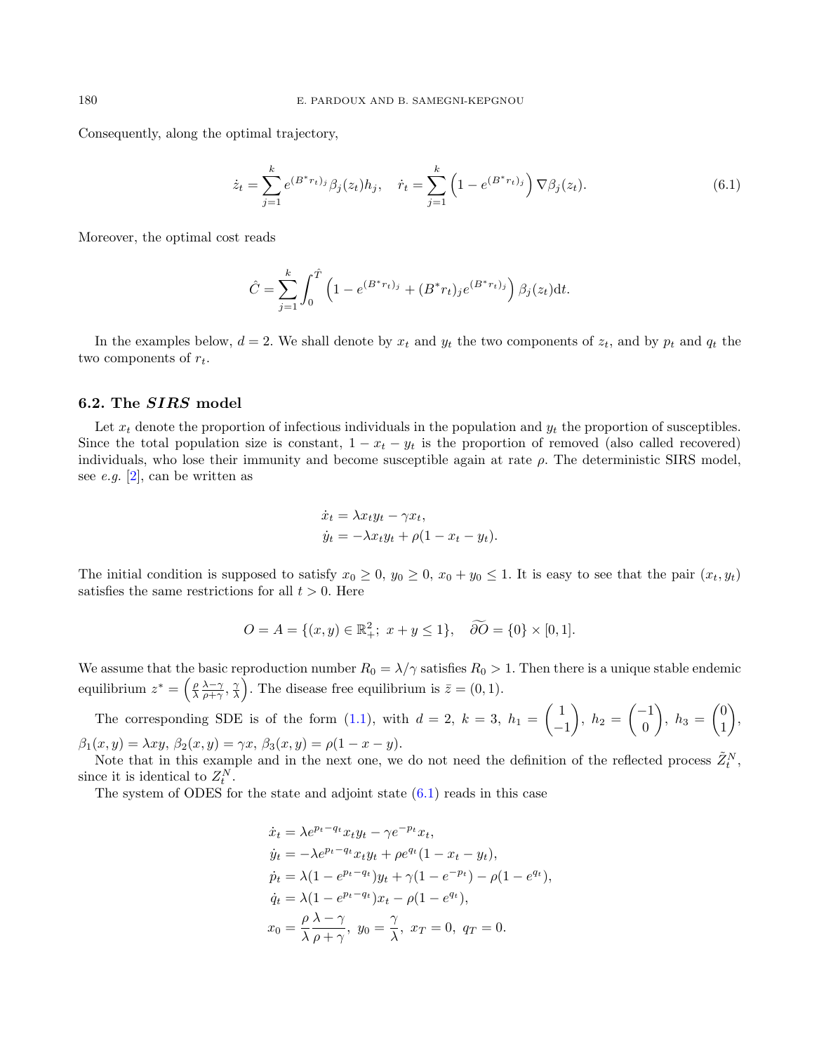Consequently, along the optimal trajectory,

$$\dot{z}_t = \sum_{j=1}^{k} e^{(B^* r_t)_j} \beta_j(z_t) h_j, \quad \dot{r}_t = \sum_{j=1}^{k} \left(1 - e^{(B^* r_t)_j}\right) \nabla \beta_j(z_t). \tag{6.1}$$

Moreover, the optimal cost reads

$$\hat{C} = \sum_{j=1}^{k} \int_0^{\hat{T}} \left(1 - e^{(B^* r_t)_j} + (B^* r_t)_j e^{(B^* r_t)_j}\right) \beta_j(z_t) \mathrm{d}t.$$

In the examples below, $d = 2$. We shall denote by $x_t$ and $y_t$ the two components of $z_t$, and by $p_t$ and $q_t$ the two components of $r_t$.

## 6.2. The *SIRS* model

Let $x_t$ denote the proportion of infectious individuals in the population and $y_t$ the proportion of susceptibles. Since the total population size is constant, $1 - x_t - y_t$ is the proportion of removed (also called recovered) individuals, who lose their immunity and become susceptible again at rate $\rho$. The deterministic SIRS model, see *e.g.* [2], can be written as

$$\begin{aligned}
\dot{x}_t &= \lambda x_t y_t - \gamma x_t, \\
\dot{y}_t &= -\lambda x_t y_t + \rho(1 - x_t - y_t).
\end{aligned}$$

The initial condition is supposed to satisfy $x_0 \geq 0$, $y_0 \geq 0$, $x_0 + y_0 \leq 1$. It is easy to see that the pair $(x_t, y_t)$ satisfies the same restrictions for all $t > 0$. Here

$$O = A = \{(x, y) \in \mathbb{R}_+^2;\ x + y \leq 1\}, \quad \widetilde{\partial O} = \{0\} \times [0, 1].$$

We assume that the basic reproduction number $R_0 = \lambda/\gamma$ satisfies $R_0 > 1$. Then there is a unique stable endemic equilibrium $z^* = \left(\frac{\rho}{\lambda} \frac{\lambda - \gamma}{\rho + \gamma}, \frac{\gamma}{\lambda}\right)$. The disease free equilibrium is $\bar{z} = (0, 1)$.

The corresponding SDE is of the form (1.1), with $d = 2$, $k = 3$, $h_1 = \begin{pmatrix} 1 \\ -1 \end{pmatrix}$, $h_2 = \begin{pmatrix} -1 \\ 0 \end{pmatrix}$, $h_3 = \begin{pmatrix} 0 \\ 1 \end{pmatrix}$, $\beta_1(x, y) = \lambda x y$, $\beta_2(x, y) = \gamma x$, $\beta_3(x, y) = \rho(1 - x - y)$.

Note that in this example and in the next one, we do not need the definition of the reflected process $\tilde{Z}_t^N$, since it is identical to $Z_t^N$.

The system of ODES for the state and adjoint state (6.1) reads in this case

$$\begin{aligned}
\dot{x}_t &= \lambda e^{p_t - q_t} x_t y_t - \gamma e^{-p_t} x_t, \\
\dot{y}_t &= -\lambda e^{p_t - q_t} x_t y_t + \rho e^{q_t}(1 - x_t - y_t), \\
\dot{p}_t &= \lambda(1 - e^{p_t - q_t}) y_t + \gamma(1 - e^{-p_t}) - \rho(1 - e^{q_t}), \\
\dot{q}_t &= \lambda(1 - e^{p_t - q_t}) x_t - \rho(1 - e^{q_t}), \\
x_0 &= \frac{\rho}{\lambda} \frac{\lambda - \gamma}{\rho + \gamma},\ y_0 = \frac{\gamma}{\lambda},\ x_T = 0,\ q_T = 0.
\end{aligned}$$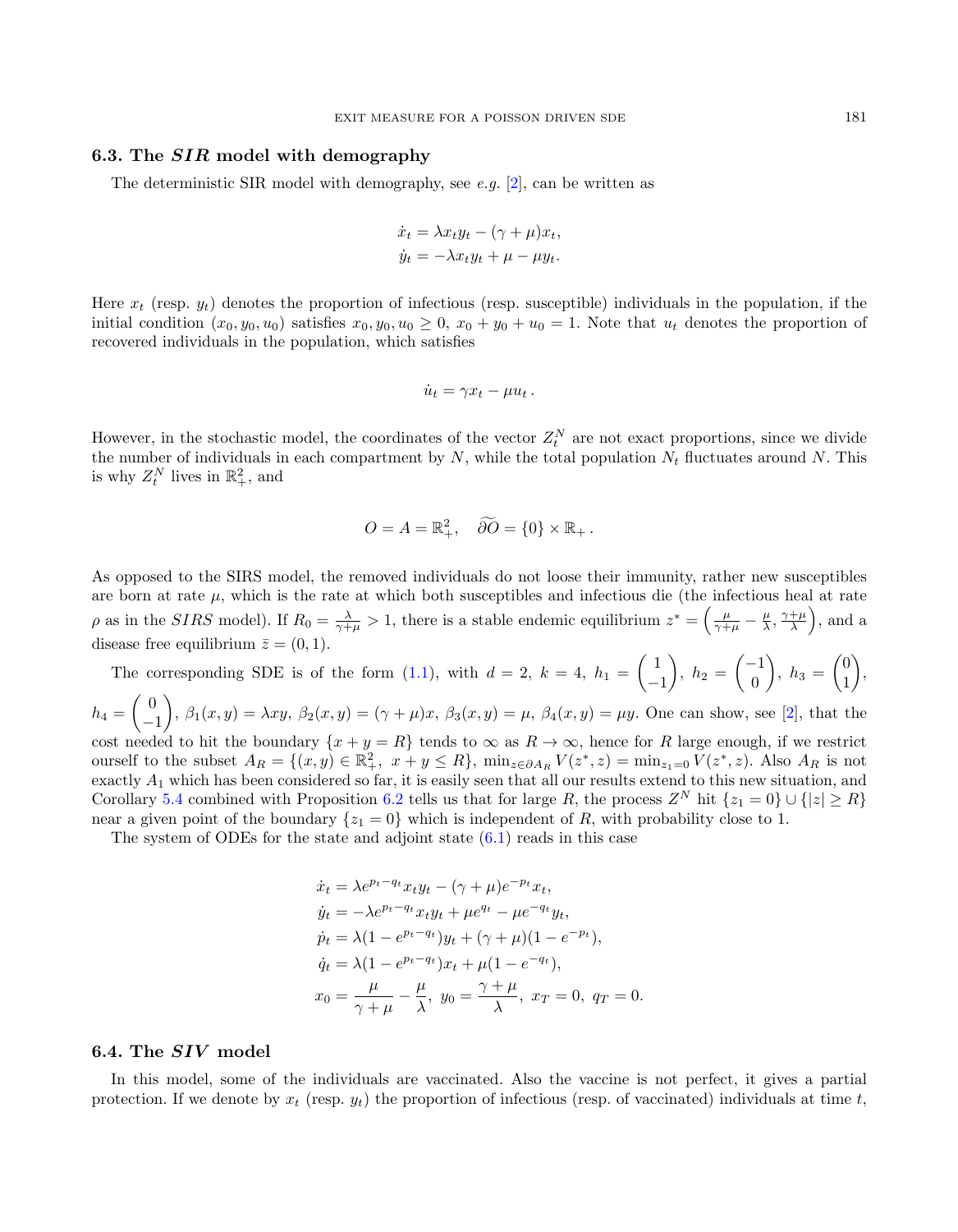### 6.3. The *SIR* model with demography

The deterministic SIR model with demography, see *e.g.* [2], can be written as

$$
\begin{aligned}
\dot{x}_t &= \lambda x_t y_t - (\gamma + \mu) x_t, \\
\dot{y}_t &= -\lambda x_t y_t + \mu - \mu y_t.
\end{aligned}
$$

Here $x_t$ (resp. $y_t$) denotes the proportion of infectious (resp. susceptible) individuals in the population, if the initial condition $(x_0, y_0, u_0)$ satisfies $x_0, y_0, u_0 \geq 0$, $x_0 + y_0 + u_0 = 1$. Note that $u_t$ denotes the proportion of recovered individuals in the population, which satisfies

$$
\dot{u}_t = \gamma x_t - \mu u_t \, .
$$

However, in the stochastic model, the coordinates of the vector $Z_t^N$ are not exact proportions, since we divide the number of individuals in each compartment by $N$, while the total population $N_t$ fluctuates around $N$. This is why $Z_t^N$ lives in $\mathbb{R}_+^2$, and

$$
O = A = \mathbb{R}_+^2, \quad \widetilde{\partial O} = \{0\} \times \mathbb{R}_+ \, .
$$

As opposed to the SIRS model, the removed individuals do not loose their immunity, rather new susceptibles are born at rate $\mu$, which is the rate at which both susceptibles and infectious die (the infectious heal at rate $\rho$ as in the *SIRS* model). If $R_0 = \frac{\lambda}{\gamma+\mu} > 1$, there is a stable endemic equilibrium $z^* = \left(\frac{\mu}{\gamma+\mu} - \frac{\mu}{\lambda}, \frac{\gamma+\mu}{\lambda}\right)$, and a disease free equilibrium $\bar{z} = (0, 1)$.

The corresponding SDE is of the form (1.1), with $d = 2$, $k = 4$, $h_1 = \begin{pmatrix} 1 \\ -1 \end{pmatrix}$, $h_2 = \begin{pmatrix} -1 \\ 0 \end{pmatrix}$, $h_3 = \begin{pmatrix} 0 \\ 1 \end{pmatrix}$, $h_4 = \begin{pmatrix} 0 \\ -1 \end{pmatrix}$, $\beta_1(x, y) = \lambda xy$, $\beta_2(x, y) = (\gamma + \mu)x$, $\beta_3(x, y) = \mu$, $\beta_4(x, y) = \mu y$. One can show, see [2], that the cost needed to hit the boundary $\{x + y = R\}$ tends to $\infty$ as $R \to \infty$, hence for $R$ large enough, if we restrict ourself to the subset $A_R = \{(x, y) \in \mathbb{R}_+^2,\ x + y \leq R\}$, $\min_{z \in \partial A_R} V(z^*, z) = \min_{z_1 = 0} V(z^*, z)$. Also $A_R$ is not exactly $A_1$ which has been considered so far, it is easily seen that all our results extend to this new situation, and Corollary 5.4 combined with Proposition 6.2 tells us that for large $R$, the process $Z^N$ hit $\{z_1 = 0\} \cup \{|z| \geq R\}$ near a given point of the boundary $\{z_1 = 0\}$ which is independent of $R$, with probability close to 1.

The system of ODEs for the state and adjoint state (6.1) reads in this case

$$
\begin{aligned}
\dot{x}_t &= \lambda e^{p_t - q_t} x_t y_t - (\gamma + \mu) e^{-p_t} x_t, \\
\dot{y}_t &= -\lambda e^{p_t - q_t} x_t y_t + \mu e^{q_t} - \mu e^{-q_t} y_t, \\
\dot{p}_t &= \lambda (1 - e^{p_t - q_t}) y_t + (\gamma + \mu)(1 - e^{-p_t}), \\
\dot{q}_t &= \lambda (1 - e^{p_t - q_t}) x_t + \mu (1 - e^{-q_t}), \\
x_0 &= \frac{\mu}{\gamma + \mu} - \frac{\mu}{\lambda},\ y_0 = \frac{\gamma + \mu}{\lambda},\ x_T = 0,\ q_T = 0.
\end{aligned}
$$

### 6.4. The *SIV* model

In this model, some of the individuals are vaccinated. Also the vaccine is not perfect, it gives a partial protection. If we denote by $x_t$ (resp. $y_t$) the proportion of infectious (resp. of vaccinated) individuals at time $t$,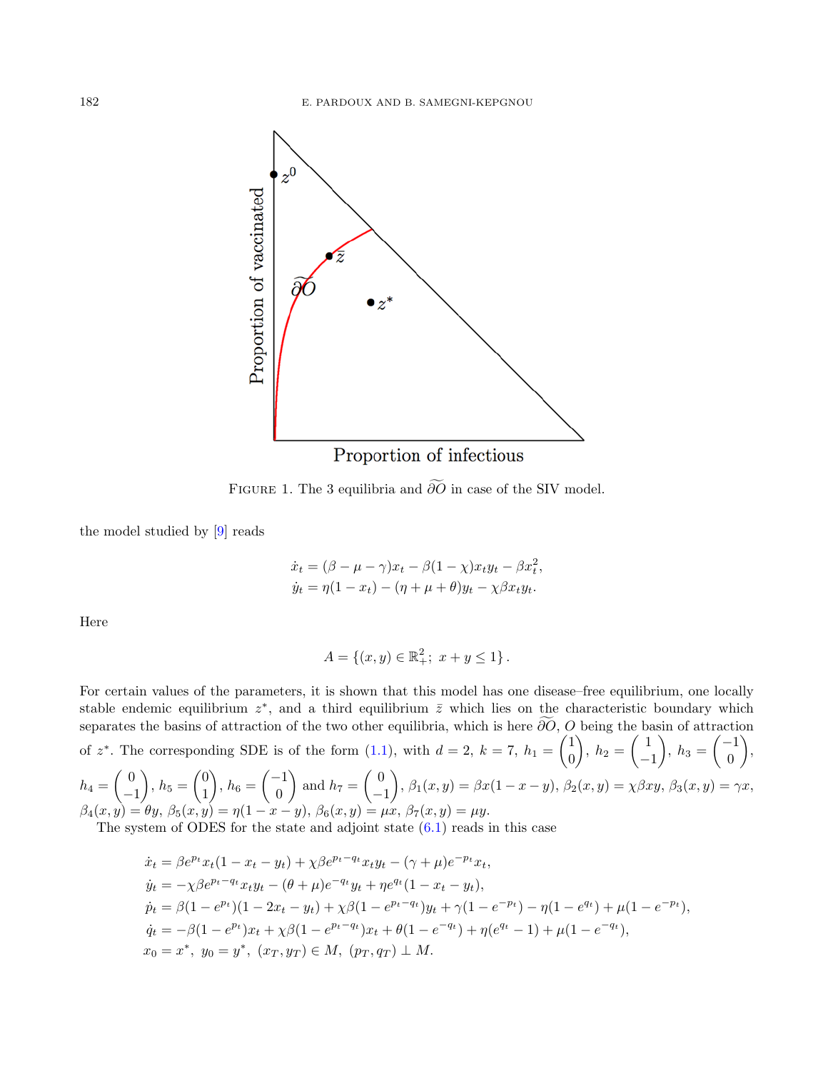FIGURE 1. The 3 equilibria and $\widetilde{\partial O}$ in case of the SIV model.

the model studied by [9] reads

$$
\begin{aligned}
\dot{x}_t &= (\beta - \mu - \gamma)x_t - \beta(1-\chi)x_t y_t - \beta x_t^2, \\
\dot{y}_t &= \eta(1 - x_t) - (\eta + \mu + \theta)y_t - \chi\beta x_t y_t.
\end{aligned}
$$

Here

$$
A = \{(x, y) \in \mathbb{R}_+^2;\ x + y \leq 1\}.
$$

For certain values of the parameters, it is shown that this model has one disease–free equilibrium, one locally stable endemic equilibrium $z^*$, and a third equilibrium $\bar{z}$ which lies on the characteristic boundary which separates the basins of attraction of the two other equilibria, which is here $\widetilde{\partial O}$, $O$ being the basin of attraction of $z^*$. The corresponding SDE is of the form (1.1), with $d = 2$, $k = 7$, $h_1 = \begin{pmatrix} 1 \\ 0 \end{pmatrix}$, $h_2 = \begin{pmatrix} 1 \\ -1 \end{pmatrix}$, $h_3 = \begin{pmatrix} -1 \\ 0 \end{pmatrix}$, $h_4 = \begin{pmatrix} 0 \\ -1 \end{pmatrix}$, $h_5 = \begin{pmatrix} 0 \\ 1 \end{pmatrix}$, $h_6 = \begin{pmatrix} -1 \\ 0 \end{pmatrix}$ and $h_7 = \begin{pmatrix} 0 \\ -1 \end{pmatrix}$, $\beta_1(x, y) = \beta x(1 - x - y)$, $\beta_2(x, y) = \chi\beta xy$, $\beta_3(x, y) = \gamma x$, $\beta_4(x, y) = \theta y$, $\beta_5(x, y) = \eta(1 - x - y)$, $\beta_6(x, y) = \mu x$, $\beta_7(x, y) = \mu y$.

The system of ODES for the state and adjoint state (6.1) reads in this case

$$
\begin{aligned}
\dot{x}_t &= \beta e^{p_t} x_t(1 - x_t - y_t) + \chi\beta e^{p_t - q_t} x_t y_t - (\gamma + \mu)e^{-p_t} x_t, \\
\dot{y}_t &= -\chi\beta e^{p_t - q_t} x_t y_t - (\theta + \mu)e^{-q_t} y_t + \eta e^{q_t}(1 - x_t - y_t), \\
\dot{p}_t &= \beta(1 - e^{p_t})(1 - 2x_t - y_t) + \chi\beta(1 - e^{p_t - q_t})y_t + \gamma(1 - e^{-p_t}) - \eta(1 - e^{q_t}) + \mu(1 - e^{-p_t}), \\
\dot{q}_t &= -\beta(1 - e^{p_t})x_t + \chi\beta(1 - e^{p_t - q_t})x_t + \theta(1 - e^{-q_t}) + \eta(e^{q_t} - 1) + \mu(1 - e^{-q_t}), \\
x_0 &= x^*,\ y_0 = y^*,\ (x_T, y_T) \in M,\ (p_T, q_T) \perp M.
\end{aligned}
$$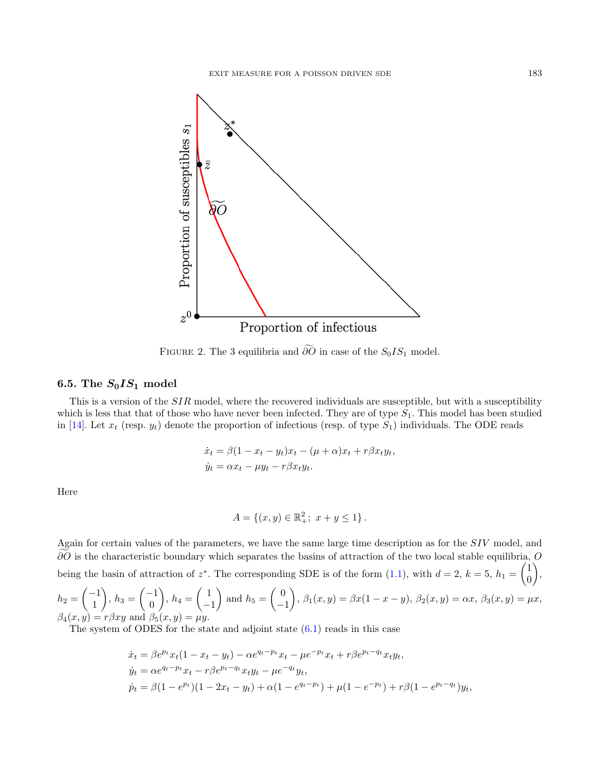FIGURE 2. The 3 equilibria and $\widetilde{\partial O}$ in case of the $S_0IS_1$ model.

### 6.5. The $S_0IS_1$ model

This is a version of the $SIR$ model, where the recovered individuals are susceptible, but with a susceptibility which is less that that of those who have never been infected. They are of type $S_1$. This model has been studied in [14]. Let $x_t$ (resp. $y_t$) denote the proportion of infectious (resp. of type $S_1$) individuals. The ODE reads

$$\dot{x}_t = \beta(1 - x_t - y_t)x_t - (\mu + \alpha)x_t + r\beta x_t y_t,$$
$$\dot{y}_t = \alpha x_t - \mu y_t - r\beta x_t y_t.$$

Here

$$A = \left\{(x, y) \in \mathbb{R}_+^2;\ x + y \leq 1\right\}.$$

Again for certain values of the parameters, we have the same large time description as for the $SIV$ model, and $\widetilde{\partial O}$ is the characteristic boundary which separates the basins of attraction of the two local stable equilibria, $O$ being the basin of attraction of $z^*$. The corresponding SDE is of the form (1.1), with $d = 2$, $k = 5$, $h_1 = \begin{pmatrix}1\\0\end{pmatrix}$, $h_2 = \begin{pmatrix}-1\\1\end{pmatrix}$, $h_3 = \begin{pmatrix}-1\\0\end{pmatrix}$, $h_4 = \begin{pmatrix}1\\-1\end{pmatrix}$ and $h_5 = \begin{pmatrix}0\\-1\end{pmatrix}$, $\beta_1(x, y) = \beta x(1 - x - y)$, $\beta_2(x, y) = \alpha x$, $\beta_3(x, y) = \mu x$, $\beta_4(x, y) = r\beta xy$ and $\beta_5(x, y) = \mu y$.

The system of ODES for the state and adjoint state (6.1) reads in this case

$$\dot{x}_t = \beta e^{p_t} x_t(1 - x_t - y_t) - \alpha e^{q_t - p_t} x_t - \mu e^{-p_t} x_t + r\beta e^{p_t - q_t} x_t y_t,$$
$$\dot{y}_t = \alpha e^{q_t - p_t} x_t - r\beta e^{p_t - q_t} x_t y_t - \mu e^{-q_t} y_t,$$
$$\dot{p}_t = \beta(1 - e^{p_t})(1 - 2x_t - y_t) + \alpha(1 - e^{q_t - p_t}) + \mu(1 - e^{-p_t}) + r\beta(1 - e^{p_t - q_t})y_t,$$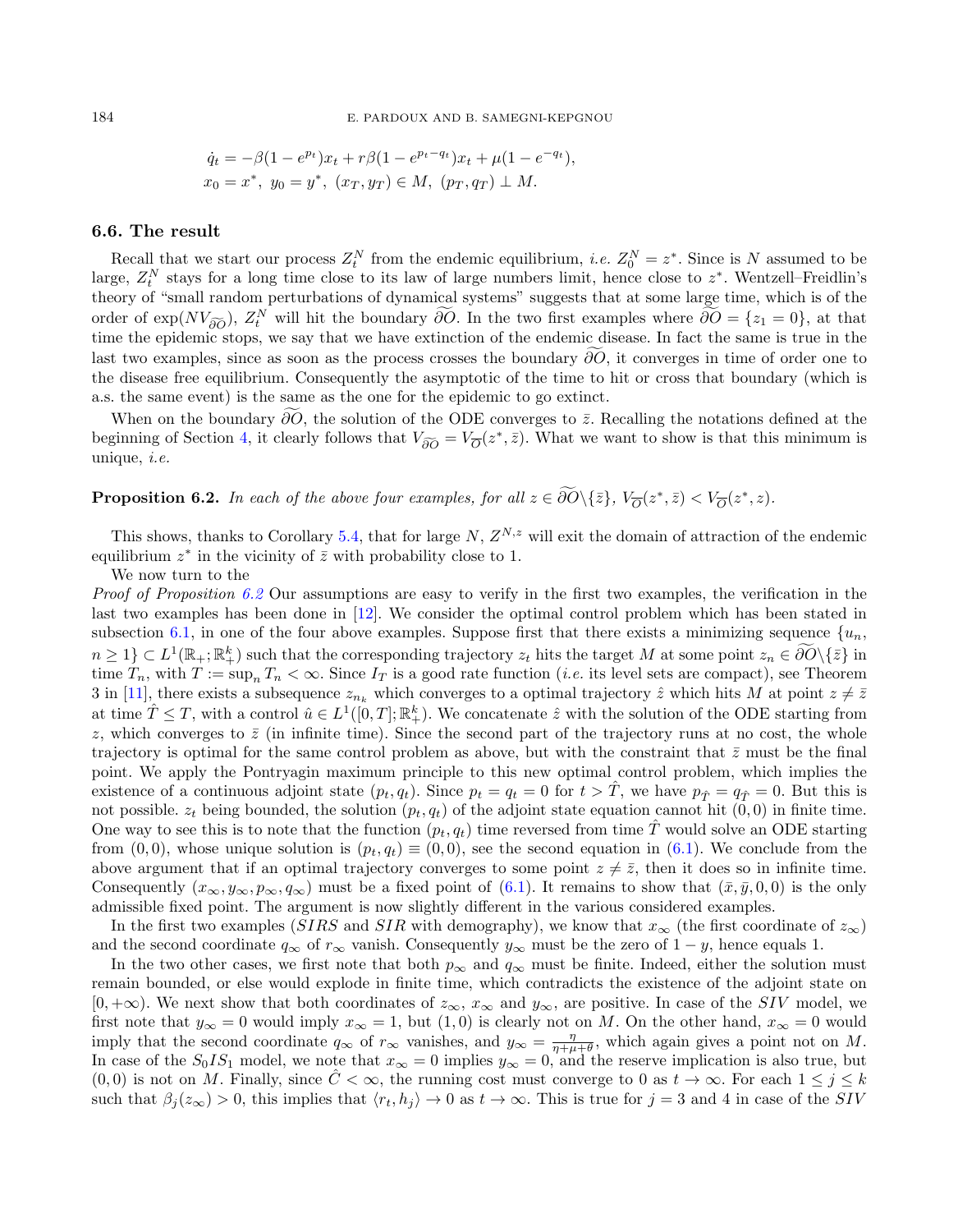$$\dot{q}_t = -\beta(1-e^{p_t})x_t + r\beta(1-e^{p_t-q_t})x_t + \mu(1-e^{-q_t}),$$
$$x_0 = x^*,\ y_0 = y^*,\ (x_T, y_T) \in M,\ (p_T, q_T) \perp M.$$

### 6.6. The result

Recall that we start our process $Z_t^N$ from the endemic equilibrium, *i.e.* $Z_0^N = z^*$. Since is $N$ assumed to be large, $Z_t^N$ stays for a long time close to its law of large numbers limit, hence close to $z^*$. Wentzell–Freidlin's theory of "small random perturbations of dynamical systems" suggests that at some large time, which is of the order of $\exp(NV_{\widetilde{\partial O}})$, $Z_t^N$ will hit the boundary $\widetilde{\partial O}$. In the two first examples where $\widetilde{\partial O} = \{z_1 = 0\}$, at that time the epidemic stops, we say that we have extinction of the endemic disease. In fact the same is true in the last two examples, since as soon as the process crosses the boundary $\widetilde{\partial O}$, it converges in time of order one to the disease free equilibrium. Consequently the asymptotic of the time to hit or cross that boundary (which is a.s. the same event) is the same as the one for the epidemic to go extinct.

When on the boundary $\widetilde{\partial O}$, the solution of the ODE converges to $\bar{z}$. Recalling the notations defined at the beginning of Section 4, it clearly follows that $V_{\widetilde{\partial O}} = V_{\overline{O}}(z^*, \bar{z})$. What we want to show is that this minimum is unique, *i.e.*

**Proposition 6.2.** *In each of the above four examples, for all $z \in \widetilde{\partial O}\backslash\{\bar{z}\}$, $V_{\overline{O}}(z^*, \bar{z}) < V_{\overline{O}}(z^*, z)$.*

This shows, thanks to Corollary 5.4, that for large $N$, $Z^{N,z}$ will exit the domain of attraction of the endemic equilibrium $z^*$ in the vicinity of $\bar{z}$ with probability close to 1.

We now turn to the

*Proof of Proposition 6.2* Our assumptions are easy to verify in the first two examples, the verification in the last two examples has been done in [12]. We consider the optimal control problem which has been stated in subsection 6.1, in one of the four above examples. Suppose first that there exists a minimizing sequence $\{u_n, n \geq 1\} \subset L^1(\mathbb{R}_+; \mathbb{R}_+^k)$ such that the corresponding trajectory $z_t$ hits the target $M$ at some point $z_n \in \widetilde{\partial O}\backslash\{\bar{z}\}$ in time $T_n$, with $T := \sup_n T_n < \infty$. Since $I_T$ is a good rate function (*i.e.* its level sets are compact), see Theorem 3 in [11], there exists a subsequence $z_{n_k}$ which converges to a optimal trajectory $\hat{z}$ which hits $M$ at point $z \neq \bar{z}$ at time $\hat{T} \leq T$, with a control $\hat{u} \in L^1([0,T]; \mathbb{R}_+^k)$. We concatenate $\hat{z}$ with the solution of the ODE starting from $z$, which converges to $\bar{z}$ (in infinite time). Since the second part of the trajectory runs at no cost, the whole trajectory is optimal for the same control problem as above, but with the constraint that $\bar{z}$ must be the final point. We apply the Pontryagin maximum principle to this new optimal control problem, which implies the existence of a continuous adjoint state $(p_t, q_t)$. Since $p_t = q_t = 0$ for $t > \hat{T}$, we have $p_{\hat{T}} = q_{\hat{T}} = 0$. But this is not possible. $z_t$ being bounded, the solution $(p_t, q_t)$ of the adjoint state equation cannot hit $(0,0)$ in finite time. One way to see this is to note that the function $(p_t, q_t)$ time reversed from time $\hat{T}$ would solve an ODE starting from $(0,0)$, whose unique solution is $(p_t, q_t) \equiv (0,0)$, see the second equation in (6.1). We conclude from the above argument that if an optimal trajectory converges to some point $z \neq \bar{z}$, then it does so in infinite time. Consequently $(x_\infty, y_\infty, p_\infty, q_\infty)$ must be a fixed point of (6.1). It remains to show that $(\bar{x}, \bar{y}, 0, 0)$ is the only admissible fixed point. The argument is now slightly different in the various considered examples.

In the first two examples ($SIRS$ and $SIR$ with demography), we know that $x_\infty$ (the first coordinate of $z_\infty$) and the second coordinate $q_\infty$ of $r_\infty$ vanish. Consequently $y_\infty$ must be the zero of $1-y$, hence equals 1.

In the two other cases, we first note that both $p_\infty$ and $q_\infty$ must be finite. Indeed, either the solution must remain bounded, or else would explode in finite time, which contradicts the existence of the adjoint state on $[0, +\infty)$. We next show that both coordinates of $z_\infty$, $x_\infty$ and $y_\infty$, are positive. In case of the $SIV$ model, we first note that $y_\infty = 0$ would imply $x_\infty = 1$, but $(1,0)$ is clearly not on $M$. On the other hand, $x_\infty = 0$ would imply that the second coordinate $q_\infty$ of $r_\infty$ vanishes, and $y_\infty = \frac{\eta}{\eta+\mu+\theta}$, which again gives a point not on $M$. In case of the $S_0IS_1$ model, we note that $x_\infty = 0$ implies $y_\infty = 0$, and the reserve implication is also true, but $(0,0)$ is not on $M$. Finally, since $\hat{C} < \infty$, the running cost must converge to 0 as $t \to \infty$. For each $1 \leq j \leq k$ such that $\beta_j(z_\infty) > 0$, this implies that $\langle r_t, h_j \rangle \to 0$ as $t \to \infty$. This is true for $j = 3$ and 4 in case of the $SIV$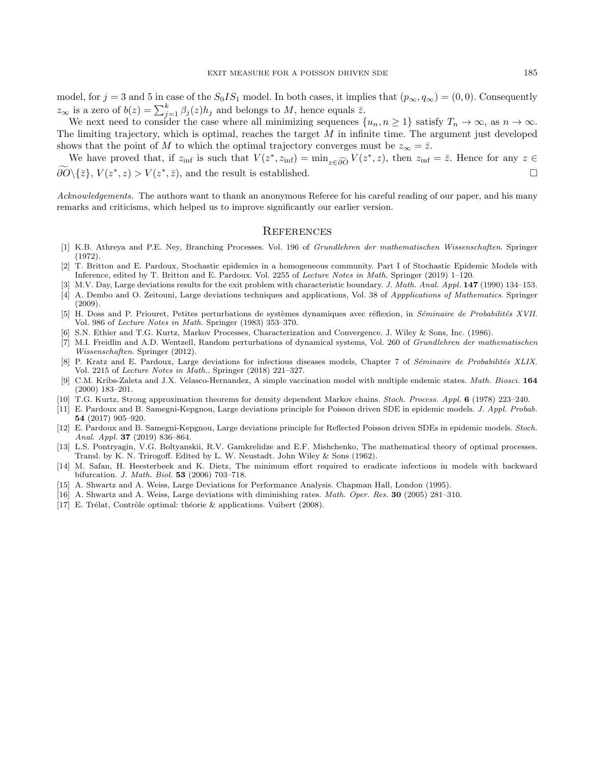model, for $j = 3$ and 5 in case of the $S_0IS_1$ model. In both cases, it implies that $(p_\infty, q_\infty) = (0, 0)$. Consequently $z_\infty$ is a zero of $b(z) = \sum_{j=1}^{k} \beta_j(z)h_j$ and belongs to $M$, hence equals $\bar{z}$.

We next need to consider the case where all minimizing sequences $\{u_n, n \geq 1\}$ satisfy $T_n \to \infty$, as $n \to \infty$. The limiting trajectory, which is optimal, reaches the target $M$ in infinite time. The argument just developed shows that the point of $M$ to which the optimal trajectory converges must be $z_\infty = \bar{z}$.

We have proved that, if $z_{\text{inf}}$ is such that $V(z^*, z_{\text{inf}}) = \min_{z \in \widetilde{\partial O}} V(z^*, z)$, then $z_{\text{inf}} = \bar{z}$. Hence for any $z \in \widetilde{\partial O} \backslash \{\bar{z}\}$, $V(z^*, z) > V(z^*, \bar{z})$, and the result is established. □

*Acknowledgements.* The authors want to thank an anonymous Referee for his careful reading of our paper, and his many remarks and criticisms, which helped us to improve significantly our earlier version.

## References

[1] K.B. Athreya and P.E. Ney, Branching Processes. Vol. 196 of *Grundlehren der mathematischen Wissenschaften*. Springer (1972).

[2] T. Britton and E. Pardoux, Stochastic epidemics in a homogeneous community. Part I of Stochastic Epidemic Models with Inference, edited by T. Britton and E. Pardoux. Vol. 2255 of *Lecture Notes in Math.* Springer (2019) 1–120.

[3] M.V. Day, Large deviations results for the exit problem with characteristic boundary. *J. Math. Anal. Appl.* **147** (1990) 134–153.

[4] A. Dembo and O. Zeitouni, Large deviations techniques and applications, Vol. 38 of *Appplications of Mathematics*. Springer (2009).

[5] H. Doss and P. Priouret, Petites perturbations de systèmes dynamiques avec réflexion, in *Séminaire de Probabilités XVII*. Vol. 986 of *Lecture Notes in Math.* Springer (1983) 353–370.

[6] S.N. Ethier and T.G. Kurtz, Markov Processes, Characterization and Convergence. J. Wiley & Sons, Inc. (1986).

[7] M.I. Freidlin and A.D. Wentzell, Random perturbations of dynamical systems, Vol. 260 of *Grundlehren der mathematischen Wissenschaften*. Springer (2012).

[8] P. Kratz and E. Pardoux, Large deviations for infectious diseases models, Chapter 7 of *Séminaire de Probabilités XLIX*. Vol. 2215 of *Lecture Notes in Math.*. Springer (2018) 221–327.

[9] C.M. Kribs-Zaleta and J.X. Velasco-Hernandez, A simple vaccination model with multiple endemic states. *Math. Biosci.* **164** (2000) 183–201.

[10] T.G. Kurtz, Strong approximation theorems for density dependent Markov chains. *Stoch. Process. Appl.* **6** (1978) 223–240.

[11] E. Pardoux and B. Samegni-Kepgnou, Large deviations principle for Poisson driven SDE in epidemic models. *J. Appl. Probab.* **54** (2017) 905–920.

[12] E. Pardoux and B. Samegni-Kepgnou, Large deviations principle for Reflected Poisson driven SDEs in epidemic models. *Stoch. Anal. Appl.* **37** (2019) 836–864.

[13] L.S. Pontryagin, V.G. Boltyanskii, R.V. Gamkrelidze and E.F. Mishchenko, The mathematical theory of optimal processes. Transl. by K. N. Trirogoff. Edited by L. W. Neustadt. John Wiley & Sons (1962).

[14] M. Safan, H. Heesterbeek and K. Dietz, The minimum effort required to eradicate infections in models with backward bifurcation. *J. Math. Biol.* **53** (2006) 703–718.

[15] A. Shwartz and A. Weiss, Large Deviations for Performance Analysis. Chapman Hall, London (1995).

[16] A. Shwartz and A. Weiss, Large deviations with diminishing rates. *Math. Oper. Res.* **30** (2005) 281–310.

[17] E. Trélat, Contrôle optimal: théorie & applications. Vuibert (2008).